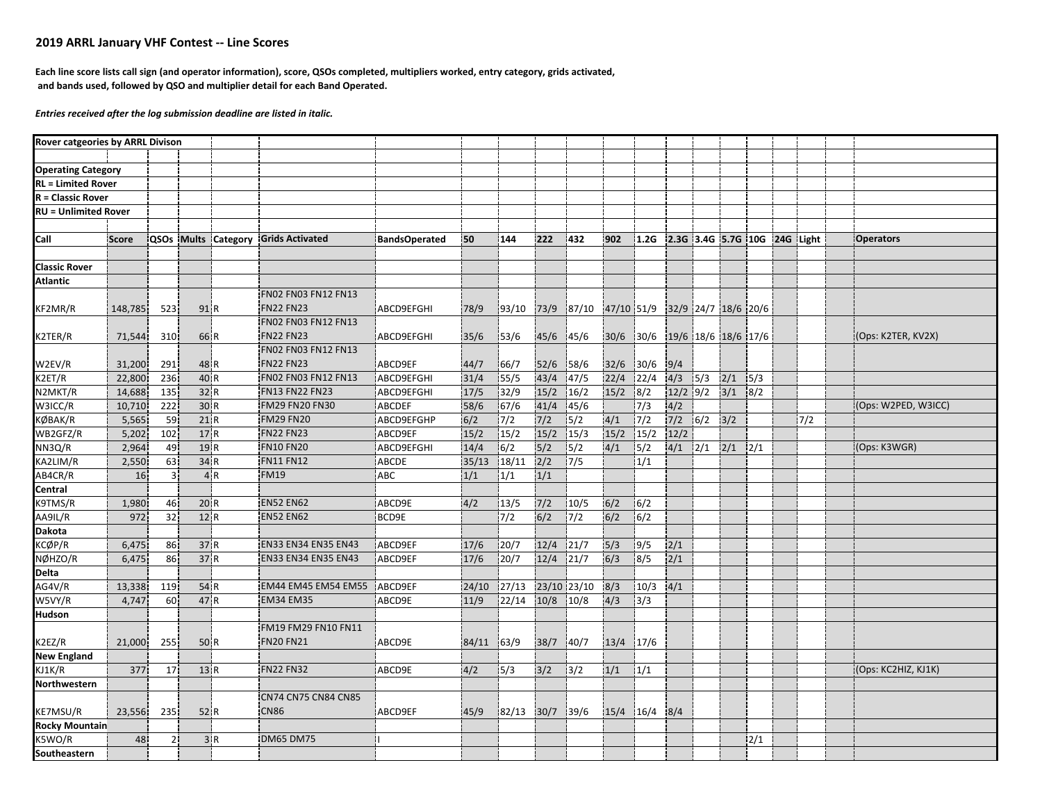## 2019 ARRL January VHF Contest -- Line Scores

**Each line score lists call sign (and operator information), score, QSOs completed, multipliers worked, entry category, grids activated, and bands used, followed by QSO and multiplier detail for each Band Operated.**

***Entries received after the log submission deadline are listed in italic.***

| **Rover catgeories by ARRL Divison** | | | | | | | | | | | | | | | | | | | | |
|---|---|---|---|---|---|---|---|---|---|---|---|---|---|---|---|---|---|---|---|---|
| | | | | | | | | | | | | | | | | | | | | |
| **Operating Category** | | | | | | | | | | | | | | | | | | | | |
| **RL = Limited Rover** | | | | | | | | | | | | | | | | | | | | |
| **R = Classic Rover** | | | | | | | | | | | | | | | | | | | | |
| **RU = Unlimited Rover** | | | | | | | | | | | | | | | | | | | | |
| | | | | | | | | | | | | | | | | | | | | |
| **Call** | **Score** | **QSOs** | **Mults** | **Category** | **Grids Activated** | **BandsOperated** | **50** | **144** | **222** | **432** | **902** | **1.2G** | **2.3G** | **3.4G** | **5.7G** | **10G** | **24G** | **Light** | | **Operators** |
| | | | | | | | | | | | | | | | | | | | | |
| **Classic Rover** | | | | | | | | | | | | | | | | | | | | |
| **Atlantic** | | | | | | | | | | | | | | | | | | | | |
| KF2MR/R | 148,785 | 523 | 91 | R | FN02 FN03 FN12 FN13 FN22 FN23 | ABCD9EFGHI | 78/9 | 93/10 | 73/9 | 87/10 | 47/10 | 51/9 | 32/9 | 24/7 | 18/6 | 20/6 | | | | |
| K2TER/R | 71,544 | 310 | 66 | R | FN02 FN03 FN12 FN13 FN22 FN23 | ABCD9EFGHI | 35/6 | 53/6 | 45/6 | 45/6 | 30/6 | 30/6 | 19/6 | 18/6 | 18/6 | 17/6 | | | | (Ops: K2TER, KV2X) |
| W2EV/R | 31,200 | 291 | 48 | R | FN02 FN03 FN12 FN13 FN22 FN23 | ABCD9EF | 44/7 | 66/7 | 52/6 | 58/6 | 32/6 | 30/6 | 9/4 | | | | | | | |
| K2ET/R | 22,800 | 236 | 40 | R | FN02 FN03 FN12 FN13 | ABCD9EFGHI | 31/4 | 55/5 | 43/4 | 47/5 | 22/4 | 22/4 | 4/3 | 5/3 | 2/1 | 5/3 | | | | |
| N2MKT/R | 14,688 | 135 | 32 | R | FN13 FN22 FN23 | ABCD9EFGHI | 17/5 | 32/9 | 15/2 | 16/2 | 15/2 | 8/2 | 12/2 | 9/2 | 3/1 | 8/2 | | | | |
| W3ICC/R | 10,710 | 222 | 30 | R | FM29 FN20 FN30 | ABCDEF | 58/6 | 67/6 | 41/4 | 45/6 | | 7/3 | 4/2 | | | | | | | (Ops: W2PED, W3ICC) |
| KØBAK/R | 5,565 | 59 | 21 | R | FM29 FN20 | ABCD9EFGHP | 6/2 | 7/2 | 7/2 | 5/2 | 4/1 | 7/2 | 7/2 | 6/2 | 3/2 | | | 7/2 | | |
| WB2GFZ/R | 5,202 | 102 | 17 | R | FN22 FN23 | ABCD9EF | 15/2 | 15/2 | 15/2 | 15/3 | 15/2 | 15/2 | 12/2 | | | | | | | |
| NN3Q/R | 2,964 | 49 | 19 | R | FN10 FN20 | ABCD9EFGHI | 14/4 | 6/2 | 5/2 | 5/2 | 4/1 | 5/2 | 4/1 | 2/1 | 2/1 | 2/1 | | | | (Ops: K3WGR) |
| KA2LIM/R | 2,550 | 63 | 34 | R | FN11 FN12 | ABCDE | 35/13 | 18/11 | 2/2 | 7/5 | | 1/1 | | | | | | | | |
| AB4CR/R | 16 | 3 | 4 | R | FM19 | ABC | 1/1 | 1/1 | 1/1 | | | | | | | | | | | |
| **Central** | | | | | | | | | | | | | | | | | | | | |
| K9TMS/R | 1,980 | 46 | 20 | R | EN52 EN62 | ABCD9E | 4/2 | 13/5 | 7/2 | 10/5 | 6/2 | 6/2 | | | | | | | | |
| AA9IL/R | 972 | 32 | 12 | R | EN52 EN62 | BCD9E | | 7/2 | 6/2 | 7/2 | 6/2 | 6/2 | | | | | | | | |
| **Dakota** | | | | | | | | | | | | | | | | | | | | |
| KCØP/R | 6,475 | 86 | 37 | R | EN33 EN34 EN35 EN43 | ABCD9EF | 17/6 | 20/7 | 12/4 | 21/7 | 5/3 | 9/5 | 2/1 | | | | | | | |
| NØHZO/R | 6,475 | 86 | 37 | R | EN33 EN34 EN35 EN43 | ABCD9EF | 17/6 | 20/7 | 12/4 | 21/7 | 6/3 | 8/5 | 2/1 | | | | | | | |
| **Delta** | | | | | | | | | | | | | | | | | | | | |
| AG4V/R | 13,338 | 119 | 54 | R | EM44 EM45 EM54 EM55 | ABCD9EF | 24/10 | 27/13 | 23/10 | 23/10 | 8/3 | 10/3 | 4/1 | | | | | | | |
| W5VY/R | 4,747 | 60 | 47 | R | EM34 EM35 | ABCD9E | 11/9 | 22/14 | 10/8 | 10/8 | 4/3 | 3/3 | | | | | | | | |
| **Hudson** | | | | | | | | | | | | | | | | | | | | |
| K2EZ/R | 21,000 | 255 | 50 | R | FM19 FM29 FN10 FN11 FN20 FN21 | ABCD9E | 84/11 | 63/9 | 38/7 | 40/7 | 13/4 | 17/6 | | | | | | | | |
| **New England** | | | | | | | | | | | | | | | | | | | | |
| KJ1K/R | 377 | 17 | 13 | R | FN22 FN32 | ABCD9E | 4/2 | 5/3 | 3/2 | 3/2 | 1/1 | 1/1 | | | | | | | | (Ops: KC2HIZ, KJ1K) |
| **Northwestern** | | | | | | | | | | | | | | | | | | | | |
| KE7MSU/R | 23,556 | 235 | 52 | R | CN74 CN75 CN84 CN85 CN86 | ABCD9EF | 45/9 | 82/13 | 30/7 | 39/6 | 15/4 | 16/4 | 8/4 | | | | | | | |
| **Rocky Mountain** | | | | | | | | | | | | | | | | | | | | |
| K5WO/R | 48 | 2 | 3 | R | DM65 DM75 | I | | | | | | | | | | 2/1 | | | | |
| **Southeastern** | | | | | | | | | | | | | | | | | | | | |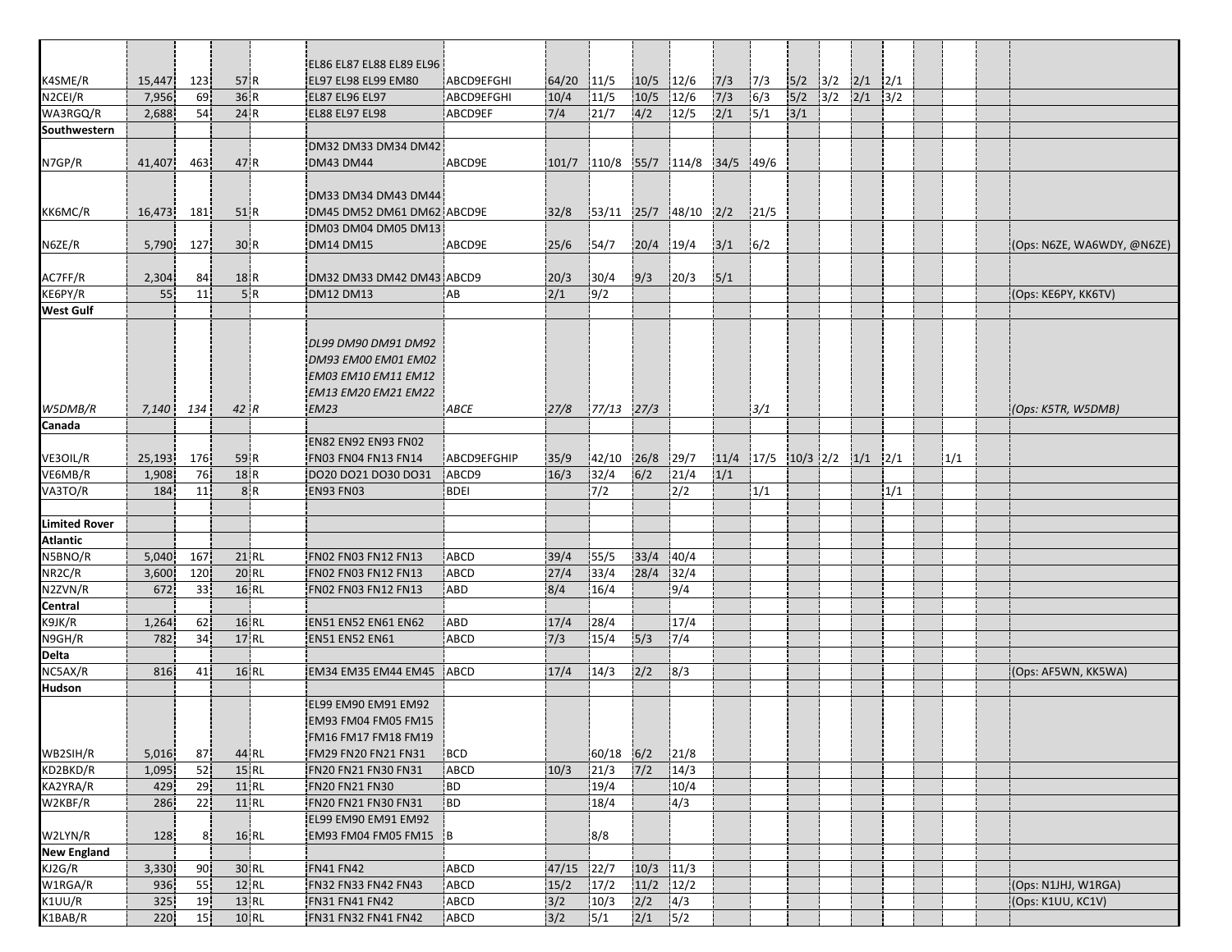| | | | | | | | | | | | | | | | | | | | |
|---|---|---|---|---|---|---|---|---|---|---|---|---|---|---|---|---|---|---|---|
| K4SME/R | 15,447 | 123 | 57 | R | EL86 EL87 EL88 EL89 EL96 EL97 EL98 EL99 EM80 | ABCD9EFGHI | 64/20 | 11/5 | 10/5 | 12/6 | 7/3 | 7/3 | 5/2 | 3/2 | 2/1 | 2/1 | | | |
| N2CEI/R | 7,956 | 69 | 36 | R | EL87 EL96 EL97 | ABCD9EFGHI | 10/4 | 11/5 | 10/5 | 12/6 | 7/3 | 6/3 | 5/2 | 3/2 | 2/1 | 3/2 | | | |
| WA3RGQ/R | 2,688 | 54 | 24 | R | EL88 EL97 EL98 | ABCD9EF | 7/4 | 21/7 | 4/2 | 12/5 | 2/1 | 5/1 | 3/1 | | | | | | |
| **Southwestern** | | | | | | | | | | | | | | | | | | | |
| N7GP/R | 41,407 | 463 | 47 | R | DM32 DM33 DM34 DM42 DM43 DM44 | ABCD9E | 101/7 | 110/8 | 55/7 | 114/8 | 34/5 | 49/6 | | | | | | | |
| KK6MC/R | 16,473 | 181 | 51 | R | DM33 DM34 DM43 DM44 DM45 DM52 DM61 DM62 | ABCD9E | 32/8 | 53/11 | 25/7 | 48/10 | 2/2 | 21/5 | | | | | | | |
| N6ZE/R | 5,790 | 127 | 30 | R | DM03 DM04 DM05 DM13 DM14 DM15 | ABCD9E | 25/6 | 54/7 | 20/4 | 19/4 | 3/1 | 6/2 | | | | | | | (Ops: N6ZE, WA6WDY, @N6ZE) |
| AC7FF/R | 2,304 | 84 | 18 | R | DM32 DM33 DM42 DM43 | ABCD9 | 20/3 | 30/4 | 9/3 | 20/3 | 5/1 | | | | | | | | |
| KE6PY/R | 55 | 11 | 5 | R | DM12 DM13 | AB | 2/1 | 9/2 | | | | | | | | | | | (Ops: KE6PY, KK6TV) |
| **West Gulf** | | | | | | | | | | | | | | | | | | | |
| *W5DMB/R* | *7,140* | *134* | *42* | *R* | *DL99 DM90 DM91 DM92 DM93 EM00 EM01 EM02 EM03 EM10 EM11 EM12 EM13 EM20 EM21 EM22 EM23* | *ABCE* | *27/8* | *77/13* | *27/3* | | | *3/1* | | | | | | | *(Ops: K5TR, W5DMB)* |
| **Canada** | | | | | | | | | | | | | | | | | | | |
| VE3OIL/R | 25,193 | 176 | 59 | R | EN82 EN92 EN93 FN02 FN03 FN04 FN13 FN14 | ABCD9EFGHIP | 35/9 | 42/10 | 26/8 | 29/7 | 11/4 | 17/5 | 10/3 | 2/2 | 1/1 | 2/1 | | 1/1 | |
| VE6MB/R | 1,908 | 76 | 18 | R | DO20 DO21 DO30 DO31 | ABCD9 | 16/3 | 32/4 | 6/2 | 21/4 | 1/1 | | | | | | | | |
| VA3TO/R | 184 | 11 | 8 | R | EN93 FN03 | BDEI | | 7/2 | | 2/2 | | 1/1 | | | | 1/1 | | | |
| | | | | | | | | | | | | | | | | | | | |
| **Limited Rover** | | | | | | | | | | | | | | | | | | | |
| **Atlantic** | | | | | | | | | | | | | | | | | | | |
| N5BNO/R | 5,040 | 167 | 21 | RL | FN02 FN03 FN12 FN13 | ABCD | 39/4 | 55/5 | 33/4 | 40/4 | | | | | | | | | |
| NR2C/R | 3,600 | 120 | 20 | RL | FN02 FN03 FN12 FN13 | ABCD | 27/4 | 33/4 | 28/4 | 32/4 | | | | | | | | | |
| N2ZVN/R | 672 | 33 | 16 | RL | FN02 FN03 FN12 FN13 | ABD | 8/4 | 16/4 | | 9/4 | | | | | | | | | |
| **Central** | | | | | | | | | | | | | | | | | | | |
| K9JK/R | 1,264 | 62 | 16 | RL | EN51 EN52 EN61 EN62 | ABD | 17/4 | 28/4 | | 17/4 | | | | | | | | | |
| N9GH/R | 782 | 34 | 17 | RL | EN51 EN52 EN61 | ABCD | 7/3 | 15/4 | 5/3 | 7/4 | | | | | | | | | |
| **Delta** | | | | | | | | | | | | | | | | | | | |
| NC5AX/R | 816 | 41 | 16 | RL | EM34 EM35 EM44 EM45 | ABCD | 17/4 | 14/3 | 2/2 | 8/3 | | | | | | | | | (Ops: AF5WN, KK5WA) |
| **Hudson** | | | | | | | | | | | | | | | | | | | |
| WB2SIH/R | 5,016 | 87 | 44 | RL | EL99 EM90 EM91 EM92 EM93 FM04 FM05 FM15 FM16 FM17 FM18 FM19 FM29 FN20 FN21 FN31 | BCD | | 60/18 | 6/2 | 21/8 | | | | | | | | | |
| KD2BKD/R | 1,095 | 52 | 15 | RL | FN20 FN21 FN30 FN31 | ABCD | 10/3 | 21/3 | 7/2 | 14/3 | | | | | | | | | |
| KA2YRA/R | 429 | 29 | 11 | RL | FN20 FN21 FN30 | BD | | 19/4 | | 10/4 | | | | | | | | | |
| W2KBF/R | 286 | 22 | 11 | RL | FN20 FN21 FN30 FN31 | BD | | 18/4 | | 4/3 | | | | | | | | | |
| W2LYN/R | 128 | 8 | 16 | RL | EL99 EM90 EM91 EM92 EM93 FM04 FM05 FM15 | B | | 8/8 | | | | | | | | | | | |
| **New England** | | | | | | | | | | | | | | | | | | | |
| KJ2G/R | 3,330 | 90 | 30 | RL | FN41 FN42 | ABCD | 47/15 | 22/7 | 10/3 | 11/3 | | | | | | | | | |
| W1RGA/R | 936 | 55 | 12 | RL | FN32 FN33 FN42 FN43 | ABCD | 15/2 | 17/2 | 11/2 | 12/2 | | | | | | | | | (Ops: N1JHJ, W1RGA) |
| K1UU/R | 325 | 19 | 13 | RL | FN31 FN41 FN42 | ABCD | 3/2 | 10/3 | 2/2 | 4/3 | | | | | | | | | (Ops: K1UU, KC1V) |
| K1BAB/R | 220 | 15 | 10 | RL | FN31 FN32 FN41 FN42 | ABCD | 3/2 | 5/1 | 2/1 | 5/2 | | | | | | | | | |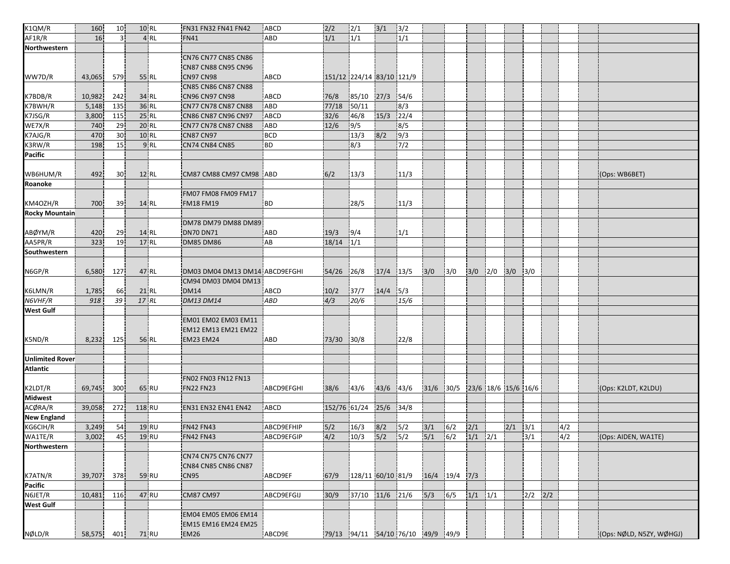| | | | | | | | | | | | | | | | | | | | | |
|---|---|---|---|---|---|---|---|---|---|---|---|---|---|---|---|---|---|---|---|---|
| K1QM/R | 160 | 10 | 10 | RL | FN31 FN32 FN41 FN42 | ABCD | 2/2 | 2/1 | 3/1 | 3/2 | | | | | | | | | | |
| AF1R/R | 16 | 3 | 4 | RL | FN41 | ABD | 1/1 | 1/1 | | 1/1 | | | | | | | | | | |
| **Northwestern** | | | | | | | | | | | | | | | | | | | | |
| WW7D/R | 43,065 | 579 | 55 | RL | CN76 CN77 CN85 CN86 CN87 CN88 CN95 CN96 CN97 CN98 | ABCD | 151/12 | 224/14 | 83/10 | 121/9 | | | | | | | | | | |
| K7BDB/R | 10,982 | 242 | 34 | RL | CN85 CN86 CN87 CN88 CN96 CN97 CN98 | ABCD | 76/8 | 85/10 | 27/3 | 54/6 | | | | | | | | | | |
| K7BWH/R | 5,148 | 135 | 36 | RL | CN77 CN78 CN87 CN88 | ABD | 77/18 | 50/11 | | 8/3 | | | | | | | | | | |
| K7JSG/R | 3,800 | 115 | 25 | RL | CN86 CN87 CN96 CN97 | ABCD | 32/6 | 46/8 | 15/3 | 22/4 | | | | | | | | | | |
| WE7X/R | 740 | 29 | 20 | RL | CN77 CN78 CN87 CN88 | ABD | 12/6 | 9/5 | | 8/5 | | | | | | | | | | |
| K7AJG/R | 470 | 30 | 10 | RL | CN87 CN97 | BCD | | 13/3 | 8/2 | 9/3 | | | | | | | | | | |
| K3RW/R | 198 | 15 | 9 | RL | CN74 CN84 CN85 | BD | | 8/3 | | 7/2 | | | | | | | | | | |
| **Pacific** | | | | | | | | | | | | | | | | | | | | |
| WB6HUM/R | 492 | 30 | 12 | RL | CM87 CM88 CM97 CM98 | ABD | 6/2 | 13/3 | | 11/3 | | | | | | | | | | (Ops: WB6BET) |
| **Roanoke** | | | | | | | | | | | | | | | | | | | | |
| KM4OZH/R | 700 | 39 | 14 | RL | FM07 FM08 FM09 FM17 FM18 FM19 | BD | | 28/5 | | 11/3 | | | | | | | | | | |
| **Rocky Mountain** | | | | | | | | | | | | | | | | | | | | |
| ABØYM/R | 420 | 29 | 14 | RL | DM78 DM79 DM88 DM89 DN70 DN71 | ABD | 19/3 | 9/4 | | 1/1 | | | | | | | | | | |
| AA5PR/R | 323 | 19 | 17 | RL | DM85 DM86 | AB | 18/14 | 1/1 | | | | | | | | | | | | |
| **Southwestern** | | | | | | | | | | | | | | | | | | | | |
| N6GP/R | 6,580 | 127 | 47 | RL | DM03 DM04 DM13 DM14 | ABCD9EFGHI | 54/26 | 26/8 | 17/4 | 13/5 | 3/0 | 3/0 | 3/0 | 2/0 | 3/0 | 3/0 | | | | |
| K6LMN/R | 1,785 | 66 | 21 | RL | CM94 DM03 DM04 DM13 DM14 | ABCD | 10/2 | 37/7 | 14/4 | 5/3 | | | | | | | | | | |
| *N6VHF/R* | *918* | *39* | *17* | *RL* | *DM13 DM14* | *ABD* | *4/3* | *20/6* | | *15/6* | | | | | | | | | | |
| **West Gulf** | | | | | | | | | | | | | | | | | | | | |
| K5ND/R | 8,232 | 125 | 56 | RL | EM01 EM02 EM03 EM11 EM12 EM13 EM21 EM22 EM23 EM24 | ABD | 73/30 | 30/8 | | 22/8 | | | | | | | | | | |
| | | | | | | | | | | | | | | | | | | | | |
| **Unlimited Rover** | | | | | | | | | | | | | | | | | | | | |
| **Atlantic** | | | | | | | | | | | | | | | | | | | | |
| K2LDT/R | 69,745 | 300 | 65 | RU | FN02 FN03 FN12 FN13 FN22 FN23 | ABCD9EFGHI | 38/6 | 43/6 | 43/6 | 43/6 | 31/6 | 30/5 | 23/6 | 18/6 | 15/6 | 16/6 | | | | (Ops: K2LDT, K2LDU) |
| **Midwest** | | | | | | | | | | | | | | | | | | | | |
| ACØRA/R | 39,058 | 272 | 118 | RU | EN31 EN32 EN41 EN42 | ABCD | 152/76 | 61/24 | 25/6 | 34/8 | | | | | | | | | | |
| **New England** | | | | | | | | | | | | | | | | | | | | |
| KG6CIH/R | 3,249 | 54 | 19 | RU | FN42 FN43 | ABCD9EFHIP | 5/2 | 16/3 | 8/2 | 5/2 | 3/1 | 6/2 | 2/1 | | 2/1 | 3/1 | | 4/2 | | |
| WA1TE/R | 3,002 | 45 | 19 | RU | FN42 FN43 | ABCD9EFGIP | 4/2 | 10/3 | 5/2 | 5/2 | 5/1 | 6/2 | 1/1 | 2/1 | | 3/1 | | 4/2 | | (Ops: AIDEN, WA1TE) |
| **Northwestern** | | | | | | | | | | | | | | | | | | | | |
| K7ATN/R | 39,707 | 378 | 59 | RU | CN74 CN75 CN76 CN77 CN84 CN85 CN86 CN87 CN95 | ABCD9EF | 67/9 | 128/11 | 60/10 | 81/9 | 16/4 | 19/4 | 7/3 | | | | | | | |
| **Pacific** | | | | | | | | | | | | | | | | | | | | |
| N6JET/R | 10,481 | 116 | 47 | RU | CM87 CM97 | ABCD9EFGIJ | 30/9 | 37/10 | 11/6 | 21/6 | 5/3 | 6/5 | 1/1 | 1/1 | | 2/2 | 2/2 | | | |
| **West Gulf** | | | | | | | | | | | | | | | | | | | | |
| NØLD/R | 58,575 | 401 | 71 | RU | EM04 EM05 EM06 EM14 EM15 EM16 EM24 EM25 EM26 | ABCD9E | 79/13 | 94/11 | 54/10 | 76/10 | 49/9 | 49/9 | | | | | | | | (Ops: NØLD, N5ZY, WØHGJ) |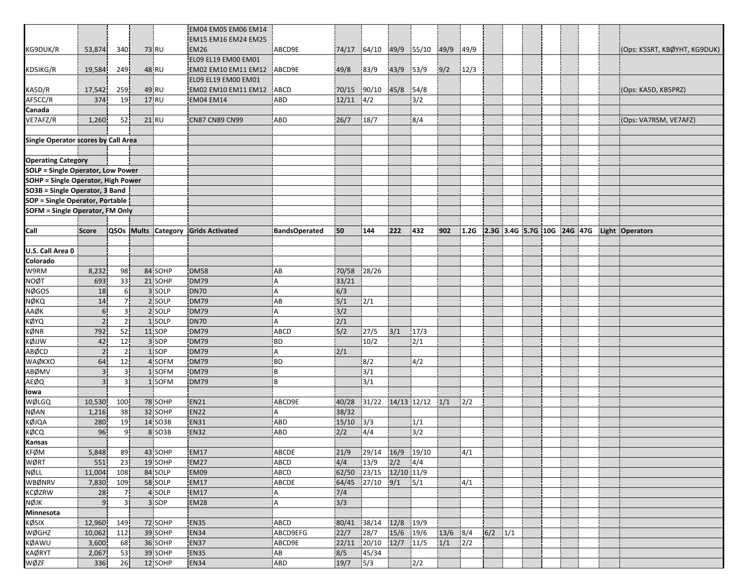| Call | Score | QSOs | Mults | Category | Grids Activated | BandsOperated | 50 | 144 | 222 | 432 | 902 | 1.2G | 2.3G | 3.4G | 5.7G | 10G | 24G | 47G | Light | Operators |
|---|---|---|---|---|---|---|---|---|---|---|---|---|---|---|---|---|---|---|---|---|
| KG9DUK/R | 53,874 | 340 | 73 | RU | EM04 EM05 EM06 EM14 EM15 EM16 EM24 EM25 EM26 | ABCD9E | 74/17 | 64/10 | 49/9 | 55/10 | 49/9 | 49/9 | | | | | | | | (Ops: K5SRT, KBØYHT, KG9DUK) |
| KD5IKG/R | 19,584 | 249 | 48 | RU | EL09 EL19 EM00 EM01 EM02 EM10 EM11 EM12 | ABCD9E | 49/8 | 83/9 | 43/9 | 53/9 | 9/2 | 12/3 | | | | | | | | |
| KA5D/R | 17,542 | 259 | 49 | RU | EL09 EL19 EM00 EM01 EM02 EM10 EM11 EM12 | ABCD | 70/15 | 90/10 | 45/8 | 54/8 | | | | | | | | | | (Ops: KA5D, KB5PRZ) |
| AF5CC/R | 374 | 19 | 17 | RU | EM04 EM14 | ABD | 12/11 | 4/2 | | 3/2 | | | | | | | | | | |
| **Canada** | | | | | | | | | | | | | | | | | | | | |
| VE7AFZ/R | 1,260 | 52 | 21 | RU | CN87 CN89 CN99 | ABD | 26/7 | 18/7 | | 8/4 | | | | | | | | | | (Ops: VA7RSM, VE7AFZ) |

**Single Operator scores by Call Area**

**Operating Category**
**SOLP = Single Operator, Low Power**
**SOHP = Single Operator, High Power**
**SO3B = Single Operator, 3 Band**
**SOP = Single Operator, Portable**
**SOFM = Single Operator, FM Only**

| Call | Score | QSOs | Mults | Category | Grids Activated | BandsOperated | 50 | 144 | 222 | 432 | 902 | 1.2G | 2.3G | 3.4G | 5.7G | 10G | 24G | 47G | Light | Operators |
|---|---|---|---|---|---|---|---|---|---|---|---|---|---|---|---|---|---|---|---|---|
| **U.S. Call Area 0** | | | | | | | | | | | | | | | | | | | | |
| **Colorado** | | | | | | | | | | | | | | | | | | | | |
| W9RM | 8,232 | 98 | 84 | SOHP | DM58 | AB | 70/58 | 28/26 | | | | | | | | | | | | |
| NOØT | 693 | 33 | 21 | SOHP | DM79 | A | 33/21 | | | | | | | | | | | | | |
| NØGOS | 18 | 6 | 3 | SOLP | DN70 | A | 6/3 | | | | | | | | | | | | | |
| NØKQ | 14 | 7 | 2 | SOLP | DM79 | AB | 5/1 | 2/1 | | | | | | | | | | | | |
| AAØK | 6 | 3 | 2 | SOLP | DM79 | A | 3/2 | | | | | | | | | | | | | |
| KØYQ | 2 | 2 | 1 | SOLP | DN70 | A | 2/1 | | | | | | | | | | | | | |
| KØNR | 792 | 52 | 11 | SOP | DM79 | ABCD | 5/2 | 27/5 | 3/1 | 17/3 | | | | | | | | | | |
| KØJJW | 42 | 12 | 3 | SOP | DM79 | BD | | 10/2 | | 2/1 | | | | | | | | | | |
| ABØCD | 2 | 2 | 1 | SOP | DM79 | A | 2/1 | | | | | | | | | | | | | |
| WAØKXO | 64 | 12 | 4 | SOFM | DM79 | BD | | 8/2 | | 4/2 | | | | | | | | | | |
| ABØMV | 3 | 3 | 1 | SOFM | DM79 | B | | 3/1 | | | | | | | | | | | | |
| AEØQ | 3 | 3 | 1 | SOFM | DM79 | B | | 3/1 | | | | | | | | | | | | |
| **Iowa** | | | | | | | | | | | | | | | | | | | | |
| WØLGQ | 10,530 | 100 | 78 | SOHP | EN21 | ABCD9E | 40/28 | 31/22 | 14/13 | 12/12 | 1/1 | 2/2 | | | | | | | | |
| NØAN | 1,216 | 38 | 32 | SOHP | EN22 | A | 38/32 | | | | | | | | | | | | | |
| KØJQA | 280 | 19 | 14 | SO3B | EN31 | ABD | 15/10 | 3/3 | | 1/1 | | | | | | | | | | |
| KØCQ | 96 | 9 | 8 | SO3B | EN32 | ABD | 2/2 | 4/4 | | 3/2 | | | | | | | | | | |
| **Kansas** | | | | | | | | | | | | | | | | | | | | |
| KFØM | 5,848 | 89 | 43 | SOHP | EM17 | ABCDE | 21/9 | 29/14 | 16/9 | 19/10 | | 4/1 | | | | | | | | |
| WØRT | 551 | 23 | 19 | SOHP | EM27 | ABCD | 4/4 | 13/9 | 2/2 | 4/4 | | | | | | | | | | |
| NØLL | 11,004 | 108 | 84 | SOLP | EM09 | ABCD | 62/50 | 23/15 | 12/10 | 11/9 | | | | | | | | | | |
| WBØNRV | 7,830 | 109 | 58 | SOLP | EM17 | ABCDE | 64/45 | 27/10 | 9/1 | 5/1 | | 4/1 | | | | | | | | |
| KCØZRW | 28 | 7 | 4 | SOLP | EM17 | A | 7/4 | | | | | | | | | | | | | |
| NØJK | 9 | 3 | 3 | SOP | EM28 | A | 3/3 | | | | | | | | | | | | | |
| **Minnesota** | | | | | | | | | | | | | | | | | | | | |
| KØSIX | 12,960 | 149 | 72 | SOHP | EN35 | ABCD | 80/41 | 38/14 | 12/8 | 19/9 | | | | | | | | | | |
| WØGHZ | 10,062 | 112 | 39 | SOHP | EN34 | ABCD9EFG | 22/7 | 28/7 | 15/6 | 19/6 | 13/6 | 8/4 | 6/2 | 1/1 | | | | | | |
| KØAWU | 3,600 | 68 | 36 | SOHP | EN37 | ABCD9E | 22/11 | 20/10 | 12/7 | 11/5 | 1/1 | 2/2 | | | | | | | | |
| KAØRYT | 2,067 | 53 | 39 | SOHP | EN35 | AB | 8/5 | 45/34 | | | | | | | | | | | | |
| WØZF | 336 | 26 | 12 | SOHP | EN34 | ABD | 19/7 | 5/3 | | 2/2 | | | | | | | | | | |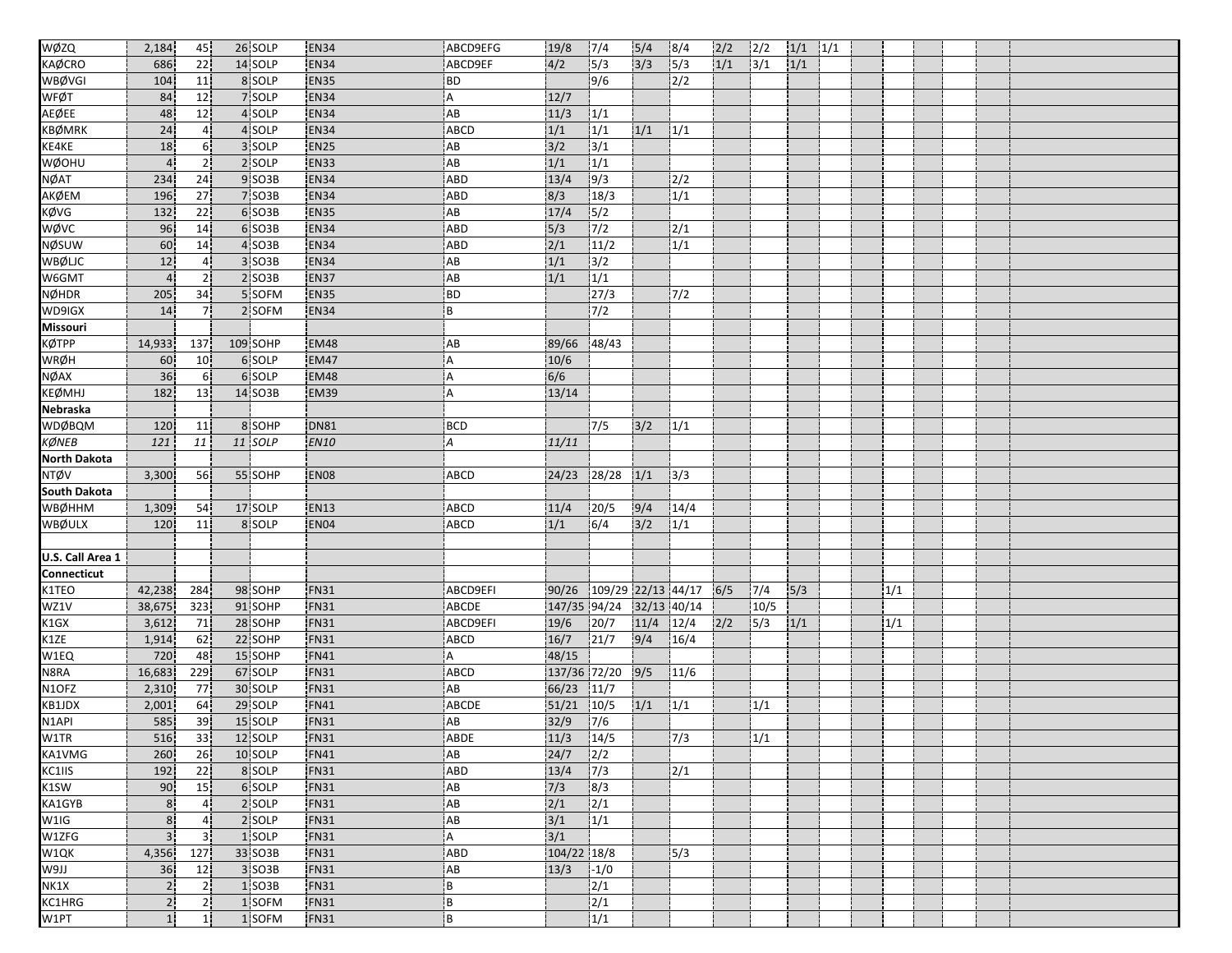| | | | | | | | | | | | | | | | | | | | | |
|---|---|---|---|---|---|---|---|---|---|---|---|---|---|---|---|---|---|---|---|---|
| WØZQ | 2,184 | 45 | 26 | SOLP | EN34 | ABCD9EFG | 19/8 | 7/4 | 5/4 | 8/4 | 2/2 | 2/2 | 1/1 | 1/1 | | | | | | |
| KAØCRO | 686 | 22 | 14 | SOLP | EN34 | ABCD9EF | 4/2 | 5/3 | 3/3 | 5/3 | 1/1 | 3/1 | 1/1 | | | | | | | |
| WBØVGI | 104 | 11 | 8 | SOLP | EN35 | BD | | 9/6 | | 2/2 | | | | | | | | | | |
| WFØT | 84 | 12 | 7 | SOLP | EN34 | A | 12/7 | | | | | | | | | | | | | |
| AEØEE | 48 | 12 | 4 | SOLP | EN34 | AB | 11/3 | 1/1 | | | | | | | | | | | | |
| KBØMRK | 24 | 4 | 4 | SOLP | EN34 | ABCD | 1/1 | 1/1 | 1/1 | 1/1 | | | | | | | | | | |
| KE4KE | 18 | 6 | 3 | SOLP | EN25 | AB | 3/2 | 3/1 | | | | | | | | | | | | |
| WØOHU | 4 | 2 | 2 | SOLP | EN33 | AB | 1/1 | 1/1 | | | | | | | | | | | | |
| NØAT | 234 | 24 | 9 | SO3B | EN34 | ABD | 13/4 | 9/3 | | 2/2 | | | | | | | | | | |
| AKØEM | 196 | 27 | 7 | SO3B | EN34 | ABD | 8/3 | 18/3 | | 1/1 | | | | | | | | | | |
| KØVG | 132 | 22 | 6 | SO3B | EN35 | AB | 17/4 | 5/2 | | | | | | | | | | | | |
| WØVC | 96 | 14 | 6 | SO3B | EN34 | ABD | 5/3 | 7/2 | | 2/1 | | | | | | | | | | |
| NØSUW | 60 | 14 | 4 | SO3B | EN34 | ABD | 2/1 | 11/2 | | 1/1 | | | | | | | | | | |
| WBØLJC | 12 | 4 | 3 | SO3B | EN34 | AB | 1/1 | 3/2 | | | | | | | | | | | | |
| W6GMT | 4 | 2 | 2 | SO3B | EN37 | AB | 1/1 | 1/1 | | | | | | | | | | | | |
| NØHDR | 205 | 34 | 5 | SOFM | EN35 | BD | | 27/3 | | 7/2 | | | | | | | | | | |
| WD9IGX | 14 | 7 | 2 | SOFM | EN34 | B | | 7/2 | | | | | | | | | | | | |
| **Missouri** | | | | | | | | | | | | | | | | | | | | |
| KØTPP | 14,933 | 137 | 109 | SOHP | EM48 | AB | 89/66 | 48/43 | | | | | | | | | | | | |
| WRØH | 60 | 10 | 6 | SOLP | EM47 | A | 10/6 | | | | | | | | | | | | | |
| NØAX | 36 | 6 | 6 | SOLP | EM48 | A | 6/6 | | | | | | | | | | | | | |
| KEØMHJ | 182 | 13 | 14 | SO3B | EM39 | A | 13/14 | | | | | | | | | | | | | |
| **Nebraska** | | | | | | | | | | | | | | | | | | | | |
| WDØBQM | 120 | 11 | 8 | SOHP | DN81 | BCD | | 7/5 | 3/2 | 1/1 | | | | | | | | | | |
| *KØNEB* | *121* | *11* | *11* | *SOLP* | *EN10* | *A* | *11/11* | | | | | | | | | | | | | |
| **North Dakota** | | | | | | | | | | | | | | | | | | | | |
| NTØV | 3,300 | 56 | 55 | SOHP | EN08 | ABCD | 24/23 | 28/28 | 1/1 | 3/3 | | | | | | | | | | |
| **South Dakota** | | | | | | | | | | | | | | | | | | | | |
| WBØHHM | 1,309 | 54 | 17 | SOLP | EN13 | ABCD | 11/4 | 20/5 | 9/4 | 14/4 | | | | | | | | | | |
| WBØULX | 120 | 11 | 8 | SOLP | EN04 | ABCD | 1/1 | 6/4 | 3/2 | 1/1 | | | | | | | | | | |
| | | | | | | | | | | | | | | | | | | | | |
| **U.S. Call Area 1** | | | | | | | | | | | | | | | | | | | | |
| **Connecticut** | | | | | | | | | | | | | | | | | | | | |
| K1TEO | 42,238 | 284 | 98 | SOHP | FN31 | ABCD9EFI | 90/26 | 109/29 | 22/13 | 44/17 | 6/5 | 7/4 | 5/3 | | | 1/1 | | | | |
| WZ1V | 38,675 | 323 | 91 | SOHP | FN31 | ABCDE | 147/35 | 94/24 | 32/13 | 40/14 | | 10/5 | | | | | | | | |
| K1GX | 3,612 | 71 | 28 | SOHP | FN31 | ABCD9EFI | 19/6 | 20/7 | 11/4 | 12/4 | 2/2 | 5/3 | 1/1 | | | 1/1 | | | | |
| K1ZE | 1,914 | 62 | 22 | SOHP | FN31 | ABCD | 16/7 | 21/7 | 9/4 | 16/4 | | | | | | | | | | |
| W1EQ | 720 | 48 | 15 | SOHP | FN41 | A | 48/15 | | | | | | | | | | | | | |
| N8RA | 16,683 | 229 | 67 | SOLP | FN31 | ABCD | 137/36 | 72/20 | 9/5 | 11/6 | | | | | | | | | | |
| N1OFZ | 2,310 | 77 | 30 | SOLP | FN31 | AB | 66/23 | 11/7 | | | | | | | | | | | | |
| KB1JDX | 2,001 | 64 | 29 | SOLP | FN41 | ABCDE | 51/21 | 10/5 | 1/1 | 1/1 | | 1/1 | | | | | | | | |
| N1API | 585 | 39 | 15 | SOLP | FN31 | AB | 32/9 | 7/6 | | | | | | | | | | | | |
| W1TR | 516 | 33 | 12 | SOLP | FN31 | ABDE | 11/3 | 14/5 | | 7/3 | | 1/1 | | | | | | | | |
| KA1VMG | 260 | 26 | 10 | SOLP | FN41 | AB | 24/7 | 2/2 | | | | | | | | | | | | |
| KC1IIS | 192 | 22 | 8 | SOLP | FN31 | ABD | 13/4 | 7/3 | | 2/1 | | | | | | | | | | |
| K1SW | 90 | 15 | 6 | SOLP | FN31 | AB | 7/3 | 8/3 | | | | | | | | | | | | |
| KA1GYB | 8 | 4 | 2 | SOLP | FN31 | AB | 2/1 | 2/1 | | | | | | | | | | | | |
| W1IG | 8 | 4 | 2 | SOLP | FN31 | AB | 3/1 | 1/1 | | | | | | | | | | | | |
| W1ZFG | 3 | 3 | 1 | SOLP | FN31 | A | 3/1 | | | | | | | | | | | | | |
| W1QK | 4,356 | 127 | 33 | SO3B | FN31 | ABD | 104/22 | 18/8 | | 5/3 | | | | | | | | | | |
| W9JJ | 36 | 12 | 3 | SO3B | FN31 | AB | 13/3 | -1/0 | | | | | | | | | | | | |
| NK1X | 2 | 2 | 1 | SO3B | FN31 | B | | 2/1 | | | | | | | | | | | | |
| KC1HRG | 2 | 2 | 1 | SOFM | FN31 | B | | 2/1 | | | | | | | | | | | | |
| W1PT | 1 | 1 | 1 | SOFM | FN31 | B | | 1/1 | | | | | | | | | | | | |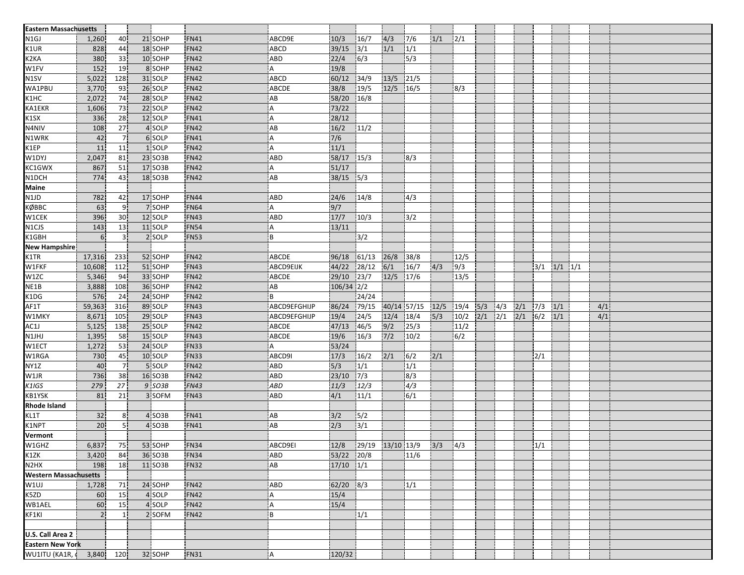| Eastern Massachusetts | | | | | | | | | | | | | | | | | | | |
|---|---|---|---|---|---|---|---|---|---|---|---|---|---|---|---|---|---|---|---|
| N1GJ | 1,260 | 40 | 21 | SOHP | FN41 | ABCD9E | 10/3 | 16/7 | 4/3 | 7/6 | 1/1 | 2/1 | | | | | | | |
| K1UR | 828 | 44 | 18 | SOHP | FN42 | ABCD | 39/15 | 3/1 | 1/1 | 1/1 | | | | | | | | | |
| K2KA | 380 | 33 | 10 | SOHP | FN42 | ABD | 22/4 | 6/3 | | 5/3 | | | | | | | | | |
| W1FV | 152 | 19 | 8 | SOHP | FN42 | A | 19/8 | | | | | | | | | | | | |
| N1SV | 5,022 | 128 | 31 | SOLP | FN42 | ABCD | 60/12 | 34/9 | 13/5 | 21/5 | | | | | | | | | |
| WA1PBU | 3,770 | 93 | 26 | SOLP | FN42 | ABCDE | 38/8 | 19/5 | 12/5 | 16/5 | | 8/3 | | | | | | | |
| K1HC | 2,072 | 74 | 28 | SOLP | FN42 | AB | 58/20 | 16/8 | | | | | | | | | | | |
| KA1EKR | 1,606 | 73 | 22 | SOLP | FN42 | A | 73/22 | | | | | | | | | | | | |
| K1SX | 336 | 28 | 12 | SOLP | FN41 | A | 28/12 | | | | | | | | | | | | |
| N4NIV | 108 | 27 | 4 | SOLP | FN42 | AB | 16/2 | 11/2 | | | | | | | | | | | |
| N1WRK | 42 | 7 | 6 | SOLP | FN41 | A | 7/6 | | | | | | | | | | | | |
| K1EP | 11 | 11 | 1 | SOLP | FN42 | A | 11/1 | | | | | | | | | | | | |
| W1DYJ | 2,047 | 81 | 23 | SO3B | FN42 | ABD | 58/17 | 15/3 | | 8/3 | | | | | | | | | |
| KC1GWX | 867 | 51 | 17 | SO3B | FN42 | A | 51/17 | | | | | | | | | | | | |
| N1DCH | 774 | 43 | 18 | SO3B | FN42 | AB | 38/15 | 5/3 | | | | | | | | | | | |
| **Maine** | | | | | | | | | | | | | | | | | | | |
| N1JD | 782 | 42 | 17 | SOHP | FN44 | ABD | 24/6 | 14/8 | | 4/3 | | | | | | | | | |
| KØBBC | 63 | 9 | 7 | SOHP | FN64 | A | 9/7 | | | | | | | | | | | | |
| W1CEK | 396 | 30 | 12 | SOLP | FN43 | ABD | 17/7 | 10/3 | | 3/2 | | | | | | | | | |
| N1CJS | 143 | 13 | 11 | SOLP | FN54 | A | 13/11 | | | | | | | | | | | | |
| K1GBH | 6 | 3 | 2 | SOLP | FN53 | B | | 3/2 | | | | | | | | | | | |
| **New Hampshire** | | | | | | | | | | | | | | | | | | | |
| K1TR | 17,316 | 233 | 52 | SOHP | FN42 | ABCDE | 96/18 | 61/13 | 26/8 | 38/8 | | 12/5 | | | | | | | |
| W1FKF | 10,608 | 112 | 51 | SOHP | FN43 | ABCD9EIJK | 44/22 | 28/12 | 6/1 | 16/7 | 4/3 | 9/3 | | | | 3/1 | 1/1 | 1/1 | |
| W1ZC | 5,346 | 94 | 33 | SOHP | FN42 | ABCDE | 29/10 | 23/7 | 12/5 | 17/6 | | 13/5 | | | | | | | |
| NE1B | 3,888 | 108 | 36 | SOHP | FN42 | AB | 106/34 | 2/2 | | | | | | | | | | | |
| K1DG | 576 | 24 | 24 | SOHP | FN42 | B | | 24/24 | | | | | | | | | | | |
| AF1T | 59,363 | 316 | 89 | SOLP | FN43 | ABCD9EFGHIJP | 86/24 | 79/15 | 40/14 | 57/15 | 12/5 | 19/4 | 5/3 | 4/3 | 2/1 | 7/3 | 1/1 | | 4/1 |
| W1MKY | 8,671 | 105 | 29 | SOLP | FN43 | ABCD9EFGHIJP | 19/4 | 24/5 | 12/4 | 18/4 | 5/3 | 10/2 | 2/1 | 2/1 | 2/1 | 6/2 | 1/1 | | 4/1 |
| AC1J | 5,125 | 138 | 25 | SOLP | FN42 | ABCDE | 47/13 | 46/5 | 9/2 | 25/3 | | 11/2 | | | | | | | |
| N1JHJ | 1,395 | 58 | 15 | SOLP | FN43 | ABCDE | 19/6 | 16/3 | 7/2 | 10/2 | | 6/2 | | | | | | | |
| W1ECT | 1,272 | 53 | 24 | SOLP | FN33 | A | 53/24 | | | | | | | | | | | | |
| W1RGA | 730 | 45 | 10 | SOLP | FN33 | ABCD9I | 17/3 | 16/2 | 2/1 | 6/2 | 2/1 | | | | | 2/1 | | | |
| NY1Z | 40 | 7 | 5 | SOLP | FN42 | ABD | 5/3 | 1/1 | | 1/1 | | | | | | | | | |
| W1JR | 736 | 38 | 16 | SO3B | FN42 | ABD | 23/10 | 7/3 | | 8/3 | | | | | | | | | |
| *K1IGS* | *279* | *27* | *9* | *SO3B* | *FN43* | *ABD* | *11/3* | *12/3* | | *4/3* | | | | | | | | | |
| KB1YSK | 81 | 21 | 3 | SOFM | FN43 | ABD | 4/1 | 11/1 | | 6/1 | | | | | | | | | |
| **Rhode Island** | | | | | | | | | | | | | | | | | | | |
| KL1T | 32 | 8 | 4 | SO3B | FN41 | AB | 3/2 | 5/2 | | | | | | | | | | | |
| K1NPT | 20 | 5 | 4 | SO3B | FN41 | AB | 2/3 | 3/1 | | | | | | | | | | | |
| **Vermont** | | | | | | | | | | | | | | | | | | | |
| W1GHZ | 6,837 | 75 | 53 | SOHP | FN34 | ABCD9EI | 12/8 | 29/19 | 13/10 | 13/9 | 3/3 | 4/3 | | | | 1/1 | | | |
| K1ZK | 3,420 | 84 | 36 | SO3B | FN34 | ABD | 53/22 | 20/8 | | 11/6 | | | | | | | | | |
| N2HX | 198 | 18 | 11 | SO3B | FN32 | AB | 17/10 | 1/1 | | | | | | | | | | | |
| **Western Massachusetts** | | | | | | | | | | | | | | | | | | | |
| W1UJ | 1,728 | 71 | 24 | SOHP | FN42 | ABD | 62/20 | 8/3 | | 1/1 | | | | | | | | | |
| K5ZD | 60 | 15 | 4 | SOLP | FN42 | A | 15/4 | | | | | | | | | | | | |
| WB1AEL | 60 | 15 | 4 | SOLP | FN42 | A | 15/4 | | | | | | | | | | | | |
| KF1KI | 2 | 1 | 2 | SOFM | FN42 | B | | 1/1 | | | | | | | | | | | |
| | | | | | | | | | | | | | | | | | | | |
| **U.S. Call Area 2** | | | | | | | | | | | | | | | | | | | |
| **Eastern New York** | | | | | | | | | | | | | | | | | | | |
| WU1ITU (KA1R, | 3,840 | 120 | 32 | SOHP | FN31 | A | 120/32 | | | | | | | | | | | | |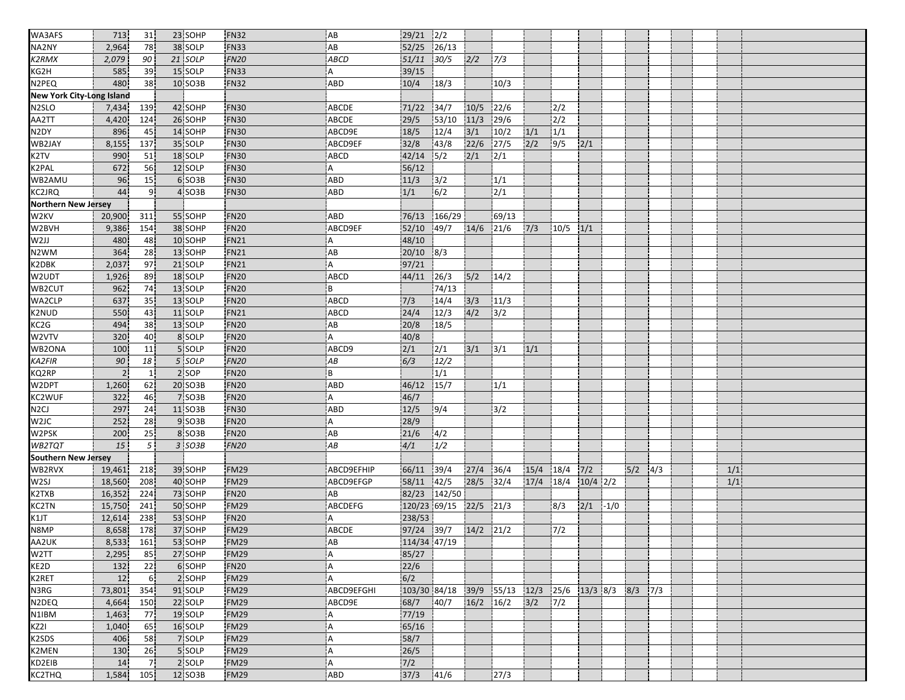| | | | | | | | | | | | | | | | | | | | |
|---|---|---|---|---|---|---|---|---|---|---|---|---|---|---|---|---|---|---|---|
| WA3AFS | 713 | 31 | 23 | SOHP | FN32 | AB | 29/21 | 2/2 | | | | | | | | | | | |
| NA2NY | 2,964 | 78 | 38 | SOLP | FN33 | AB | 52/25 | 26/13 | | | | | | | | | | | |
| *K2RMX* | *2,079* | *90* | *21* | *SOLP* | *FN20* | *ABCD* | *51/11* | *30/5* | *2/2* | *7/3* | | | | | | | | | |
| KG2H | 585 | 39 | 15 | SOLP | FN33 | A | 39/15 | | | | | | | | | | | | |
| N2PEQ | 480 | 38 | 10 | SO3B | FN32 | ABD | 10/4 | 18/3 | | 10/3 | | | | | | | | | |
| **New York City-Long Island** | | | | | | | | | | | | | | | | | | | |
| N2SLO | 7,434 | 139 | 42 | SOHP | FN30 | ABCDE | 71/22 | 34/7 | 10/5 | 22/6 | | 2/2 | | | | | | | |
| AA2TT | 4,420 | 124 | 26 | SOHP | FN30 | ABCDE | 29/5 | 53/10 | 11/3 | 29/6 | | 2/2 | | | | | | | |
| N2DY | 896 | 45 | 14 | SOHP | FN30 | ABCD9E | 18/5 | 12/4 | 3/1 | 10/2 | 1/1 | 1/1 | | | | | | | |
| WB2JAY | 8,155 | 137 | 35 | SOLP | FN30 | ABCD9EF | 32/8 | 43/8 | 22/6 | 27/5 | 2/2 | 9/5 | 2/1 | | | | | | |
| K2TV | 990 | 51 | 18 | SOLP | FN30 | ABCD | 42/14 | 5/2 | 2/1 | 2/1 | | | | | | | | | |
| K2PAL | 672 | 56 | 12 | SOLP | FN30 | A | 56/12 | | | | | | | | | | | | |
| WB2AMU | 96 | 15 | 6 | SO3B | FN30 | ABD | 11/3 | 3/2 | | 1/1 | | | | | | | | | |
| KC2JRQ | 44 | 9 | 4 | SO3B | FN30 | ABD | 1/1 | 6/2 | | 2/1 | | | | | | | | | |
| **Northern New Jersey** | | | | | | | | | | | | | | | | | | | |
| W2KV | 20,900 | 311 | 55 | SOHP | FN20 | ABD | 76/13 | 166/29 | | 69/13 | | | | | | | | | |
| W2BVH | 9,386 | 154 | 38 | SOHP | FN20 | ABCD9EF | 52/10 | 49/7 | 14/6 | 21/6 | 7/3 | 10/5 | 1/1 | | | | | | |
| W2JJ | 480 | 48 | 10 | SOHP | FN21 | A | 48/10 | | | | | | | | | | | | |
| N2WM | 364 | 28 | 13 | SOHP | FN21 | AB | 20/10 | 8/3 | | | | | | | | | | | |
| K2DBK | 2,037 | 97 | 21 | SOLP | FN21 | A | 97/21 | | | | | | | | | | | | |
| W2UDT | 1,926 | 89 | 18 | SOLP | FN20 | ABCD | 44/11 | 26/3 | 5/2 | 14/2 | | | | | | | | | |
| WB2CUT | 962 | 74 | 13 | SOLP | FN20 | B | | 74/13 | | | | | | | | | | | |
| WA2CLP | 637 | 35 | 13 | SOLP | FN20 | ABCD | 7/3 | 14/4 | 3/3 | 11/3 | | | | | | | | | |
| K2NUD | 550 | 43 | 11 | SOLP | FN21 | ABCD | 24/4 | 12/3 | 4/2 | 3/2 | | | | | | | | | |
| KC2G | 494 | 38 | 13 | SOLP | FN20 | AB | 20/8 | 18/5 | | | | | | | | | | | |
| W2VTV | 320 | 40 | 8 | SOLP | FN20 | A | 40/8 | | | | | | | | | | | | |
| WB2ONA | 100 | 11 | 5 | SOLP | FN20 | ABCD9 | 2/1 | 2/1 | 3/1 | 3/1 | 1/1 | | | | | | | | |
| *KA2FIR* | *90* | *18* | *5* | *SOLP* | *FN20* | *AB* | *6/3* | *12/2* | | | | | | | | | | | |
| KQ2RP | 2 | 1 | 2 | SOP | FN20 | B | | 1/1 | | | | | | | | | | | |
| W2DPT | 1,260 | 62 | 20 | SO3B | FN20 | ABD | 46/12 | 15/7 | | 1/1 | | | | | | | | | |
| KC2WUF | 322 | 46 | 7 | SO3B | FN20 | A | 46/7 | | | | | | | | | | | | |
| N2CJ | 297 | 24 | 11 | SO3B | FN30 | ABD | 12/5 | 9/4 | | 3/2 | | | | | | | | | |
| W2JC | 252 | 28 | 9 | SO3B | FN20 | A | 28/9 | | | | | | | | | | | | |
| W2PSK | 200 | 25 | 8 | SO3B | FN20 | AB | 21/6 | 4/2 | | | | | | | | | | | |
| *WB2TQT* | *15* | *5* | *3* | *SO3B* | *FN20* | *AB* | *4/1* | *1/2* | | | | | | | | | | | |
| **Southern New Jersey** | | | | | | | | | | | | | | | | | | | |
| WB2RVX | 19,461 | 218 | 39 | SOHP | FM29 | ABCD9EFHIP | 66/11 | 39/4 | 27/4 | 36/4 | 15/4 | 18/4 | 7/2 | | 5/2 | 4/3 | | | 1/1 |
| W2SJ | 18,560 | 208 | 40 | SOHP | FM29 | ABCD9EFGP | 58/11 | 42/5 | 28/5 | 32/4 | 17/4 | 18/4 | 10/4 | 2/2 | | | | | 1/1 |
| K2TXB | 16,352 | 224 | 73 | SOHP | FN20 | AB | 82/23 | 142/50 | | | | | | | | | | | |
| KC2TN | 15,750 | 241 | 50 | SOHP | FM29 | ABCDEFG | 120/23 | 69/15 | 22/5 | 21/3 | | 8/3 | 2/1 | -1/0 | | | | | |
| K1JT | 12,614 | 238 | 53 | SOHP | FN20 | A | 238/53 | | | | | | | | | | | | |
| N8MP | 8,658 | 178 | 37 | SOHP | FM29 | ABCDE | 97/24 | 39/7 | 14/2 | 21/2 | | 7/2 | | | | | | | |
| AA2UK | 8,533 | 161 | 53 | SOHP | FM29 | AB | 114/34 | 47/19 | | | | | | | | | | | |
| W2TT | 2,295 | 85 | 27 | SOHP | FM29 | A | 85/27 | | | | | | | | | | | | |
| KE2D | 132 | 22 | 6 | SOHP | FN20 | A | 22/6 | | | | | | | | | | | | |
| K2RET | 12 | 6 | 2 | SOHP | FM29 | A | 6/2 | | | | | | | | | | | | |
| N3RG | 73,801 | 354 | 91 | SOLP | FM29 | ABCD9EFGHI | 103/30 | 84/18 | 39/9 | 55/13 | 12/3 | 25/6 | 13/3 | 8/3 | 8/3 | 7/3 | | | |
| N2DEQ | 4,664 | 150 | 22 | SOLP | FM29 | ABCD9E | 68/7 | 40/7 | 16/2 | 16/2 | 3/2 | 7/2 | | | | | | | |
| N1IBM | 1,463 | 77 | 19 | SOLP | FM29 | A | 77/19 | | | | | | | | | | | | |
| KZ2I | 1,040 | 65 | 16 | SOLP | FM29 | A | 65/16 | | | | | | | | | | | | |
| K2SDS | 406 | 58 | 7 | SOLP | FM29 | A | 58/7 | | | | | | | | | | | | |
| K2MEN | 130 | 26 | 5 | SOLP | FM29 | A | 26/5 | | | | | | | | | | | | |
| KD2EIB | 14 | 7 | 2 | SOLP | FM29 | A | 7/2 | | | | | | | | | | | | |
| KC2THQ | 1,584 | 105 | 12 | SO3B | FM29 | ABD | 37/3 | 41/6 | | 27/3 | | | | | | | | | |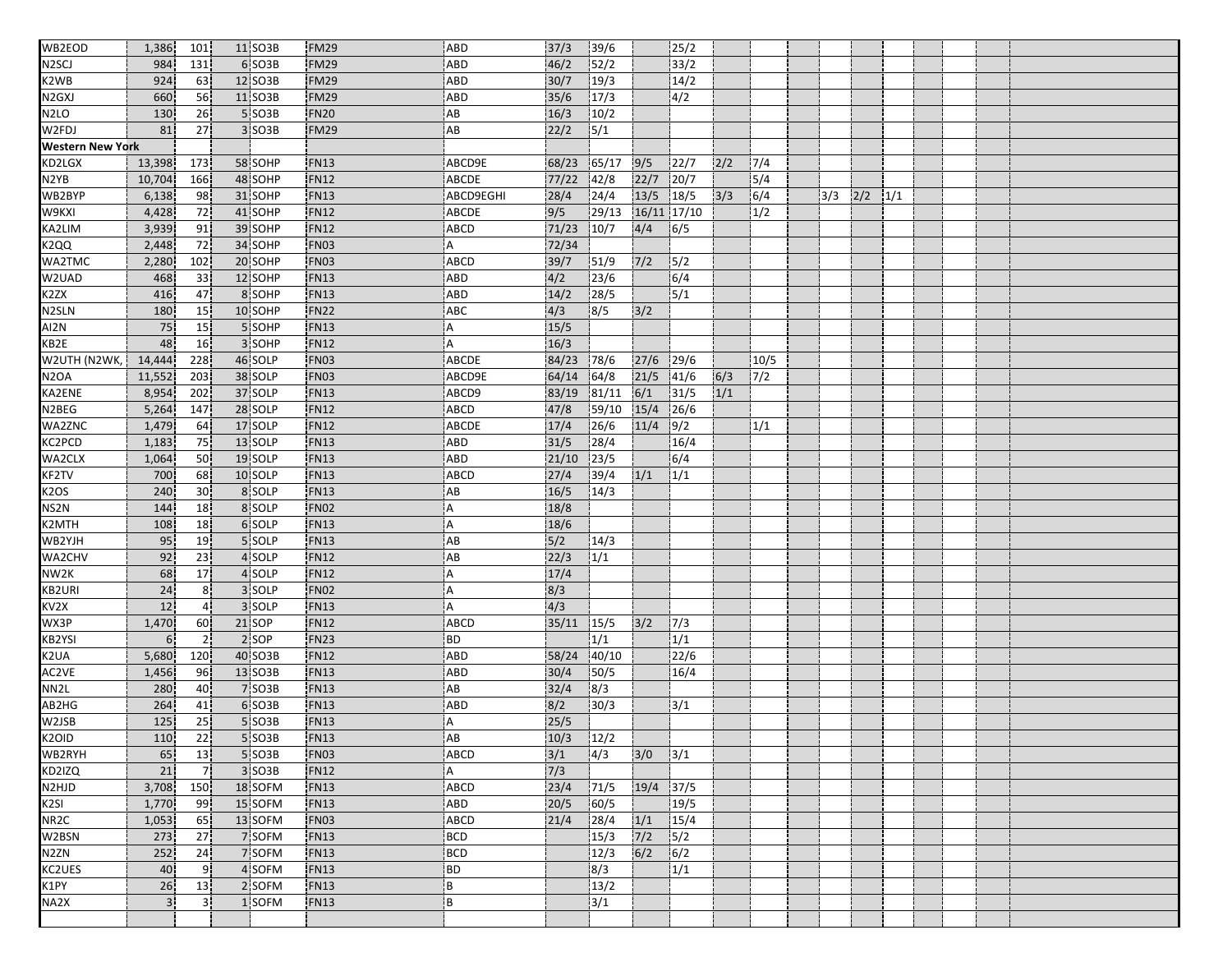| | | | | | | | | | | | | | | | | |
|---|---|---|---|---|---|---|---|---|---|---|---|---|---|---|---|---|
| WB2EOD | 1,386 | 101 | 11 | SO3B | FM29 | ABD | 37/3 | 39/6 | | 25/2 | | | | | | |
| N2SCJ | 984 | 131 | 6 | SO3B | FM29 | ABD | 46/2 | 52/2 | | 33/2 | | | | | | |
| K2WB | 924 | 63 | 12 | SO3B | FM29 | ABD | 30/7 | 19/3 | | 14/2 | | | | | | |
| N2GXJ | 660 | 56 | 11 | SO3B | FM29 | ABD | 35/6 | 17/3 | | 4/2 | | | | | | |
| N2LO | 130 | 26 | 5 | SO3B | FN20 | AB | 16/3 | 10/2 | | | | | | | | |
| W2FDJ | 81 | 27 | 3 | SO3B | FM29 | AB | 22/2 | 5/1 | | | | | | | | |
| **Western New York** | | | | | | | | | | | | | | | | |
| KD2LGX | 13,398 | 173 | 58 | SOHP | FN13 | ABCD9E | 68/23 | 65/17 | 9/5 | 22/7 | 2/2 | 7/4 | | | | |
| N2YB | 10,704 | 166 | 48 | SOHP | FN12 | ABCDE | 77/22 | 42/8 | 22/7 | 20/7 | | 5/4 | | | | |
| WB2BYP | 6,138 | 98 | 31 | SOHP | FN13 | ABCD9EGHI | 28/4 | 24/4 | 13/5 | 18/5 | 3/3 | 6/4 | | 3/3 | 2/2 | 1/1 |
| W9KXI | 4,428 | 72 | 41 | SOHP | FN12 | ABCDE | 9/5 | 29/13 | 16/11 | 17/10 | | 1/2 | | | | |
| KA2LIM | 3,939 | 91 | 39 | SOHP | FN12 | ABCD | 71/23 | 10/7 | 4/4 | 6/5 | | | | | | |
| K2QQ | 2,448 | 72 | 34 | SOHP | FN03 | A | 72/34 | | | | | | | | | |
| WA2TMC | 2,280 | 102 | 20 | SOHP | FN03 | ABCD | 39/7 | 51/9 | 7/2 | 5/2 | | | | | | |
| W2UAD | 468 | 33 | 12 | SOHP | FN13 | ABD | 4/2 | 23/6 | | 6/4 | | | | | | |
| K2ZX | 416 | 47 | 8 | SOHP | FN13 | ABD | 14/2 | 28/5 | | 5/1 | | | | | | |
| N2SLN | 180 | 15 | 10 | SOHP | FN22 | ABC | 4/3 | 8/5 | 3/2 | | | | | | | |
| AI2N | 75 | 15 | 5 | SOHP | FN13 | A | 15/5 | | | | | | | | | |
| KB2E | 48 | 16 | 3 | SOHP | FN12 | A | 16/3 | | | | | | | | | |
| W2UTH (N2WK, | 14,444 | 228 | 46 | SOLP | FN03 | ABCDE | 84/23 | 78/6 | 27/6 | 29/6 | | 10/5 | | | | |
| N2OA | 11,552 | 203 | 38 | SOLP | FN03 | ABCD9E | 64/14 | 64/8 | 21/5 | 41/6 | 6/3 | 7/2 | | | | |
| KA2ENE | 8,954 | 202 | 37 | SOLP | FN13 | ABCD9 | 83/19 | 81/11 | 6/1 | 31/5 | 1/1 | | | | | |
| N2BEG | 5,264 | 147 | 28 | SOLP | FN12 | ABCD | 47/8 | 59/10 | 15/4 | 26/6 | | | | | | |
| WA2ZNC | 1,479 | 64 | 17 | SOLP | FN12 | ABCDE | 17/4 | 26/6 | 11/4 | 9/2 | | 1/1 | | | | |
| KC2PCD | 1,183 | 75 | 13 | SOLP | FN13 | ABD | 31/5 | 28/4 | | 16/4 | | | | | | |
| WA2CLX | 1,064 | 50 | 19 | SOLP | FN13 | ABD | 21/10 | 23/5 | | 6/4 | | | | | | |
| KF2TV | 700 | 68 | 10 | SOLP | FN13 | ABCD | 27/4 | 39/4 | 1/1 | 1/1 | | | | | | |
| K2OS | 240 | 30 | 8 | SOLP | FN13 | AB | 16/5 | 14/3 | | | | | | | | |
| NS2N | 144 | 18 | 8 | SOLP | FN02 | A | 18/8 | | | | | | | | | |
| K2MTH | 108 | 18 | 6 | SOLP | FN13 | A | 18/6 | | | | | | | | | |
| WB2YJH | 95 | 19 | 5 | SOLP | FN13 | AB | 5/2 | 14/3 | | | | | | | | |
| WA2CHV | 92 | 23 | 4 | SOLP | FN12 | AB | 22/3 | 1/1 | | | | | | | | |
| NW2K | 68 | 17 | 4 | SOLP | FN12 | A | 17/4 | | | | | | | | | |
| KB2URI | 24 | 8 | 3 | SOLP | FN02 | A | 8/3 | | | | | | | | | |
| KV2X | 12 | 4 | 3 | SOLP | FN13 | A | 4/3 | | | | | | | | | |
| WX3P | 1,470 | 60 | 21 | SOP | FN12 | ABCD | 35/11 | 15/5 | 3/2 | 7/3 | | | | | | |
| KB2YSI | 6 | 2 | 2 | SOP | FN23 | BD | | 1/1 | | 1/1 | | | | | | |
| K2UA | 5,680 | 120 | 40 | SO3B | FN12 | ABD | 58/24 | 40/10 | | 22/6 | | | | | | |
| AC2VE | 1,456 | 96 | 13 | SO3B | FN13 | ABD | 30/4 | 50/5 | | 16/4 | | | | | | |
| NN2L | 280 | 40 | 7 | SO3B | FN13 | AB | 32/4 | 8/3 | | | | | | | | |
| AB2HG | 264 | 41 | 6 | SO3B | FN13 | ABD | 8/2 | 30/3 | | 3/1 | | | | | | |
| W2JSB | 125 | 25 | 5 | SO3B | FN13 | A | 25/5 | | | | | | | | | |
| K2OID | 110 | 22 | 5 | SO3B | FN13 | AB | 10/3 | 12/2 | | | | | | | | |
| WB2RYH | 65 | 13 | 5 | SO3B | FN03 | ABCD | 3/1 | 4/3 | 3/0 | 3/1 | | | | | | |
| KD2IZQ | 21 | 7 | 3 | SO3B | FN12 | A | 7/3 | | | | | | | | | |
| N2HJD | 3,708 | 150 | 18 | SOFM | FN13 | ABCD | 23/4 | 71/5 | 19/4 | 37/5 | | | | | | |
| K2SI | 1,770 | 99 | 15 | SOFM | FN13 | ABD | 20/5 | 60/5 | | 19/5 | | | | | | |
| NR2C | 1,053 | 65 | 13 | SOFM | FN03 | ABCD | 21/4 | 28/4 | 1/1 | 15/4 | | | | | | |
| W2BSN | 273 | 27 | 7 | SOFM | FN13 | BCD | | 15/3 | 7/2 | 5/2 | | | | | | |
| N2ZN | 252 | 24 | 7 | SOFM | FN13 | BCD | | 12/3 | 6/2 | 6/2 | | | | | | |
| KC2UES | 40 | 9 | 4 | SOFM | FN13 | BD | | 8/3 | | 1/1 | | | | | | |
| K1PY | 26 | 13 | 2 | SOFM | FN13 | B | | 13/2 | | | | | | | | |
| NA2X | 3 | 3 | 1 | SOFM | FN13 | B | | 3/1 | | | | | | | | |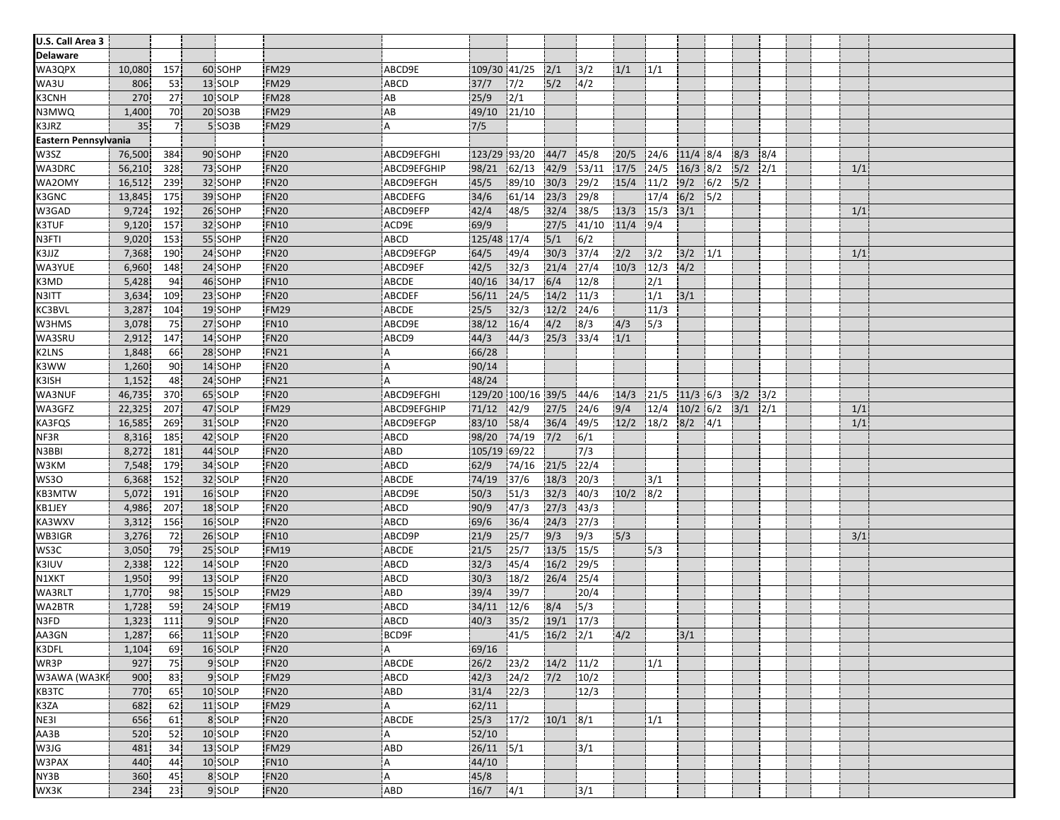| U.S. Call Area 3 | | | | | | | | | | | | | | | | | | | | |
|---|---|---|---|---|---|---|---|---|---|---|---|---|---|---|---|---|---|---|---|---|
| **Delaware** | | | | | | | | | | | | | | | | | | | | |
| WA3QPX | 10,080 | 157 | 60 | SOHP | FM29 | ABCD9E | 109/30 | 41/25 | 2/1 | 3/2 | 1/1 | 1/1 | | | | | | | | |
| WA3U | 806 | 53 | 13 | SOLP | FM29 | ABCD | 37/7 | 7/2 | 5/2 | 4/2 | | | | | | | | | | |
| K3CNH | 270 | 27 | 10 | SOLP | FM28 | AB | 25/9 | 2/1 | | | | | | | | | | | | |
| N3MWQ | 1,400 | 70 | 20 | SO3B | FM29 | AB | 49/10 | 21/10 | | | | | | | | | | | | |
| K3JRZ | 35 | 7 | 5 | SO3B | FM29 | A | 7/5 | | | | | | | | | | | | | |
| **Eastern Pennsylvania** | | | | | | | | | | | | | | | | | | | | |
| W3SZ | 76,500 | 384 | 90 | SOHP | FN20 | ABCD9EFGHI | 123/29 | 93/20 | 44/7 | 45/8 | 20/5 | 24/6 | 11/4 | 8/4 | 8/3 | 8/4 | | | | |
| WA3DRC | 56,210 | 328 | 73 | SOHP | FN20 | ABCD9EFGHIP | 98/21 | 62/13 | 42/9 | 53/11 | 17/5 | 24/5 | 16/3 | 8/2 | 5/2 | 2/1 | | | 1/1 | |
| WA2OMY | 16,512 | 239 | 32 | SOHP | FN20 | ABCD9EFGH | 45/5 | 89/10 | 30/3 | 29/2 | 15/4 | 11/2 | 9/2 | 6/2 | 5/2 | | | | | |
| K3GNC | 13,845 | 175 | 39 | SOHP | FN20 | ABCDEFG | 34/6 | 61/14 | 23/3 | 29/8 | | 17/4 | 6/2 | 5/2 | | | | | | |
| W3GAD | 9,724 | 192 | 26 | SOHP | FN20 | ABCD9EFP | 42/4 | 48/5 | 32/4 | 38/5 | 13/3 | 15/3 | 3/1 | | | | | | 1/1 | |
| K3TUF | 9,120 | 157 | 32 | SOHP | FN10 | ACD9E | 69/9 | | 27/5 | 41/10 | 11/4 | 9/4 | | | | | | | | |
| N3FTI | 9,020 | 153 | 55 | SOHP | FN20 | ABCD | 125/48 | 17/4 | 5/1 | 6/2 | | | | | | | | | | |
| K3JJZ | 7,368 | 190 | 24 | SOHP | FN20 | ABCD9EFGP | 64/5 | 49/4 | 30/3 | 37/4 | 2/2 | 3/2 | 3/2 | 1/1 | | | | | 1/1 | |
| WA3YUE | 6,960 | 148 | 24 | SOHP | FN20 | ABCD9EF | 42/5 | 32/3 | 21/4 | 27/4 | 10/3 | 12/3 | 4/2 | | | | | | | |
| K3MD | 5,428 | 94 | 46 | SOHP | FN10 | ABCDE | 40/16 | 34/17 | 6/4 | 12/8 | | 2/1 | | | | | | | | |
| N3ITT | 3,634 | 109 | 23 | SOHP | FN20 | ABCDEF | 56/11 | 24/5 | 14/2 | 11/3 | | 1/1 | 3/1 | | | | | | | |
| KC3BVL | 3,287 | 104 | 19 | SOHP | FM29 | ABCDE | 25/5 | 32/3 | 12/2 | 24/6 | | 11/3 | | | | | | | | |
| W3HMS | 3,078 | 75 | 27 | SOHP | FN10 | ABCD9E | 38/12 | 16/4 | 4/2 | 8/3 | 4/3 | 5/3 | | | | | | | | |
| WA3SRU | 2,912 | 147 | 14 | SOHP | FN20 | ABCD9 | 44/3 | 44/3 | 25/3 | 33/4 | 1/1 | | | | | | | | | |
| K2LNS | 1,848 | 66 | 28 | SOHP | FN21 | A | 66/28 | | | | | | | | | | | | | |
| K3WW | 1,260 | 90 | 14 | SOHP | FN20 | A | 90/14 | | | | | | | | | | | | | |
| K3ISH | 1,152 | 48 | 24 | SOHP | FN21 | A | 48/24 | | | | | | | | | | | | | |
| WA3NUF | 46,735 | 370 | 65 | SOLP | FN20 | ABCD9EFGHI | 129/20 | 100/16 | 39/5 | 44/6 | 14/3 | 21/5 | 11/3 | 6/3 | 3/2 | 3/2 | | | | |
| WA3GFZ | 22,325 | 207 | 47 | SOLP | FM29 | ABCD9EFGHIP | 71/12 | 42/9 | 27/5 | 24/6 | 9/4 | 12/4 | 10/2 | 6/2 | 3/1 | 2/1 | | | 1/1 | |
| KA3FQS | 16,585 | 269 | 31 | SOLP | FN20 | ABCD9EFGP | 83/10 | 58/4 | 36/4 | 49/5 | 12/2 | 18/2 | 8/2 | 4/1 | | | | | 1/1 | |
| NF3R | 8,316 | 185 | 42 | SOLP | FN20 | ABCD | 98/20 | 74/19 | 7/2 | 6/1 | | | | | | | | | | |
| N3BBI | 8,272 | 181 | 44 | SOLP | FN20 | ABD | 105/19 | 69/22 | | 7/3 | | | | | | | | | | |
| W3KM | 7,548 | 179 | 34 | SOLP | FN20 | ABCD | 62/9 | 74/16 | 21/5 | 22/4 | | | | | | | | | | |
| WS3O | 6,368 | 152 | 32 | SOLP | FN20 | ABCDE | 74/19 | 37/6 | 18/3 | 20/3 | | 3/1 | | | | | | | | |
| KB3MTW | 5,072 | 191 | 16 | SOLP | FN20 | ABCD9E | 50/3 | 51/3 | 32/3 | 40/3 | 10/2 | 8/2 | | | | | | | | |
| KB1JEY | 4,986 | 207 | 18 | SOLP | FN20 | ABCD | 90/9 | 47/3 | 27/3 | 43/3 | | | | | | | | | | |
| KA3WXV | 3,312 | 156 | 16 | SOLP | FN20 | ABCD | 69/6 | 36/4 | 24/3 | 27/3 | | | | | | | | | | |
| WB3IGR | 3,276 | 72 | 26 | SOLP | FN10 | ABCD9P | 21/9 | 25/7 | 9/3 | 9/3 | 5/3 | | | | | | | | 3/1 | |
| WS3C | 3,050 | 79 | 25 | SOLP | FM19 | ABCDE | 21/5 | 25/7 | 13/5 | 15/5 | | 5/3 | | | | | | | | |
| K3IUV | 2,338 | 122 | 14 | SOLP | FN20 | ABCD | 32/3 | 45/4 | 16/2 | 29/5 | | | | | | | | | | |
| N1XKT | 1,950 | 99 | 13 | SOLP | FN20 | ABCD | 30/3 | 18/2 | 26/4 | 25/4 | | | | | | | | | | |
| WA3RLT | 1,770 | 98 | 15 | SOLP | FM29 | ABD | 39/4 | 39/7 | | 20/4 | | | | | | | | | | |
| WA2BTR | 1,728 | 59 | 24 | SOLP | FM19 | ABCD | 34/11 | 12/6 | 8/4 | 5/3 | | | | | | | | | | |
| N3FD | 1,323 | 111 | 9 | SOLP | FN20 | ABCD | 40/3 | 35/2 | 19/1 | 17/3 | | | | | | | | | | |
| AA3GN | 1,287 | 66 | 11 | SOLP | FN20 | BCD9F | | 41/5 | 16/2 | 2/1 | 4/2 | | 3/1 | | | | | | | |
| K3DFL | 1,104 | 69 | 16 | SOLP | FN20 | A | 69/16 | | | | | | | | | | | | | |
| WR3P | 927 | 75 | 9 | SOLP | FN20 | ABCDE | 26/2 | 23/2 | 14/2 | 11/2 | | 1/1 | | | | | | | | |
| W3AWA (WA3KF | 900 | 83 | 9 | SOLP | FM29 | ABCD | 42/3 | 24/2 | 7/2 | 10/2 | | | | | | | | | | |
| KB3TC | 770 | 65 | 10 | SOLP | FN20 | ABD | 31/4 | 22/3 | | 12/3 | | | | | | | | | | |
| K3ZA | 682 | 62 | 11 | SOLP | FM29 | A | 62/11 | | | | | | | | | | | | | |
| NE3I | 656 | 61 | 8 | SOLP | FN20 | ABCDE | 25/3 | 17/2 | 10/1 | 8/1 | | 1/1 | | | | | | | | |
| AA3B | 520 | 52 | 10 | SOLP | FN20 | A | 52/10 | | | | | | | | | | | | | |
| W3JG | 481 | 34 | 13 | SOLP | FM29 | ABD | 26/11 | 5/1 | | 3/1 | | | | | | | | | | |
| W3PAX | 440 | 44 | 10 | SOLP | FN10 | A | 44/10 | | | | | | | | | | | | | |
| NY3B | 360 | 45 | 8 | SOLP | FN20 | A | 45/8 | | | | | | | | | | | | | |
| WX3K | 234 | 23 | 9 | SOLP | FN20 | ABD | 16/7 | 4/1 | | 3/1 | | | | | | | | | | |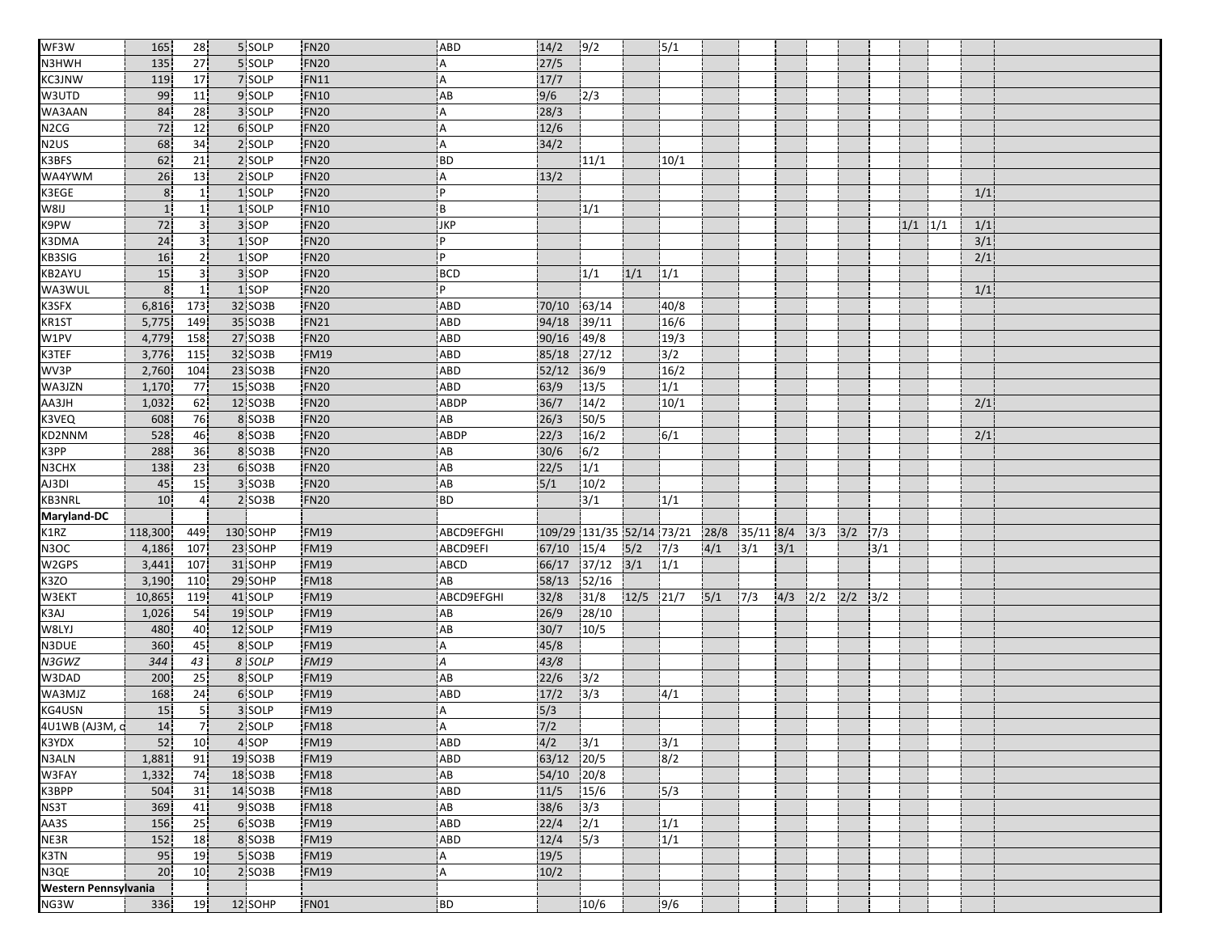| | | | | | | | | | | | | | | | | | | | | |
|---|---|---|---|---|---|---|---|---|---|---|---|---|---|---|---|---|---|---|---|---|
| WF3W | 165 | 28 | 5 | SOLP | FN20 | ABD | 14/2 | 9/2 | | 5/1 | | | | | | | | | | |
| N3HWH | 135 | 27 | 5 | SOLP | FN20 | A | 27/5 | | | | | | | | | | | | | |
| KC3JNW | 119 | 17 | 7 | SOLP | FN11 | A | 17/7 | | | | | | | | | | | | | |
| W3UTD | 99 | 11 | 9 | SOLP | FN10 | AB | 9/6 | 2/3 | | | | | | | | | | | | |
| WA3AAN | 84 | 28 | 3 | SOLP | FN20 | A | 28/3 | | | | | | | | | | | | | |
| N2CG | 72 | 12 | 6 | SOLP | FN20 | A | 12/6 | | | | | | | | | | | | | |
| N2US | 68 | 34 | 2 | SOLP | FN20 | A | 34/2 | | | | | | | | | | | | | |
| K3BFS | 62 | 21 | 2 | SOLP | FN20 | BD | | 11/1 | | 10/1 | | | | | | | | | | |
| WA4YWM | 26 | 13 | 2 | SOLP | FN20 | A | 13/2 | | | | | | | | | | | | | |
| K3EGE | 8 | 1 | 1 | SOLP | FN20 | P | | | | | | | | | | | | | 1/1 | |
| W8IJ | 1 | 1 | 1 | SOLP | FN10 | B | | 1/1 | | | | | | | | | | | | |
| K9PW | 72 | 3 | 3 | SOP | FN20 | JKP | | | | | | | | | | | 1/1 | 1/1 | 1/1 | |
| K3DMA | 24 | 3 | 1 | SOP | FN20 | P | | | | | | | | | | | | | 3/1 | |
| KB3SIG | 16 | 2 | 1 | SOP | FN20 | P | | | | | | | | | | | | | 2/1 | |
| KB2AYU | 15 | 3 | 3 | SOP | FN20 | BCD | | 1/1 | 1/1 | 1/1 | | | | | | | | | | |
| WA3WUL | 8 | 1 | 1 | SOP | FN20 | P | | | | | | | | | | | | | 1/1 | |
| K3SFX | 6,816 | 173 | 32 | SO3B | FN20 | ABD | 70/10 | 63/14 | | 40/8 | | | | | | | | | | |
| KR1ST | 5,775 | 149 | 35 | SO3B | FN21 | ABD | 94/18 | 39/11 | | 16/6 | | | | | | | | | | |
| W1PV | 4,779 | 158 | 27 | SO3B | FN20 | ABD | 90/16 | 49/8 | | 19/3 | | | | | | | | | | |
| K3TEF | 3,776 | 115 | 32 | SO3B | FM19 | ABD | 85/18 | 27/12 | | 3/2 | | | | | | | | | | |
| WV3P | 2,760 | 104 | 23 | SO3B | FN20 | ABD | 52/12 | 36/9 | | 16/2 | | | | | | | | | | |
| WA3JZN | 1,170 | 77 | 15 | SO3B | FN20 | ABD | 63/9 | 13/5 | | 1/1 | | | | | | | | | | |
| AA3JH | 1,032 | 62 | 12 | SO3B | FN20 | ABDP | 36/7 | 14/2 | | 10/1 | | | | | | | | | 2/1 | |
| K3VEQ | 608 | 76 | 8 | SO3B | FN20 | AB | 26/3 | 50/5 | | | | | | | | | | | | |
| KD2NNM | 528 | 46 | 8 | SO3B | FN20 | ABDP | 22/3 | 16/2 | | 6/1 | | | | | | | | | 2/1 | |
| K3PP | 288 | 36 | 8 | SO3B | FN20 | AB | 30/6 | 6/2 | | | | | | | | | | | | |
| N3CHX | 138 | 23 | 6 | SO3B | FN20 | AB | 22/5 | 1/1 | | | | | | | | | | | | |
| AJ3DI | 45 | 15 | 3 | SO3B | FN20 | AB | 5/1 | 10/2 | | | | | | | | | | | | |
| KB3NRL | 10 | 4 | 2 | SO3B | FN20 | BD | | 3/1 | | 1/1 | | | | | | | | | | |
| **Maryland-DC** | | | | | | | | | | | | | | | | | | | | |
| K1RZ | 118,300 | 449 | 130 | SOHP | FM19 | ABCD9EFGHI | 109/29 | 131/35 | 52/14 | 73/21 | 28/8 | 35/11 | 8/4 | 3/3 | 3/2 | 7/3 | | | | |
| N3OC | 4,186 | 107 | 23 | SOHP | FM19 | ABCD9EFI | 67/10 | 15/4 | 5/2 | 7/3 | 4/1 | 3/1 | 3/1 | | | 3/1 | | | | |
| W2GPS | 3,441 | 107 | 31 | SOHP | FM19 | ABCD | 66/17 | 37/12 | 3/1 | 1/1 | | | | | | | | | | |
| K3ZO | 3,190 | 110 | 29 | SOHP | FM18 | AB | 58/13 | 52/16 | | | | | | | | | | | | |
| W3EKT | 10,865 | 119 | 41 | SOLP | FM19 | ABCD9EFGHI | 32/8 | 31/8 | 12/5 | 21/7 | 5/1 | 7/3 | 4/3 | 2/2 | 2/2 | 3/2 | | | | |
| K3AJ | 1,026 | 54 | 19 | SOLP | FM19 | AB | 26/9 | 28/10 | | | | | | | | | | | | |
| W8LYJ | 480 | 40 | 12 | SOLP | FM19 | AB | 30/7 | 10/5 | | | | | | | | | | | | |
| N3DUE | 360 | 45 | 8 | SOLP | FM19 | A | 45/8 | | | | | | | | | | | | | |
| *N3GWZ* | *344* | *43* | *8* | *SOLP* | *FM19* | *A* | *43/8* | | | | | | | | | | | | | |
| W3DAD | 200 | 25 | 8 | SOLP | FM19 | AB | 22/6 | 3/2 | | | | | | | | | | | | |
| WA3MJZ | 168 | 24 | 6 | SOLP | FM19 | ABD | 17/2 | 3/3 | | 4/1 | | | | | | | | | | |
| KG4USN | 15 | 5 | 3 | SOLP | FM19 | A | 5/3 | | | | | | | | | | | | | |
| 4U1WB (AJ3M, c | 14 | 7 | 2 | SOLP | FM18 | A | 7/2 | | | | | | | | | | | | | |
| K3YDX | 52 | 10 | 4 | SOP | FM19 | ABD | 4/2 | 3/1 | | 3/1 | | | | | | | | | | |
| N3ALN | 1,881 | 91 | 19 | SO3B | FM19 | ABD | 63/12 | 20/5 | | 8/2 | | | | | | | | | | |
| W3FAY | 1,332 | 74 | 18 | SO3B | FM18 | AB | 54/10 | 20/8 | | | | | | | | | | | | |
| K3BPP | 504 | 31 | 14 | SO3B | FM18 | ABD | 11/5 | 15/6 | | 5/3 | | | | | | | | | | |
| NS3T | 369 | 41 | 9 | SO3B | FM18 | AB | 38/6 | 3/3 | | | | | | | | | | | | |
| AA3S | 156 | 25 | 6 | SO3B | FM19 | ABD | 22/4 | 2/1 | | 1/1 | | | | | | | | | | |
| NE3R | 152 | 18 | 8 | SO3B | FM19 | ABD | 12/4 | 5/3 | | 1/1 | | | | | | | | | | |
| K3TN | 95 | 19 | 5 | SO3B | FM19 | A | 19/5 | | | | | | | | | | | | | |
| N3QE | 20 | 10 | 2 | SO3B | FM19 | A | 10/2 | | | | | | | | | | | | | |
| **Western Pennsylvania** | | | | | | | | | | | | | | | | | | | | |
| NG3W | 336 | 19 | 12 | SOHP | FN01 | BD | | 10/6 | | 9/6 | | | | | | | | | | |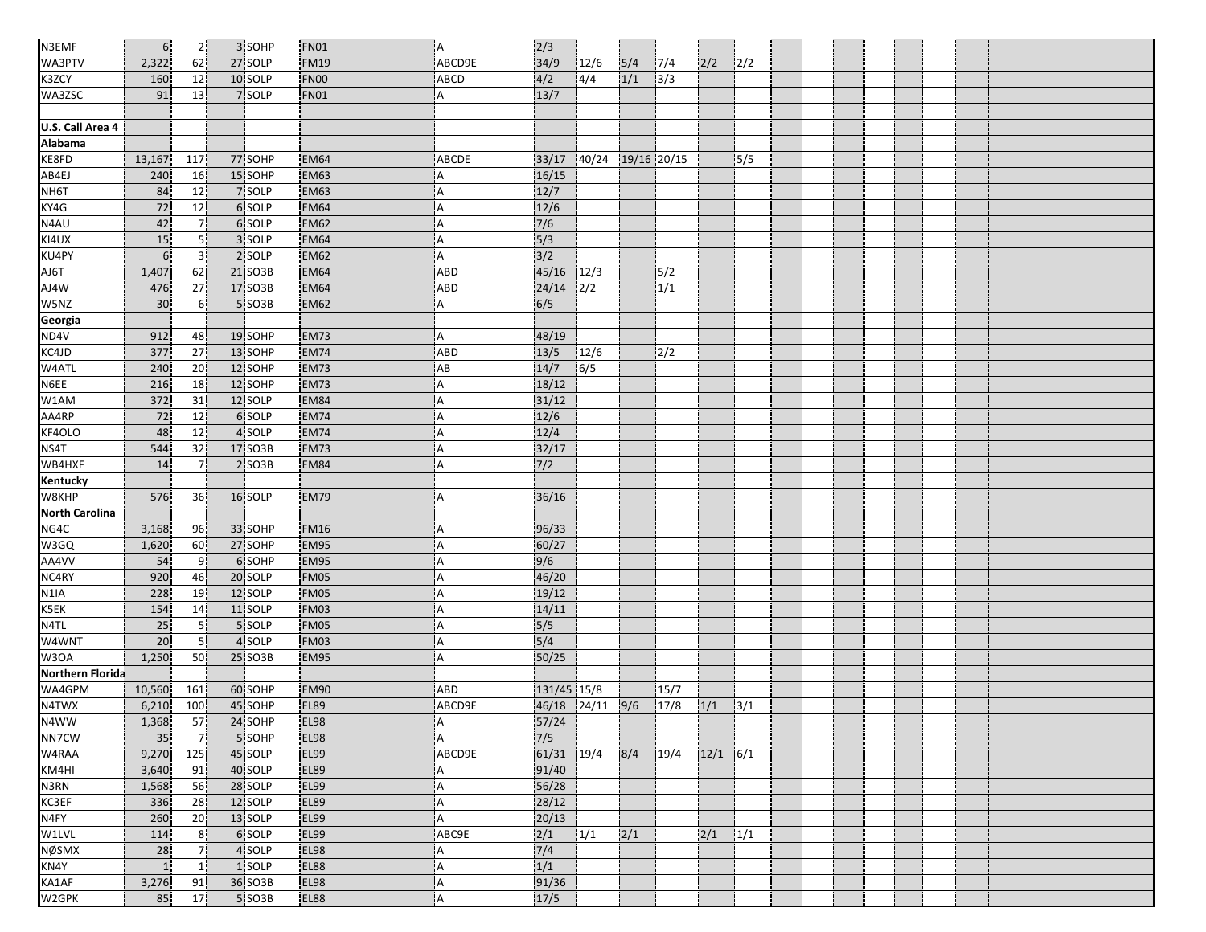| | | | | | | | | | | | | |
|---|---|---|---|---|---|---|---|---|---|---|---|---|
| N3EMF | 6 | 2 | 3 | SOHP | FN01 | A | 2/3 | | | | | |
| WA3PTV | 2,322 | 62 | 27 | SOLP | FM19 | ABCD9E | 34/9 | 12/6 | 5/4 | 7/4 | 2/2 | 2/2 |
| K3ZCY | 160 | 12 | 10 | SOLP | FN00 | ABCD | 4/2 | 4/4 | 1/1 | 3/3 | | |
| WA3ZSC | 91 | 13 | 7 | SOLP | FN01 | A | 13/7 | | | | | |
| | | | | | | | | | | | | |
| **U.S. Call Area 4** | | | | | | | | | | | | |
| **Alabama** | | | | | | | | | | | | |
| KE8FD | 13,167 | 117 | 77 | SOHP | EM64 | ABCDE | 33/17 | 40/24 | 19/16 | 20/15 | | 5/5 |
| AB4EJ | 240 | 16 | 15 | SOHP | EM63 | A | 16/15 | | | | | |
| NH6T | 84 | 12 | 7 | SOLP | EM63 | A | 12/7 | | | | | |
| KY4G | 72 | 12 | 6 | SOLP | EM64 | A | 12/6 | | | | | |
| N4AU | 42 | 7 | 6 | SOLP | EM62 | A | 7/6 | | | | | |
| KI4UX | 15 | 5 | 3 | SOLP | EM64 | A | 5/3 | | | | | |
| KU4PY | 6 | 3 | 2 | SOLP | EM62 | A | 3/2 | | | | | |
| AJ6T | 1,407 | 62 | 21 | SO3B | EM64 | ABD | 45/16 | 12/3 | | 5/2 | | |
| AJ4W | 476 | 27 | 17 | SO3B | EM64 | ABD | 24/14 | 2/2 | | 1/1 | | |
| W5NZ | 30 | 6 | 5 | SO3B | EM62 | A | 6/5 | | | | | |
| **Georgia** | | | | | | | | | | | | |
| ND4V | 912 | 48 | 19 | SOHP | EM73 | A | 48/19 | | | | | |
| KC4JD | 377 | 27 | 13 | SOHP | EM74 | ABD | 13/5 | 12/6 | | 2/2 | | |
| W4ATL | 240 | 20 | 12 | SOHP | EM73 | AB | 14/7 | 6/5 | | | | |
| N6EE | 216 | 18 | 12 | SOHP | EM73 | A | 18/12 | | | | | |
| W1AM | 372 | 31 | 12 | SOLP | EM84 | A | 31/12 | | | | | |
| AA4RP | 72 | 12 | 6 | SOLP | EM74 | A | 12/6 | | | | | |
| KF4OLO | 48 | 12 | 4 | SOLP | EM74 | A | 12/4 | | | | | |
| NS4T | 544 | 32 | 17 | SO3B | EM73 | A | 32/17 | | | | | |
| WB4HXF | 14 | 7 | 2 | SO3B | EM84 | A | 7/2 | | | | | |
| **Kentucky** | | | | | | | | | | | | |
| W8KHP | 576 | 36 | 16 | SOLP | EM79 | A | 36/16 | | | | | |
| **North Carolina** | | | | | | | | | | | | |
| NG4C | 3,168 | 96 | 33 | SOHP | FM16 | A | 96/33 | | | | | |
| W3GQ | 1,620 | 60 | 27 | SOHP | EM95 | A | 60/27 | | | | | |
| AA4VV | 54 | 9 | 6 | SOHP | EM95 | A | 9/6 | | | | | |
| NC4RY | 920 | 46 | 20 | SOLP | FM05 | A | 46/20 | | | | | |
| N1IA | 228 | 19 | 12 | SOLP | FM05 | A | 19/12 | | | | | |
| K5EK | 154 | 14 | 11 | SOLP | FM03 | A | 14/11 | | | | | |
| N4TL | 25 | 5 | 5 | SOLP | FM05 | A | 5/5 | | | | | |
| W4WNT | 20 | 5 | 4 | SOLP | FM03 | A | 5/4 | | | | | |
| W3OA | 1,250 | 50 | 25 | SO3B | EM95 | A | 50/25 | | | | | |
| **Northern Florida** | | | | | | | | | | | | |
| WA4GPM | 10,560 | 161 | 60 | SOHP | EM90 | ABD | 131/45 | 15/8 | | 15/7 | | |
| N4TWX | 6,210 | 100 | 45 | SOHP | EL89 | ABCD9E | 46/18 | 24/11 | 9/6 | 17/8 | 1/1 | 3/1 |
| N4WW | 1,368 | 57 | 24 | SOHP | EL98 | A | 57/24 | | | | | |
| NN7CW | 35 | 7 | 5 | SOHP | EL98 | A | 7/5 | | | | | |
| W4RAA | 9,270 | 125 | 45 | SOLP | EL99 | ABCD9E | 61/31 | 19/4 | 8/4 | 19/4 | 12/1 | 6/1 |
| KM4HI | 3,640 | 91 | 40 | SOLP | EL89 | A | 91/40 | | | | | |
| N3RN | 1,568 | 56 | 28 | SOLP | EL99 | A | 56/28 | | | | | |
| KC3EF | 336 | 28 | 12 | SOLP | EL89 | A | 28/12 | | | | | |
| N4FY | 260 | 20 | 13 | SOLP | EL99 | A | 20/13 | | | | | |
| W1LVL | 114 | 8 | 6 | SOLP | EL99 | ABC9E | 2/1 | 1/1 | 2/1 | | 2/1 | 1/1 |
| NØSMX | 28 | 7 | 4 | SOLP | EL98 | A | 7/4 | | | | | |
| KN4Y | 1 | 1 | 1 | SOLP | EL88 | A | 1/1 | | | | | |
| KA1AF | 3,276 | 91 | 36 | SO3B | EL98 | A | 91/36 | | | | | |
| W2GPK | 85 | 17 | 5 | SO3B | EL88 | A | 17/5 | | | | | |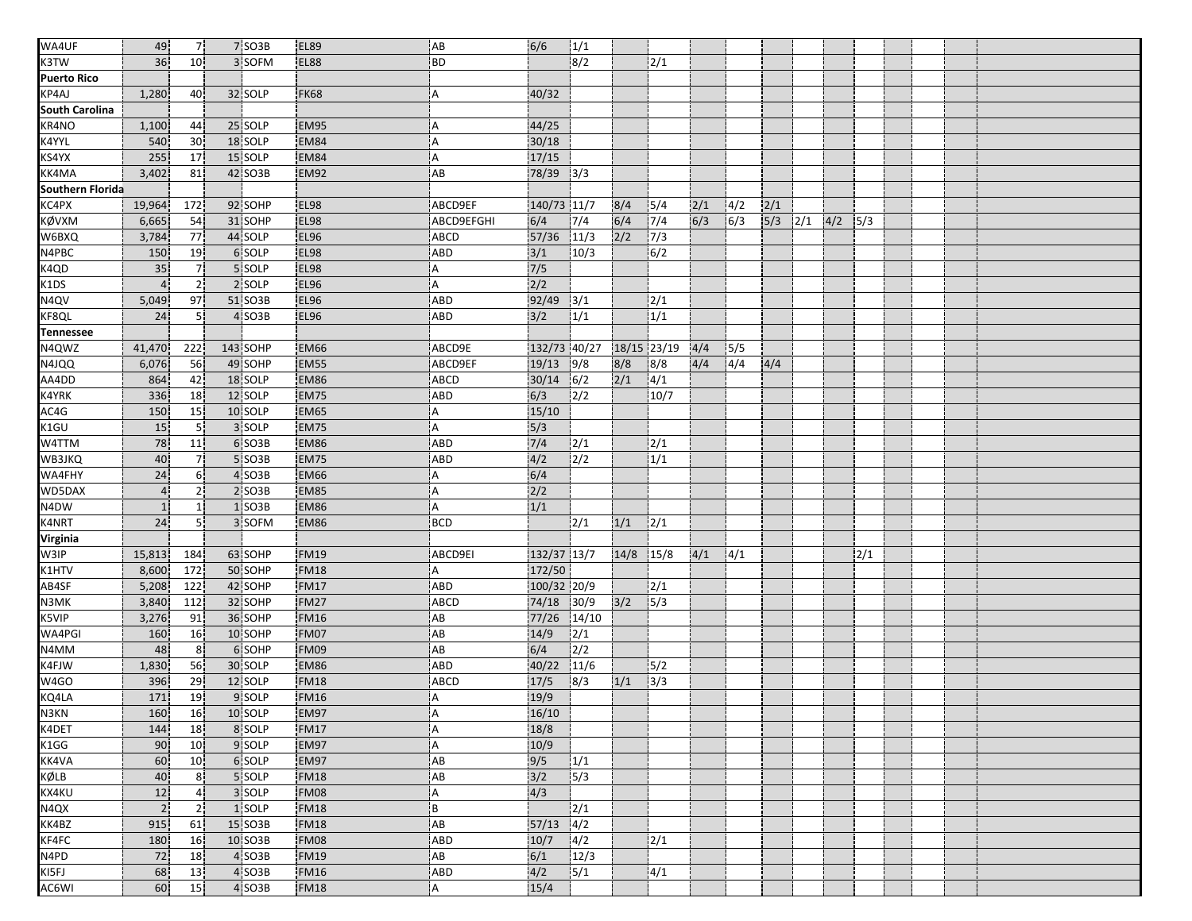| | | | | | | | | | | | | | | | | | | | | |
|---|---|---|---|---|---|---|---|---|---|---|---|---|---|---|---|---|---|---|---|---|
| WA4UF | 49 | 7 | 7 | SO3B | EL89 | AB | 6/6 | 1/1 | | | | | | | | | | | | |
| K3TW | 36 | 10 | 3 | SOFM | EL88 | BD | | 8/2 | | 2/1 | | | | | | | | | | |
| **Puerto Rico** | | | | | | | | | | | | | | | | | | | | |
| KP4AJ | 1,280 | 40 | 32 | SOLP | FK68 | A | 40/32 | | | | | | | | | | | | | |
| **South Carolina** | | | | | | | | | | | | | | | | | | | | |
| KR4NO | 1,100 | 44 | 25 | SOLP | EM95 | A | 44/25 | | | | | | | | | | | | | |
| K4YYL | 540 | 30 | 18 | SOLP | EM84 | A | 30/18 | | | | | | | | | | | | | |
| KS4YX | 255 | 17 | 15 | SOLP | EM84 | A | 17/15 | | | | | | | | | | | | | |
| KK4MA | 3,402 | 81 | 42 | SO3B | EM92 | AB | 78/39 | 3/3 | | | | | | | | | | | | |
| **Southern Florida** | | | | | | | | | | | | | | | | | | | | |
| KC4PX | 19,964 | 172 | 92 | SOHP | EL98 | ABCD9EF | 140/73 | 11/7 | 8/4 | 5/4 | 2/1 | 4/2 | 2/1 | | | | | | | |
| KØVXM | 6,665 | 54 | 31 | SOHP | EL98 | ABCD9EFGHI | 6/4 | 7/4 | 6/4 | 7/4 | 6/3 | 6/3 | 5/3 | 2/1 | 4/2 | 5/3 | | | | |
| W6BXQ | 3,784 | 77 | 44 | SOLP | EL96 | ABCD | 57/36 | 11/3 | 2/2 | 7/3 | | | | | | | | | | |
| N4PBC | 150 | 19 | 6 | SOLP | EL98 | ABD | 3/1 | 10/3 | | 6/2 | | | | | | | | | | |
| K4QD | 35 | 7 | 5 | SOLP | EL98 | A | 7/5 | | | | | | | | | | | | | |
| K1DS | 4 | 2 | 2 | SOLP | EL96 | A | 2/2 | | | | | | | | | | | | | |
| N4QV | 5,049 | 97 | 51 | SO3B | EL96 | ABD | 92/49 | 3/1 | | 2/1 | | | | | | | | | | |
| KF8QL | 24 | 5 | 4 | SO3B | EL96 | ABD | 3/2 | 1/1 | | 1/1 | | | | | | | | | | |
| **Tennessee** | | | | | | | | | | | | | | | | | | | | |
| N4QWZ | 41,470 | 222 | 143 | SOHP | EM66 | ABCD9E | 132/73 | 40/27 | 18/15 | 23/19 | 4/4 | 5/5 | | | | | | | | |
| N4JQQ | 6,076 | 56 | 49 | SOHP | EM55 | ABCD9EF | 19/13 | 9/8 | 8/8 | 8/8 | 4/4 | 4/4 | 4/4 | | | | | | | |
| AA4DD | 864 | 42 | 18 | SOLP | EM86 | ABCD | 30/14 | 6/2 | 2/1 | 4/1 | | | | | | | | | | |
| K4YRK | 336 | 18 | 12 | SOLP | EM75 | ABD | 6/3 | 2/2 | | 10/7 | | | | | | | | | | |
| AC4G | 150 | 15 | 10 | SOLP | EM65 | A | 15/10 | | | | | | | | | | | | | |
| K1GU | 15 | 5 | 3 | SOLP | EM75 | A | 5/3 | | | | | | | | | | | | | |
| W4TTM | 78 | 11 | 6 | SO3B | EM86 | ABD | 7/4 | 2/1 | | 2/1 | | | | | | | | | | |
| WB3JKQ | 40 | 7 | 5 | SO3B | EM75 | ABD | 4/2 | 2/2 | | 1/1 | | | | | | | | | | |
| WA4FHY | 24 | 6 | 4 | SO3B | EM66 | A | 6/4 | | | | | | | | | | | | | |
| WD5DAX | 4 | 2 | 2 | SO3B | EM85 | A | 2/2 | | | | | | | | | | | | | |
| N4DW | 1 | 1 | 1 | SO3B | EM86 | A | 1/1 | | | | | | | | | | | | | |
| K4NRT | 24 | 5 | 3 | SOFM | EM86 | BCD | | 2/1 | 1/1 | 2/1 | | | | | | | | | | |
| **Virginia** | | | | | | | | | | | | | | | | | | | | |
| W3IP | 15,813 | 184 | 63 | SOHP | FM19 | ABCD9EI | 132/37 | 13/7 | 14/8 | 15/8 | 4/1 | 4/1 | | | | 2/1 | | | | |
| K1HTV | 8,600 | 172 | 50 | SOHP | FM18 | A | 172/50 | | | | | | | | | | | | | |
| AB4SF | 5,208 | 122 | 42 | SOHP | FM17 | ABD | 100/32 | 20/9 | | 2/1 | | | | | | | | | | |
| N3MK | 3,840 | 112 | 32 | SOHP | FM27 | ABCD | 74/18 | 30/9 | 3/2 | 5/3 | | | | | | | | | | |
| K5VIP | 3,276 | 91 | 36 | SOHP | FM16 | AB | 77/26 | 14/10 | | | | | | | | | | | | |
| WA4PGI | 160 | 16 | 10 | SOHP | FM07 | AB | 14/9 | 2/1 | | | | | | | | | | | | |
| N4MM | 48 | 8 | 6 | SOHP | FM09 | AB | 6/4 | 2/2 | | | | | | | | | | | | |
| K4FJW | 1,830 | 56 | 30 | SOLP | EM86 | ABD | 40/22 | 11/6 | | 5/2 | | | | | | | | | | |
| W4GO | 396 | 29 | 12 | SOLP | FM18 | ABCD | 17/5 | 8/3 | 1/1 | 3/3 | | | | | | | | | | |
| KQ4LA | 171 | 19 | 9 | SOLP | FM16 | A | 19/9 | | | | | | | | | | | | | |
| N3KN | 160 | 16 | 10 | SOLP | EM97 | A | 16/10 | | | | | | | | | | | | | |
| K4DET | 144 | 18 | 8 | SOLP | FM17 | A | 18/8 | | | | | | | | | | | | | |
| K1GG | 90 | 10 | 9 | SOLP | EM97 | A | 10/9 | | | | | | | | | | | | | |
| KK4VA | 60 | 10 | 6 | SOLP | EM97 | AB | 9/5 | 1/1 | | | | | | | | | | | | |
| KØLB | 40 | 8 | 5 | SOLP | FM18 | AB | 3/2 | 5/3 | | | | | | | | | | | | |
| KX4KU | 12 | 4 | 3 | SOLP | FM08 | A | 4/3 | | | | | | | | | | | | | |
| N4QX | 2 | 2 | 1 | SOLP | FM18 | B | | 2/1 | | | | | | | | | | | | |
| KK4BZ | 915 | 61 | 15 | SO3B | FM18 | AB | 57/13 | 4/2 | | | | | | | | | | | | |
| KF4FC | 180 | 16 | 10 | SO3B | FM08 | ABD | 10/7 | 4/2 | | 2/1 | | | | | | | | | | |
| N4PD | 72 | 18 | 4 | SO3B | FM19 | AB | 6/1 | 12/3 | | | | | | | | | | | | |
| KI5FJ | 68 | 13 | 4 | SO3B | FM16 | ABD | 4/2 | 5/1 | | 4/1 | | | | | | | | | | |
| AC6WI | 60 | 15 | 4 | SO3B | FM18 | A | 15/4 | | | | | | | | | | | | | |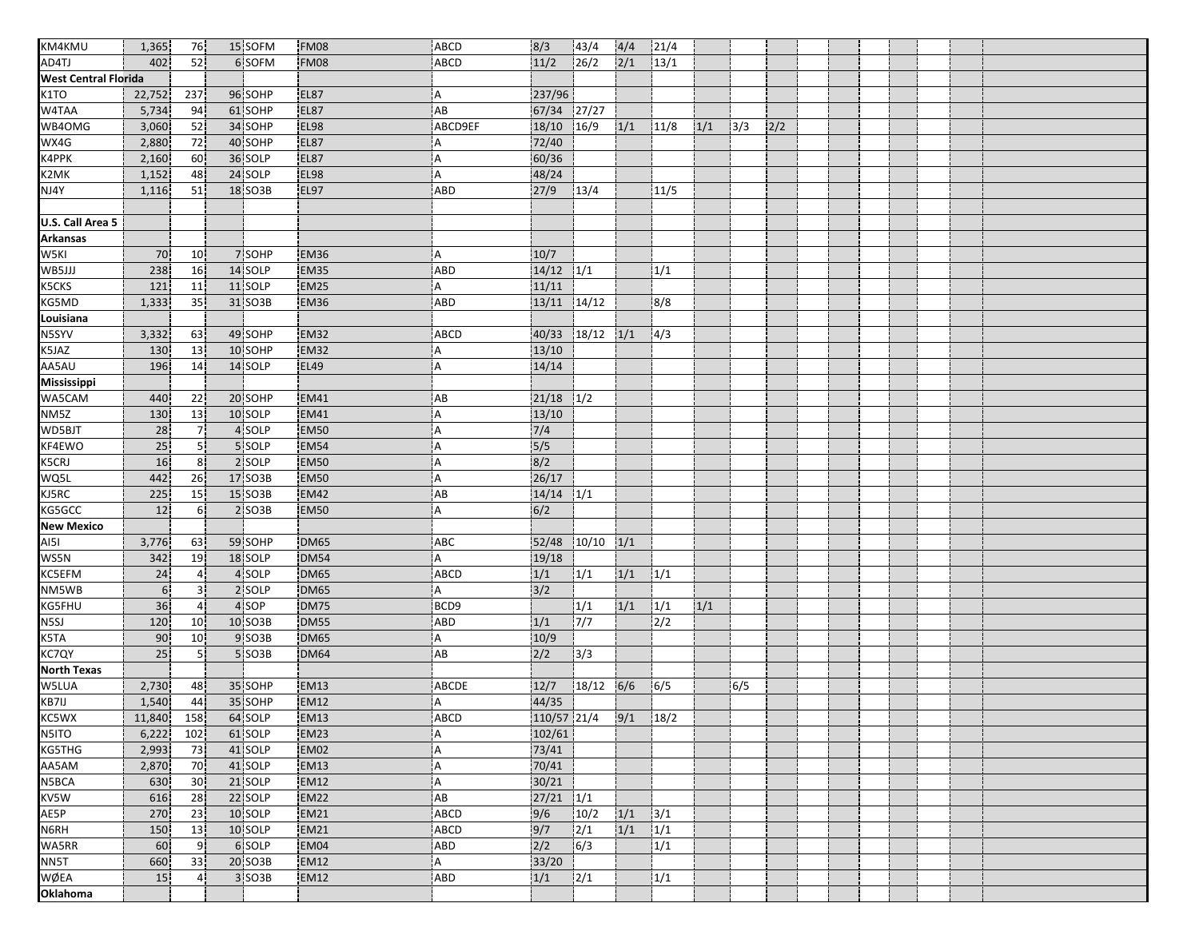| | | | | | | | | | | | | | |
|---|---|---|---|---|---|---|---|---|---|---|---|---|---|
| KM4KMU | 1,365 | 76 | 15 | SOFM | FM08 | ABCD | 8/3 | 43/4 | 4/4 | 21/4 | | | |
| AD4TJ | 402 | 52 | 6 | SOFM | FM08 | ABCD | 11/2 | 26/2 | 2/1 | 13/1 | | | |
| **West Central Florida** | | | | | | | | | | | | | |
| K1TO | 22,752 | 237 | 96 | SOHP | EL87 | A | 237/96 | | | | | | |
| W4TAA | 5,734 | 94 | 61 | SOHP | EL87 | AB | 67/34 | 27/27 | | | | | |
| WB4OMG | 3,060 | 52 | 34 | SOHP | EL98 | ABCD9EF | 18/10 | 16/9 | 1/1 | 11/8 | 1/1 | 3/3 | 2/2 |
| WX4G | 2,880 | 72 | 40 | SOHP | EL87 | A | 72/40 | | | | | | |
| K4PPK | 2,160 | 60 | 36 | SOLP | EL87 | A | 60/36 | | | | | | |
| K2MK | 1,152 | 48 | 24 | SOLP | EL98 | A | 48/24 | | | | | | |
| NJ4Y | 1,116 | 51 | 18 | SO3B | EL97 | ABD | 27/9 | 13/4 | | 11/5 | | | |
| | | | | | | | | | | | | | |
| **U.S. Call Area 5** | | | | | | | | | | | | | |
| **Arkansas** | | | | | | | | | | | | | |
| W5KI | 70 | 10 | 7 | SOHP | EM36 | A | 10/7 | | | | | | |
| WB5JJJ | 238 | 16 | 14 | SOLP | EM35 | ABD | 14/12 | 1/1 | | 1/1 | | | |
| K5CKS | 121 | 11 | 11 | SOLP | EM25 | A | 11/11 | | | | | | |
| KG5MD | 1,333 | 35 | 31 | SO3B | EM36 | ABD | 13/11 | 14/12 | | 8/8 | | | |
| **Louisiana** | | | | | | | | | | | | | |
| N5SYV | 3,332 | 63 | 49 | SOHP | EM32 | ABCD | 40/33 | 18/12 | 1/1 | 4/3 | | | |
| K5JAZ | 130 | 13 | 10 | SOHP | EM32 | A | 13/10 | | | | | | |
| AA5AU | 196 | 14 | 14 | SOLP | EL49 | A | 14/14 | | | | | | |
| **Mississippi** | | | | | | | | | | | | | |
| WA5CAM | 440 | 22 | 20 | SOHP | EM41 | AB | 21/18 | 1/2 | | | | | |
| NM5Z | 130 | 13 | 10 | SOLP | EM41 | A | 13/10 | | | | | | |
| WD5BJT | 28 | 7 | 4 | SOLP | EM50 | A | 7/4 | | | | | | |
| KF4EWO | 25 | 5 | 5 | SOLP | EM54 | A | 5/5 | | | | | | |
| K5CRJ | 16 | 8 | 2 | SOLP | EM50 | A | 8/2 | | | | | | |
| WQ5L | 442 | 26 | 17 | SO3B | EM50 | A | 26/17 | | | | | | |
| KJ5RC | 225 | 15 | 15 | SO3B | EM42 | AB | 14/14 | 1/1 | | | | | |
| KG5GCC | 12 | 6 | 2 | SO3B | EM50 | A | 6/2 | | | | | | |
| **New Mexico** | | | | | | | | | | | | | |
| AI5I | 3,776 | 63 | 59 | SOHP | DM65 | ABC | 52/48 | 10/10 | 1/1 | | | | |
| WS5N | 342 | 19 | 18 | SOLP | DM54 | A | 19/18 | | | | | | |
| KC5EFM | 24 | 4 | 4 | SOLP | DM65 | ABCD | 1/1 | 1/1 | 1/1 | 1/1 | | | |
| NM5WB | 6 | 3 | 2 | SOLP | DM65 | A | 3/2 | | | | | | |
| KG5FHU | 36 | 4 | 4 | SOP | DM75 | BCD9 | | 1/1 | 1/1 | 1/1 | 1/1 | | |
| N5SJ | 120 | 10 | 10 | SO3B | DM55 | ABD | 1/1 | 7/7 | | 2/2 | | | |
| K5TA | 90 | 10 | 9 | SO3B | DM65 | A | 10/9 | | | | | | |
| KC7QY | 25 | 5 | 5 | SO3B | DM64 | AB | 2/2 | 3/3 | | | | | |
| **North Texas** | | | | | | | | | | | | | |
| W5LUA | 2,730 | 48 | 35 | SOHP | EM13 | ABCDE | 12/7 | 18/12 | 6/6 | 6/5 | | 6/5 | |
| KB7IJ | 1,540 | 44 | 35 | SOHP | EM12 | A | 44/35 | | | | | | |
| KC5WX | 11,840 | 158 | 64 | SOLP | EM13 | ABCD | 110/57 | 21/4 | 9/1 | 18/2 | | | |
| N5ITO | 6,222 | 102 | 61 | SOLP | EM23 | A | 102/61 | | | | | | |
| KG5THG | 2,993 | 73 | 41 | SOLP | EM02 | A | 73/41 | | | | | | |
| AA5AM | 2,870 | 70 | 41 | SOLP | EM13 | A | 70/41 | | | | | | |
| N5BCA | 630 | 30 | 21 | SOLP | EM12 | A | 30/21 | | | | | | |
| KV5W | 616 | 28 | 22 | SOLP | EM22 | AB | 27/21 | 1/1 | | | | | |
| AE5P | 270 | 23 | 10 | SOLP | EM21 | ABCD | 9/6 | 10/2 | 1/1 | 3/1 | | | |
| N6RH | 150 | 13 | 10 | SOLP | EM21 | ABCD | 9/7 | 2/1 | 1/1 | 1/1 | | | |
| WA5RR | 60 | 9 | 6 | SOLP | EM04 | ABD | 2/2 | 6/3 | | 1/1 | | | |
| NN5T | 660 | 33 | 20 | SO3B | EM12 | A | 33/20 | | | | | | |
| WØEA | 15 | 4 | 3 | SO3B | EM12 | ABD | 1/1 | 2/1 | | 1/1 | | | |
| **Oklahoma** | | | | | | | | | | | | | |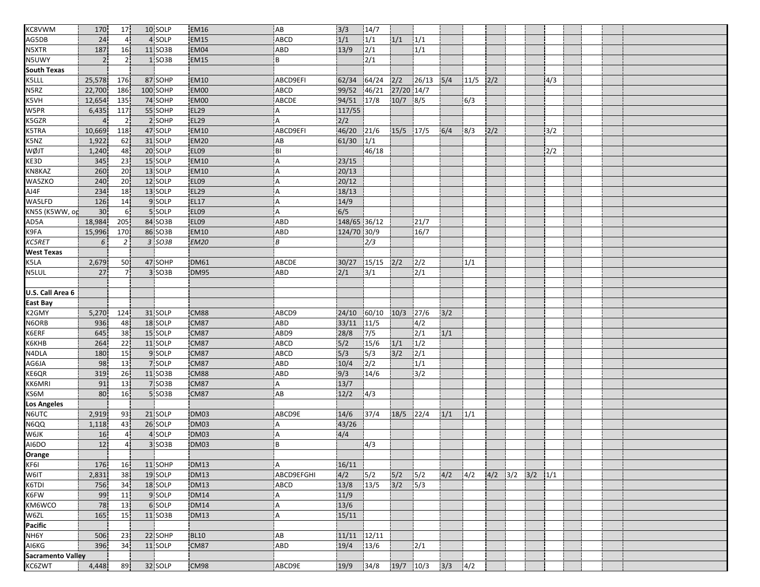| | | | | | | | | | | | | | | | | | | | | |
|---|---|---|---|---|---|---|---|---|---|---|---|---|---|---|---|---|---|---|---|---|
| KC8VWM | 170 | 17 | 10 | SOLP | EM16 | AB | 3/3 | 14/7 | | | | | | | | | | | | |
| AG5DB | 24 | 4 | 4 | SOLP | EM15 | ABCD | 1/1 | 1/1 | 1/1 | 1/1 | | | | | | | | | | |
| N5XTR | 187 | 16 | 11 | SO3B | EM04 | ABD | 13/9 | 2/1 | | 1/1 | | | | | | | | | | |
| N5UWY | 2 | 2 | 1 | SO3B | EM15 | B | | 2/1 | | | | | | | | | | | | |
| **South Texas** | | | | | | | | | | | | | | | | | | | | |
| K5LLL | 25,578 | 176 | 87 | SOHP | EM10 | ABCD9EFI | 62/34 | 64/24 | 2/2 | 26/13 | 5/4 | 11/5 | 2/2 | | | 4/3 | | | | |
| N5RZ | 22,700 | 186 | 100 | SOHP | EM00 | ABCD | 99/52 | 46/21 | 27/20 | 14/7 | | | | | | | | | | |
| K5VH | 12,654 | 135 | 74 | SOHP | EM00 | ABCDE | 94/51 | 17/8 | 10/7 | 8/5 | | 6/3 | | | | | | | | |
| W5PR | 6,435 | 117 | 55 | SOHP | EL29 | A | 117/55 | | | | | | | | | | | | | |
| K5GZR | 4 | 2 | 2 | SOHP | EL29 | A | 2/2 | | | | | | | | | | | | | |
| K5TRA | 10,669 | 118 | 47 | SOLP | EM10 | ABCD9EFI | 46/20 | 21/6 | 15/5 | 17/5 | 6/4 | 8/3 | 2/2 | | | 3/2 | | | | |
| K5NZ | 1,922 | 62 | 31 | SOLP | EM20 | AB | 61/30 | 1/1 | | | | | | | | | | | | |
| WØJT | 1,240 | 48 | 20 | SOLP | EL09 | BI | | 46/18 | | | | | | | | 2/2 | | | | |
| KE3D | 345 | 23 | 15 | SOLP | EM10 | A | 23/15 | | | | | | | | | | | | | |
| KN8KAZ | 260 | 20 | 13 | SOLP | EM10 | A | 20/13 | | | | | | | | | | | | | |
| WA5ZKO | 240 | 20 | 12 | SOLP | EL09 | A | 20/12 | | | | | | | | | | | | | |
| AJ4F | 234 | 18 | 13 | SOLP | EL29 | A | 18/13 | | | | | | | | | | | | | |
| WA5LFD | 126 | 14 | 9 | SOLP | EL17 | A | 14/9 | | | | | | | | | | | | | |
| KN5S (K5WW, op | 30 | 6 | 5 | SOLP | EL09 | A | 6/5 | | | | | | | | | | | | | |
| AD5A | 18,984 | 205 | 84 | SO3B | EL09 | ABD | 148/65 | 36/12 | | 21/7 | | | | | | | | | | |
| K9FA | 15,996 | 170 | 86 | SO3B | EM10 | ABD | 124/70 | 30/9 | | 16/7 | | | | | | | | | | |
| *KC5RET* | *6* | *2* | *3* | *SO3B* | *EM20* | *B* | | *2/3* | | | | | | | | | | | | |
| **West Texas** | | | | | | | | | | | | | | | | | | | | |
| K5LA | 2,679 | 50 | 47 | SOHP | DM61 | ABCDE | 30/27 | 15/15 | 2/2 | 2/2 | | 1/1 | | | | | | | | |
| N5LUL | 27 | 7 | 3 | SO3B | DM95 | ABD | 2/1 | 3/1 | | 2/1 | | | | | | | | | | |
| | | | | | | | | | | | | | | | | | | | | |
| **U.S. Call Area 6** | | | | | | | | | | | | | | | | | | | | |
| **East Bay** | | | | | | | | | | | | | | | | | | | | |
| K2GMY | 5,270 | 124 | 31 | SOLP | CM88 | ABCD9 | 24/10 | 60/10 | 10/3 | 27/6 | 3/2 | | | | | | | | | |
| N6ORB | 936 | 48 | 18 | SOLP | CM87 | ABD | 33/11 | 11/5 | | 4/2 | | | | | | | | | | |
| K6ERF | 645 | 38 | 15 | SOLP | CM87 | ABD9 | 28/8 | 7/5 | | 2/1 | 1/1 | | | | | | | | | |
| K6KHB | 264 | 22 | 11 | SOLP | CM87 | ABCD | 5/2 | 15/6 | 1/1 | 1/2 | | | | | | | | | | |
| N4DLA | 180 | 15 | 9 | SOLP | CM87 | ABCD | 5/3 | 5/3 | 3/2 | 2/1 | | | | | | | | | | |
| AG6JA | 98 | 13 | 7 | SOLP | CM87 | ABD | 10/4 | 2/2 | | 1/1 | | | | | | | | | | |
| KE6QR | 319 | 26 | 11 | SO3B | CM88 | ABD | 9/3 | 14/6 | | 3/2 | | | | | | | | | | |
| KK6MRI | 91 | 13 | 7 | SO3B | CM87 | A | 13/7 | | | | | | | | | | | | | |
| KS6M | 80 | 16 | 5 | SO3B | CM87 | AB | 12/2 | 4/3 | | | | | | | | | | | | |
| **Los Angeles** | | | | | | | | | | | | | | | | | | | | |
| N6UTC | 2,919 | 93 | 21 | SOLP | DM03 | ABCD9E | 14/6 | 37/4 | 18/5 | 22/4 | 1/1 | 1/1 | | | | | | | | |
| N6QQ | 1,118 | 43 | 26 | SOLP | DM03 | A | 43/26 | | | | | | | | | | | | | |
| W6JK | 16 | 4 | 4 | SOLP | DM03 | A | 4/4 | | | | | | | | | | | | | |
| AI6DO | 12 | 4 | 3 | SO3B | DM03 | B | | 4/3 | | | | | | | | | | | | |
| **Orange** | | | | | | | | | | | | | | | | | | | | |
| KF6I | 176 | 16 | 11 | SOHP | DM13 | A | 16/11 | | | | | | | | | | | | | |
| W6IT | 2,831 | 38 | 19 | SOLP | DM13 | ABCD9EFGHI | 4/2 | 5/2 | 5/2 | 5/2 | 4/2 | 4/2 | 4/2 | 3/2 | 3/2 | 1/1 | | | | |
| K6TDI | 756 | 34 | 18 | SOLP | DM13 | ABCD | 13/8 | 13/5 | 3/2 | 5/3 | | | | | | | | | | |
| K6FW | 99 | 11 | 9 | SOLP | DM14 | A | 11/9 | | | | | | | | | | | | | |
| KM6WCO | 78 | 13 | 6 | SOLP | DM14 | A | 13/6 | | | | | | | | | | | | | |
| W6ZL | 165 | 15 | 11 | SO3B | DM13 | A | 15/11 | | | | | | | | | | | | | |
| **Pacific** | | | | | | | | | | | | | | | | | | | | |
| NH6Y | 506 | 23 | 22 | SOHP | BL10 | AB | 11/11 | 12/11 | | | | | | | | | | | | |
| AI6KG | 396 | 34 | 11 | SOLP | CM87 | ABD | 19/4 | 13/6 | | 2/1 | | | | | | | | | | |
| **Sacramento Valley** | | | | | | | | | | | | | | | | | | | | |
| KC6ZWT | 4,448 | 89 | 32 | SOLP | CM98 | ABCD9E | 19/9 | 34/8 | 19/7 | 10/3 | 3/3 | 4/2 | | | | | | | | |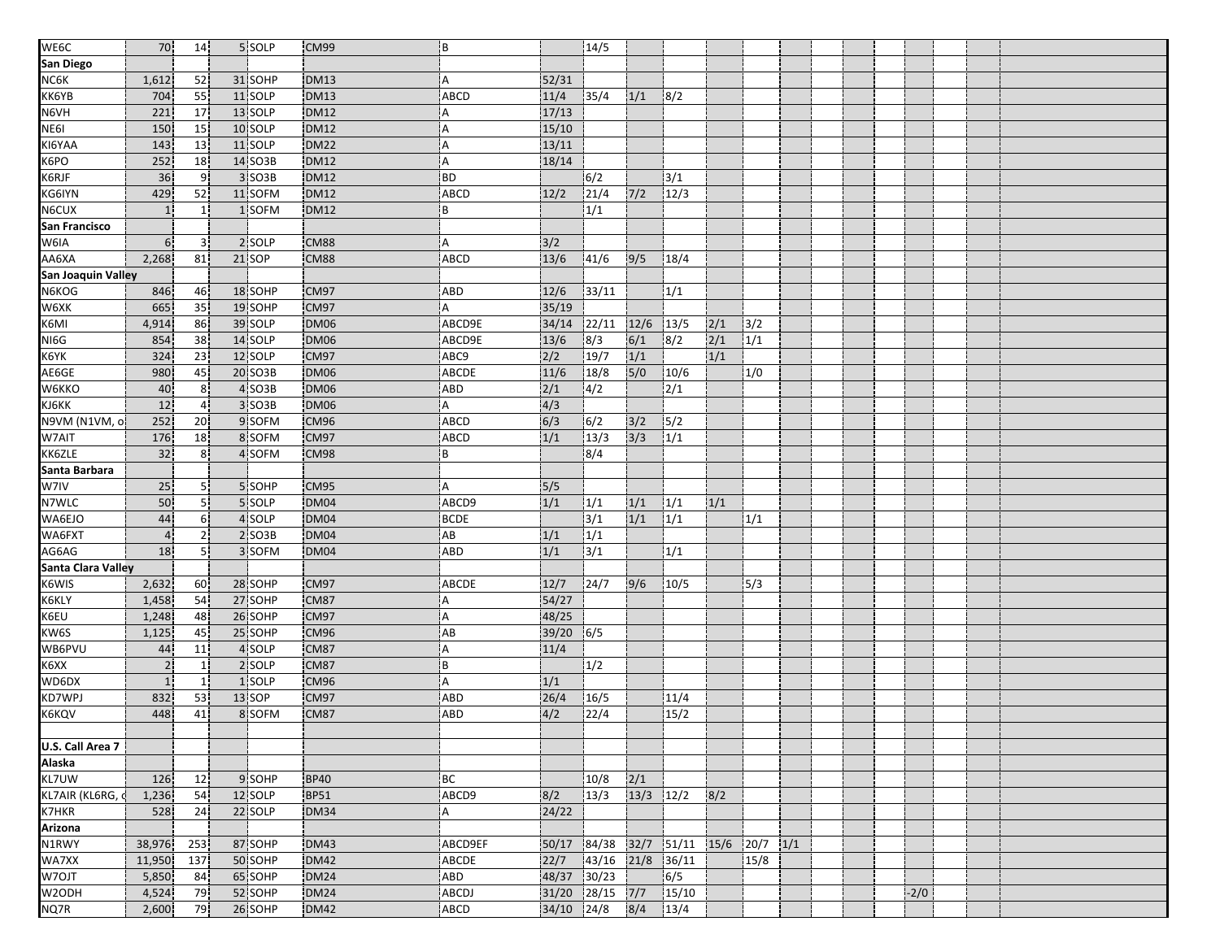| | | | | | | | | | | | | | | | | | | |
|---|---|---|---|---|---|---|---|---|---|---|---|---|---|---|---|---|---|---|---|
| WE6C | 70 | 14 | 5 | SOLP | CM99 | B | | 14/5 | | | | | | | | | | | |
| **San Diego** | | | | | | | | | | | | | | | | | | | |
| NC6K | 1,612 | 52 | 31 | SOHP | DM13 | A | 52/31 | | | | | | | | | | | | |
| KK6YB | 704 | 55 | 11 | SOLP | DM13 | ABCD | 11/4 | 35/4 | 1/1 | 8/2 | | | | | | | | | |
| N6VH | 221 | 17 | 13 | SOLP | DM12 | A | 17/13 | | | | | | | | | | | | |
| NE6I | 150 | 15 | 10 | SOLP | DM12 | A | 15/10 | | | | | | | | | | | | |
| KI6YAA | 143 | 13 | 11 | SOLP | DM22 | A | 13/11 | | | | | | | | | | | | |
| K6PO | 252 | 18 | 14 | SO3B | DM12 | A | 18/14 | | | | | | | | | | | | |
| K6RJF | 36 | 9 | 3 | SO3B | DM12 | BD | | 6/2 | | 3/1 | | | | | | | | | |
| KG6IYN | 429 | 52 | 11 | SOFM | DM12 | ABCD | 12/2 | 21/4 | 7/2 | 12/3 | | | | | | | | | |
| N6CUX | 1 | 1 | 1 | SOFM | DM12 | B | | 1/1 | | | | | | | | | | | |
| **San Francisco** | | | | | | | | | | | | | | | | | | | |
| W6IA | 6 | 3 | 2 | SOLP | CM88 | A | 3/2 | | | | | | | | | | | | |
| AA6XA | 2,268 | 81 | 21 | SOP | CM88 | ABCD | 13/6 | 41/6 | 9/5 | 18/4 | | | | | | | | | |
| **San Joaquin Valley** | | | | | | | | | | | | | | | | | | | |
| N6KOG | 846 | 46 | 18 | SOHP | CM97 | ABD | 12/6 | 33/11 | | 1/1 | | | | | | | | | |
| W6XK | 665 | 35 | 19 | SOHP | CM97 | A | 35/19 | | | | | | | | | | | | |
| K6MI | 4,914 | 86 | 39 | SOLP | DM06 | ABCD9E | 34/14 | 22/11 | 12/6 | 13/5 | 2/1 | 3/2 | | | | | | | |
| NI6G | 854 | 38 | 14 | SOLP | DM06 | ABCD9E | 13/6 | 8/3 | 6/1 | 8/2 | 2/1 | 1/1 | | | | | | | |
| K6YK | 324 | 23 | 12 | SOLP | CM97 | ABC9 | 2/2 | 19/7 | 1/1 | | 1/1 | | | | | | | | |
| AE6GE | 980 | 45 | 20 | SO3B | DM06 | ABCDE | 11/6 | 18/8 | 5/0 | 10/6 | | 1/0 | | | | | | | |
| W6KKO | 40 | 8 | 4 | SO3B | DM06 | ABD | 2/1 | 4/2 | | 2/1 | | | | | | | | | |
| KJ6KK | 12 | 4 | 3 | SO3B | DM06 | A | 4/3 | | | | | | | | | | | | |
| N9VM (N1VM, o | 252 | 20 | 9 | SOFM | CM96 | ABCD | 6/3 | 6/2 | 3/2 | 5/2 | | | | | | | | | |
| W7AIT | 176 | 18 | 8 | SOFM | CM97 | ABCD | 1/1 | 13/3 | 3/3 | 1/1 | | | | | | | | | |
| KK6ZLE | 32 | 8 | 4 | SOFM | CM98 | B | | 8/4 | | | | | | | | | | | |
| **Santa Barbara** | | | | | | | | | | | | | | | | | | | |
| W7IV | 25 | 5 | 5 | SOHP | CM95 | A | 5/5 | | | | | | | | | | | | |
| N7WLC | 50 | 5 | 5 | SOLP | DM04 | ABCD9 | 1/1 | 1/1 | 1/1 | 1/1 | 1/1 | | | | | | | | |
| WA6EJO | 44 | 6 | 4 | SOLP | DM04 | BCDE | | 3/1 | 1/1 | 1/1 | | 1/1 | | | | | | | |
| WA6FXT | 4 | 2 | 2 | SO3B | DM04 | AB | 1/1 | 1/1 | | | | | | | | | | | |
| AG6AG | 18 | 5 | 3 | SOFM | DM04 | ABD | 1/1 | 3/1 | | 1/1 | | | | | | | | | |
| **Santa Clara Valley** | | | | | | | | | | | | | | | | | | | |
| K6WIS | 2,632 | 60 | 28 | SOHP | CM97 | ABCDE | 12/7 | 24/7 | 9/6 | 10/5 | | 5/3 | | | | | | | |
| K6KLY | 1,458 | 54 | 27 | SOHP | CM87 | A | 54/27 | | | | | | | | | | | | |
| K6EU | 1,248 | 48 | 26 | SOHP | CM97 | A | 48/25 | | | | | | | | | | | | |
| KW6S | 1,125 | 45 | 25 | SOHP | CM96 | AB | 39/20 | 6/5 | | | | | | | | | | | |
| WB6PVU | 44 | 11 | 4 | SOLP | CM87 | A | 11/4 | | | | | | | | | | | | |
| K6XX | 2 | 1 | 2 | SOLP | CM87 | B | | 1/2 | | | | | | | | | | | |
| WD6DX | 1 | 1 | 1 | SOLP | CM96 | A | 1/1 | | | | | | | | | | | | |
| KD7WPJ | 832 | 53 | 13 | SOP | CM97 | ABD | 26/4 | 16/5 | | 11/4 | | | | | | | | | |
| K6KQV | 448 | 41 | 8 | SOFM | CM87 | ABD | 4/2 | 22/4 | | 15/2 | | | | | | | | | |
| | | | | | | | | | | | | | | | | | | | |
| **U.S. Call Area 7** | | | | | | | | | | | | | | | | | | | |
| **Alaska** | | | | | | | | | | | | | | | | | | | |
| KL7UW | 126 | 12 | 9 | SOHP | BP40 | BC | | 10/8 | 2/1 | | | | | | | | | | |
| KL7AIR (KL6RG, c | 1,236 | 54 | 12 | SOLP | BP51 | ABCD9 | 8/2 | 13/3 | 13/3 | 12/2 | 8/2 | | | | | | | | |
| K7HKR | 528 | 24 | 22 | SOLP | DM34 | A | 24/22 | | | | | | | | | | | | |
| **Arizona** | | | | | | | | | | | | | | | | | | | |
| N1RWY | 38,976 | 253 | 87 | SOHP | DM43 | ABCD9EF | 50/17 | 84/38 | 32/7 | 51/11 | 15/6 | 20/7 | 1/1 | | | | | | |
| WA7XX | 11,950 | 137 | 50 | SOHP | DM42 | ABCDE | 22/7 | 43/16 | 21/8 | 36/11 | | 15/8 | | | | | | | |
| W7OJT | 5,850 | 84 | 65 | SOHP | DM24 | ABD | 48/37 | 30/23 | | 6/5 | | | | | | | | | |
| W2ODH | 4,524 | 79 | 52 | SOHP | DM24 | ABCDJ | 31/20 | 28/15 | 7/7 | 15/10 | | | | | | | -2/0 | | |
| NQ7R | 2,600 | 79 | 26 | SOHP | DM42 | ABCD | 34/10 | 24/8 | 8/4 | 13/4 | | | | | | | | | |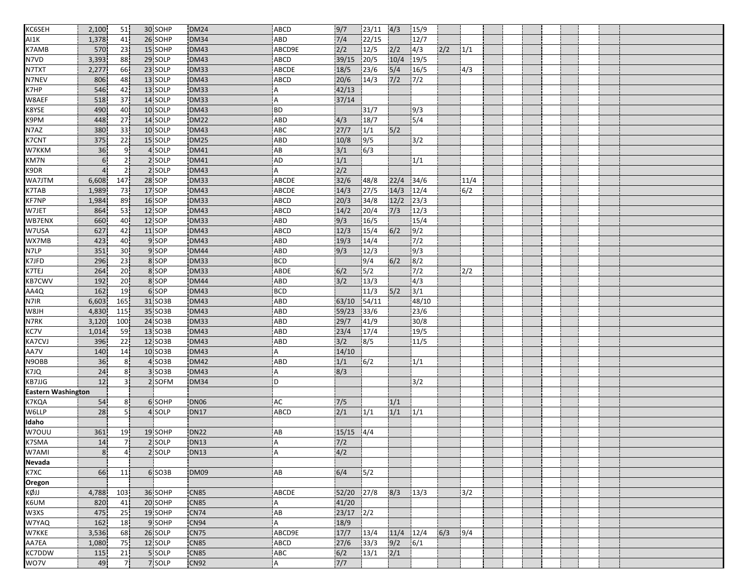| | | | | | | | | | | | | |
|---|---|---|---|---|---|---|---|---|---|---|---|---|
| KC6SEH | 2,100 | 51 | 30 | SOHP | DM24 | ABCD | 9/7 | 23/11 | 4/3 | 15/9 | | |
| AI1K | 1,378 | 41 | 26 | SOHP | DM34 | ABD | 7/4 | 22/15 | | 12/7 | | |
| K7AMB | 570 | 23 | 15 | SOHP | DM43 | ABCD9E | 2/2 | 12/5 | 2/2 | 4/3 | 2/2 | 1/1 |
| N7VD | 3,393 | 88 | 29 | SOLP | DM43 | ABCD | 39/15 | 20/5 | 10/4 | 19/5 | | |
| N7TXT | 2,277 | 66 | 23 | SOLP | DM33 | ABCDE | 18/5 | 23/6 | 5/4 | 16/5 | | 4/3 |
| N7NEV | 806 | 48 | 13 | SOLP | DM43 | ABCD | 20/6 | 14/3 | 7/2 | 7/2 | | |
| K7HP | 546 | 42 | 13 | SOLP | DM33 | A | 42/13 | | | | | |
| W8AEF | 518 | 37 | 14 | SOLP | DM33 | A | 37/14 | | | | | |
| K8YSE | 490 | 40 | 10 | SOLP | DM43 | BD | | 31/7 | | 9/3 | | |
| K9PM | 448 | 27 | 14 | SOLP | DM22 | ABD | 4/3 | 18/7 | | 5/4 | | |
| N7AZ | 380 | 33 | 10 | SOLP | DM43 | ABC | 27/7 | 1/1 | 5/2 | | | |
| K7CNT | 375 | 22 | 15 | SOLP | DM25 | ABD | 10/8 | 9/5 | | 3/2 | | |
| W7KKM | 36 | 9 | 4 | SOLP | DM41 | AB | 3/1 | 6/3 | | | | |
| KM7N | 6 | 2 | 2 | SOLP | DM41 | AD | 1/1 | | | 1/1 | | |
| K9DR | 4 | 2 | 2 | SOLP | DM43 | A | 2/2 | | | | | |
| WA7JTM | 6,608 | 147 | 28 | SOP | DM33 | ABCDE | 32/6 | 48/8 | 22/4 | 34/6 | | 11/4 |
| K7TAB | 1,989 | 73 | 17 | SOP | DM43 | ABCDE | 14/3 | 27/5 | 14/3 | 12/4 | | 6/2 |
| KF7NP | 1,984 | 89 | 16 | SOP | DM33 | ABCD | 20/3 | 34/8 | 12/2 | 23/3 | | |
| W7JET | 864 | 53 | 12 | SOP | DM43 | ABCD | 14/2 | 20/4 | 7/3 | 12/3 | | |
| WB7ENX | 660 | 40 | 12 | SOP | DM33 | ABD | 9/3 | 16/5 | | 15/4 | | |
| W7USA | 627 | 42 | 11 | SOP | DM43 | ABCD | 12/3 | 15/4 | 6/2 | 9/2 | | |
| WX7MB | 423 | 40 | 9 | SOP | DM43 | ABD | 19/3 | 14/4 | | 7/2 | | |
| N7LP | 351 | 30 | 9 | SOP | DM44 | ABD | 9/3 | 12/3 | | 9/3 | | |
| K7JFD | 296 | 23 | 8 | SOP | DM33 | BCD | | 9/4 | 6/2 | 8/2 | | |
| K7TEJ | 264 | 20 | 8 | SOP | DM33 | ABDE | 6/2 | 5/2 | | 7/2 | | 2/2 |
| KB7CWV | 192 | 20 | 8 | SOP | DM44 | ABD | 3/2 | 13/3 | | 4/3 | | |
| AA4Q | 162 | 19 | 6 | SOP | DM43 | BCD | | 11/3 | 5/2 | 3/1 | | |
| N7IR | 6,603 | 165 | 31 | SO3B | DM43 | ABD | 63/10 | 54/11 | | 48/10 | | |
| W8JH | 4,830 | 115 | 35 | SO3B | DM43 | ABD | 59/23 | 33/6 | | 23/6 | | |
| N7RK | 3,120 | 100 | 24 | SO3B | DM33 | ABD | 29/7 | 41/9 | | 30/8 | | |
| KC7V | 1,014 | 59 | 13 | SO3B | DM43 | ABD | 23/4 | 17/4 | | 19/5 | | |
| KA7CVJ | 396 | 22 | 12 | SO3B | DM43 | ABD | 3/2 | 8/5 | | 11/5 | | |
| AA7V | 140 | 14 | 10 | SO3B | DM43 | A | 14/10 | | | | | |
| N9OBB | 36 | 8 | 4 | SO3B | DM42 | ABD | 1/1 | 6/2 | | 1/1 | | |
| K7JQ | 24 | 8 | 3 | SO3B | DM43 | A | 8/3 | | | | | |
| KB7JJG | 12 | 3 | 2 | SOFM | DM34 | D | | | | 3/2 | | |
| **Eastern Washington** | | | | | | | | | | | | |
| K7KQA | 54 | 8 | 6 | SOHP | DN06 | AC | 7/5 | | 1/1 | | | |
| W6LLP | 28 | 5 | 4 | SOLP | DN17 | ABCD | 2/1 | 1/1 | 1/1 | 1/1 | | |
| **Idaho** | | | | | | | | | | | | |
| W7OUU | 361 | 19 | 19 | SOHP | DN22 | AB | 15/15 | 4/4 | | | | |
| K7SMA | 14 | 7 | 2 | SOLP | DN13 | A | 7/2 | | | | | |
| W7AMI | 8 | 4 | 2 | SOLP | DN13 | A | 4/2 | | | | | |
| **Nevada** | | | | | | | | | | | | |
| K7XC | 66 | 11 | 6 | SO3B | DM09 | AB | 6/4 | 5/2 | | | | |
| **Oregon** | | | | | | | | | | | | |
| KØJJ | 4,788 | 103 | 36 | SOHP | CN85 | ABCDE | 52/20 | 27/8 | 8/3 | 13/3 | | 3/2 |
| K6UM | 820 | 41 | 20 | SOHP | CN85 | A | 41/20 | | | | | |
| W3XS | 475 | 25 | 19 | SOHP | CN74 | AB | 23/17 | 2/2 | | | | |
| W7YAQ | 162 | 18 | 9 | SOHP | CN94 | A | 18/9 | | | | | |
| W7KKE | 3,536 | 68 | 26 | SOLP | CN75 | ABCD9E | 17/7 | 13/4 | 11/4 | 12/4 | 6/3 | 9/4 |
| AA7EA | 1,080 | 75 | 12 | SOLP | CN85 | ABCD | 27/6 | 33/3 | 9/2 | 6/1 | | |
| KC7DDW | 115 | 21 | 5 | SOLP | CN85 | ABC | 6/2 | 13/1 | 2/1 | | | |
| WO7V | 49 | 7 | 7 | SOLP | CN92 | A | 7/7 | | | | | |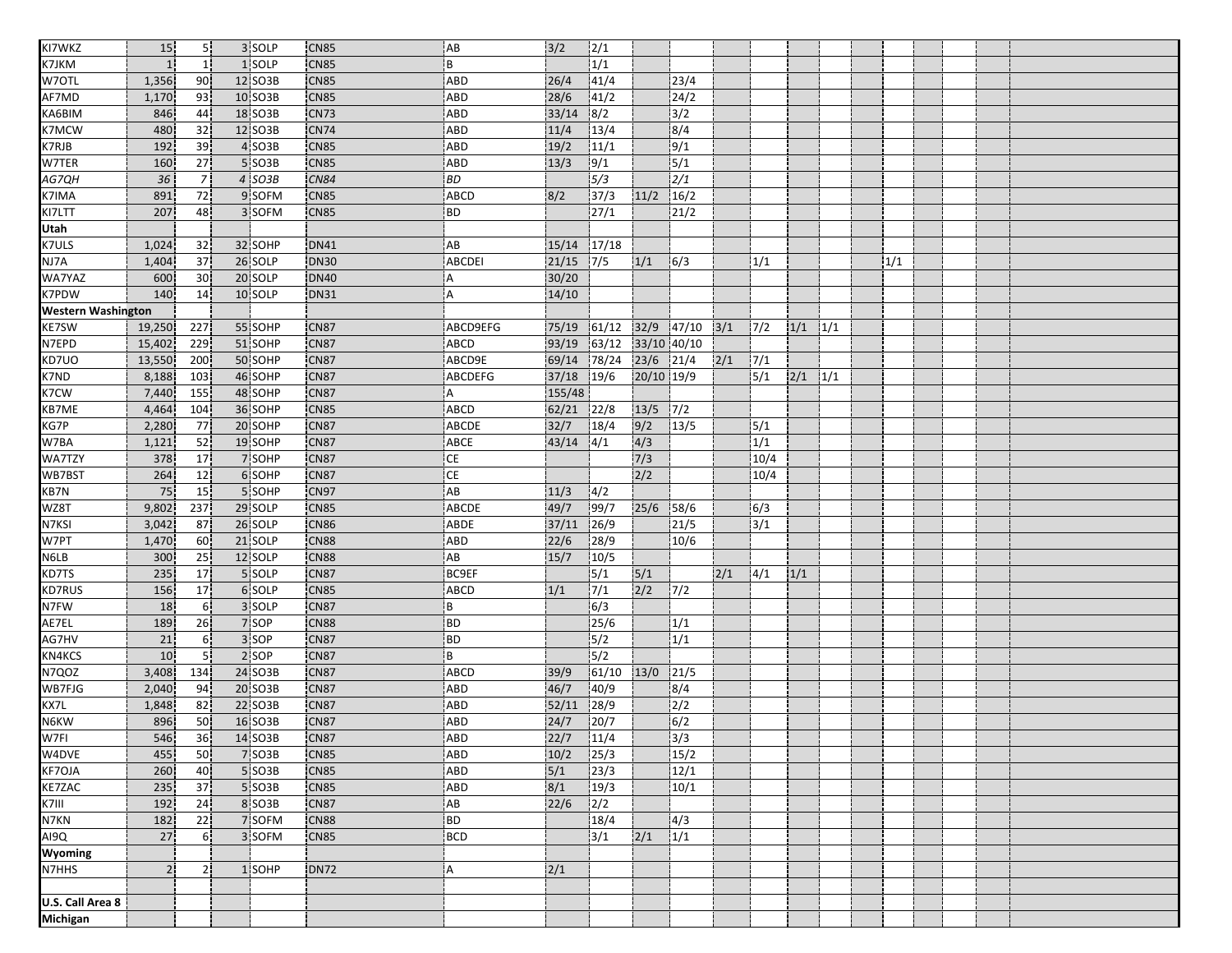| | | | | | | | | | | | | | | | | | | | | |
|---|---|---|---|---|---|---|---|---|---|---|---|---|---|---|---|---|---|---|---|---|
| KI7WKZ | 15 | 5 | 3 | SOLP | CN85 | AB | 3/2 | 2/1 | | | | | | | | | | | | |
| K7JKM | 1 | 1 | 1 | SOLP | CN85 | B | | 1/1 | | | | | | | | | | | | |
| W7OTL | 1,356 | 90 | 12 | SO3B | CN85 | ABD | 26/4 | 41/4 | | 23/4 | | | | | | | | | | |
| AF7MD | 1,170 | 93 | 10 | SO3B | CN85 | ABD | 28/6 | 41/2 | | 24/2 | | | | | | | | | | |
| KA6BIM | 846 | 44 | 18 | SO3B | CN73 | ABD | 33/14 | 8/2 | | 3/2 | | | | | | | | | | |
| K7MCW | 480 | 32 | 12 | SO3B | CN74 | ABD | 11/4 | 13/4 | | 8/4 | | | | | | | | | | |
| K7RJB | 192 | 39 | 4 | SO3B | CN85 | ABD | 19/2 | 11/1 | | 9/1 | | | | | | | | | | |
| W7TER | 160 | 27 | 5 | SO3B | CN85 | ABD | 13/3 | 9/1 | | 5/1 | | | | | | | | | | |
| *AG7QH* | *36* | *7* | *4* | *SO3B* | *CN84* | *BD* | | *5/3* | | *2/1* | | | | | | | | | | |
| K7IMA | 891 | 72 | 9 | SOFM | CN85 | ABCD | 8/2 | 37/3 | 11/2 | 16/2 | | | | | | | | | | |
| KI7LTT | 207 | 48 | 3 | SOFM | CN85 | BD | | 27/1 | | 21/2 | | | | | | | | | | |
| **Utah** | | | | | | | | | | | | | | | | | | | | |
| K7ULS | 1,024 | 32 | 32 | SOHP | DN41 | AB | 15/14 | 17/18 | | | | | | | | | | | | |
| NJ7A | 1,404 | 37 | 26 | SOLP | DN30 | ABCDEI | 21/15 | 7/5 | 1/1 | 6/3 | | 1/1 | | | | 1/1 | | | | |
| WA7YAZ | 600 | 30 | 20 | SOLP | DN40 | A | 30/20 | | | | | | | | | | | | | |
| K7PDW | 140 | 14 | 10 | SOLP | DN31 | A | 14/10 | | | | | | | | | | | | | |
| **Western Washington** | | | | | | | | | | | | | | | | | | | | |
| KE7SW | 19,250 | 227 | 55 | SOHP | CN87 | ABCD9EFG | 75/19 | 61/12 | 32/9 | 47/10 | 3/1 | 7/2 | 1/1 | 1/1 | | | | | | |
| N7EPD | 15,402 | 229 | 51 | SOHP | CN87 | ABCD | 93/19 | 63/12 | 33/10 | 40/10 | | | | | | | | | | |
| KD7UO | 13,550 | 200 | 50 | SOHP | CN87 | ABCD9E | 69/14 | 78/24 | 23/6 | 21/4 | 2/1 | 7/1 | | | | | | | | |
| K7ND | 8,188 | 103 | 46 | SOHP | CN87 | ABCDEFG | 37/18 | 19/6 | 20/10 | 19/9 | | 5/1 | 2/1 | 1/1 | | | | | | |
| K7CW | 7,440 | 155 | 48 | SOHP | CN87 | A | 155/48 | | | | | | | | | | | | | |
| KB7ME | 4,464 | 104 | 36 | SOHP | CN85 | ABCD | 62/21 | 22/8 | 13/5 | 7/2 | | | | | | | | | | |
| KG7P | 2,280 | 77 | 20 | SOHP | CN87 | ABCDE | 32/7 | 18/4 | 9/2 | 13/5 | | 5/1 | | | | | | | | |
| W7BA | 1,121 | 52 | 19 | SOHP | CN87 | ABCE | 43/14 | 4/1 | 4/3 | | | 1/1 | | | | | | | | |
| WA7TZY | 378 | 17 | 7 | SOHP | CN87 | CE | | | 7/3 | | | 10/4 | | | | | | | | |
| WB7BST | 264 | 12 | 6 | SOHP | CN87 | CE | | | 2/2 | | | 10/4 | | | | | | | | |
| KB7N | 75 | 15 | 5 | SOHP | CN97 | AB | 11/3 | 4/2 | | | | | | | | | | | | |
| WZ8T | 9,802 | 237 | 29 | SOLP | CN85 | ABCDE | 49/7 | 99/7 | 25/6 | 58/6 | | 6/3 | | | | | | | | |
| N7KSI | 3,042 | 87 | 26 | SOLP | CN86 | ABDE | 37/11 | 26/9 | | 21/5 | | 3/1 | | | | | | | | |
| W7PT | 1,470 | 60 | 21 | SOLP | CN88 | ABD | 22/6 | 28/9 | | 10/6 | | | | | | | | | | |
| N6LB | 300 | 25 | 12 | SOLP | CN88 | AB | 15/7 | 10/5 | | | | | | | | | | | | |
| KD7TS | 235 | 17 | 5 | SOLP | CN87 | BC9EF | | 5/1 | 5/1 | | 2/1 | 4/1 | 1/1 | | | | | | | |
| KD7RUS | 156 | 17 | 6 | SOLP | CN85 | ABCD | 1/1 | 7/1 | 2/2 | 7/2 | | | | | | | | | | |
| N7FW | 18 | 6 | 3 | SOLP | CN87 | B | | 6/3 | | | | | | | | | | | | |
| AE7EL | 189 | 26 | 7 | SOP | CN88 | BD | | 25/6 | | 1/1 | | | | | | | | | | |
| AG7HV | 21 | 6 | 3 | SOP | CN87 | BD | | 5/2 | | 1/1 | | | | | | | | | | |
| KN4KCS | 10 | 5 | 2 | SOP | CN87 | B | | 5/2 | | | | | | | | | | | | |
| N7QOZ | 3,408 | 134 | 24 | SO3B | CN87 | ABCD | 39/9 | 61/10 | 13/0 | 21/5 | | | | | | | | | | |
| WB7FJG | 2,040 | 94 | 20 | SO3B | CN87 | ABD | 46/7 | 40/9 | | 8/4 | | | | | | | | | | |
| KX7L | 1,848 | 82 | 22 | SO3B | CN87 | ABD | 52/11 | 28/9 | | 2/2 | | | | | | | | | | |
| N6KW | 896 | 50 | 16 | SO3B | CN87 | ABD | 24/7 | 20/7 | | 6/2 | | | | | | | | | | |
| W7FI | 546 | 36 | 14 | SO3B | CN87 | ABD | 22/7 | 11/4 | | 3/3 | | | | | | | | | | |
| W4DVE | 455 | 50 | 7 | SO3B | CN85 | ABD | 10/2 | 25/3 | | 15/2 | | | | | | | | | | |
| KF7OJA | 260 | 40 | 5 | SO3B | CN85 | ABD | 5/1 | 23/3 | | 12/1 | | | | | | | | | | |
| KE7ZAC | 235 | 37 | 5 | SO3B | CN85 | ABD | 8/1 | 19/3 | | 10/1 | | | | | | | | | | |
| K7III | 192 | 24 | 8 | SO3B | CN87 | AB | 22/6 | 2/2 | | | | | | | | | | | | |
| N7KN | 182 | 22 | 7 | SOFM | CN88 | BD | | 18/4 | | 4/3 | | | | | | | | | | |
| AI9Q | 27 | 6 | 3 | SOFM | CN85 | BCD | | 3/1 | 2/1 | 1/1 | | | | | | | | | | |
| **Wyoming** | | | | | | | | | | | | | | | | | | | | |
| N7HHS | 2 | 2 | 1 | SOHP | DN72 | A | 2/1 | | | | | | | | | | | | | |
| | | | | | | | | | | | | | | | | | | | | |
| **U.S. Call Area 8** | | | | | | | | | | | | | | | | | | | | |
| **Michigan** | | | | | | | | | | | | | | | | | | | | |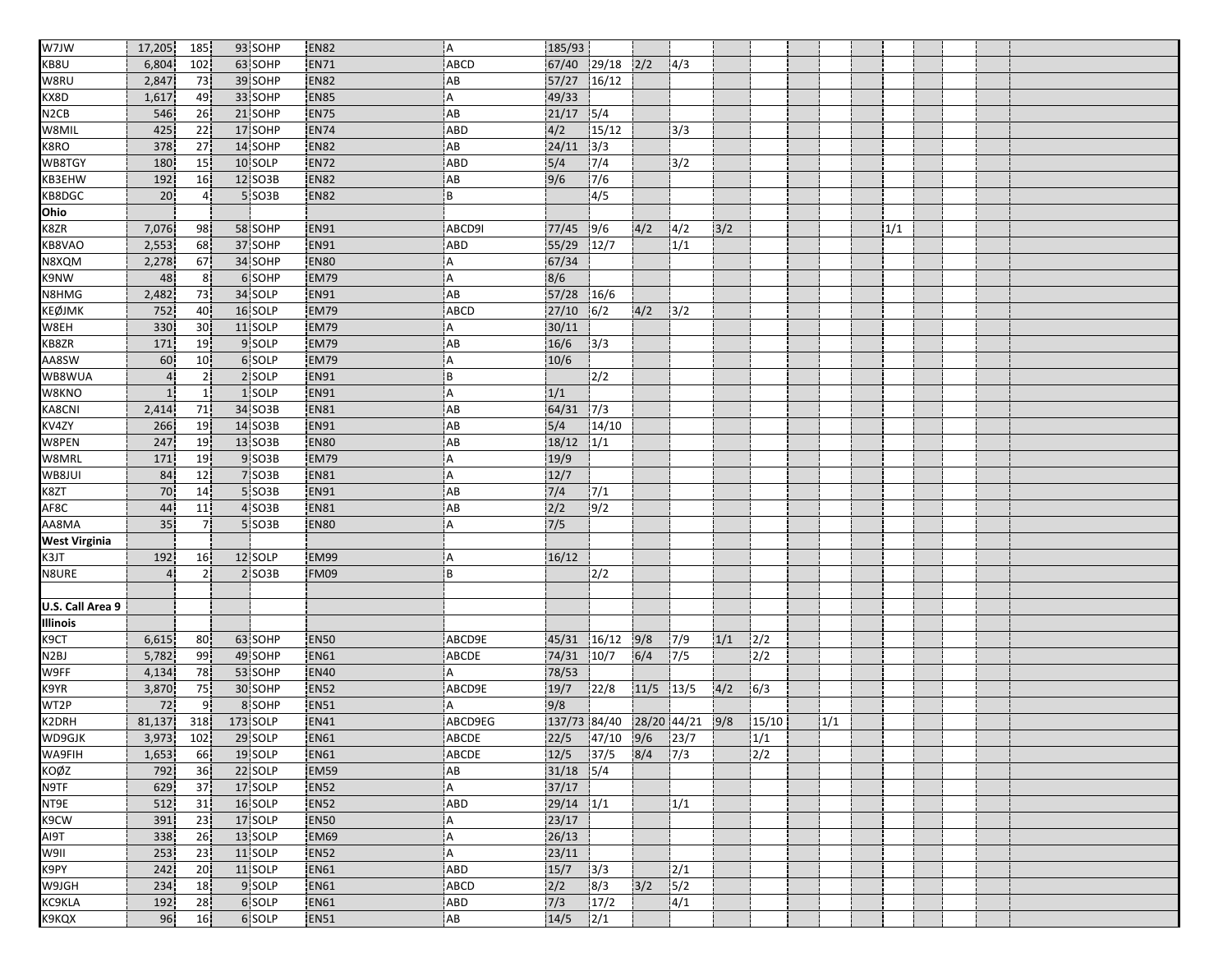| | | | | | | | | | | | | | | | | | | | | |
|---|---|---|---|---|---|---|---|---|---|---|---|---|---|---|---|---|---|---|---|---|
| W7JW | 17,205 | 185 | 93 | SOHP | EN82 | A | 185/93 | | | | | | | | | | | | | |
| KB8U | 6,804 | 102 | 63 | SOHP | EN71 | ABCD | 67/40 | 29/18 | 2/2 | 4/3 | | | | | | | | | | |
| W8RU | 2,847 | 73 | 39 | SOHP | EN82 | AB | 57/27 | 16/12 | | | | | | | | | | | | |
| KX8D | 1,617 | 49 | 33 | SOHP | EN85 | A | 49/33 | | | | | | | | | | | | | |
| N2CB | 546 | 26 | 21 | SOHP | EN75 | AB | 21/17 | 5/4 | | | | | | | | | | | | |
| W8MIL | 425 | 22 | 17 | SOHP | EN74 | ABD | 4/2 | 15/12 | | 3/3 | | | | | | | | | | |
| K8RO | 378 | 27 | 14 | SOHP | EN82 | AB | 24/11 | 3/3 | | | | | | | | | | | | |
| WB8TGY | 180 | 15 | 10 | SOLP | EN72 | ABD | 5/4 | 7/4 | | 3/2 | | | | | | | | | | |
| KB3EHW | 192 | 16 | 12 | SO3B | EN82 | AB | 9/6 | 7/6 | | | | | | | | | | | | |
| KB8DGC | 20 | 4 | 5 | SO3B | EN82 | B | | 4/5 | | | | | | | | | | | | |
| **Ohio** | | | | | | | | | | | | | | | | | | | | |
| K8ZR | 7,076 | 98 | 58 | SOHP | EN91 | ABCD9I | 77/45 | 9/6 | 4/2 | 4/2 | 3/2 | | | | | 1/1 | | | | |
| KB8VAO | 2,553 | 68 | 37 | SOHP | EN91 | ABD | 55/29 | 12/7 | | 1/1 | | | | | | | | | | |
| N8XQM | 2,278 | 67 | 34 | SOHP | EN80 | A | 67/34 | | | | | | | | | | | | | |
| K9NW | 48 | 8 | 6 | SOHP | EM79 | A | 8/6 | | | | | | | | | | | | | |
| N8HMG | 2,482 | 73 | 34 | SOLP | EN91 | AB | 57/28 | 16/6 | | | | | | | | | | | | |
| KEØJMK | 752 | 40 | 16 | SOLP | EM79 | ABCD | 27/10 | 6/2 | 4/2 | 3/2 | | | | | | | | | | |
| W8EH | 330 | 30 | 11 | SOLP | EM79 | A | 30/11 | | | | | | | | | | | | | |
| KB8ZR | 171 | 19 | 9 | SOLP | EM79 | AB | 16/6 | 3/3 | | | | | | | | | | | | |
| AA8SW | 60 | 10 | 6 | SOLP | EM79 | A | 10/6 | | | | | | | | | | | | | |
| WB8WUA | 4 | 2 | 2 | SOLP | EN91 | B | | 2/2 | | | | | | | | | | | | |
| W8KNO | 1 | 1 | 1 | SOLP | EN91 | A | 1/1 | | | | | | | | | | | | | |
| KA8CNI | 2,414 | 71 | 34 | SO3B | EN81 | AB | 64/31 | 7/3 | | | | | | | | | | | | |
| KV4ZY | 266 | 19 | 14 | SO3B | EN91 | AB | 5/4 | 14/10 | | | | | | | | | | | | |
| W8PEN | 247 | 19 | 13 | SO3B | EN80 | AB | 18/12 | 1/1 | | | | | | | | | | | | |
| W8MRL | 171 | 19 | 9 | SO3B | EM79 | A | 19/9 | | | | | | | | | | | | | |
| WB8JUI | 84 | 12 | 7 | SO3B | EN81 | A | 12/7 | | | | | | | | | | | | | |
| K8ZT | 70 | 14 | 5 | SO3B | EN91 | AB | 7/4 | 7/1 | | | | | | | | | | | | |
| AF8C | 44 | 11 | 4 | SO3B | EN81 | AB | 2/2 | 9/2 | | | | | | | | | | | | |
| AA8MA | 35 | 7 | 5 | SO3B | EN80 | A | 7/5 | | | | | | | | | | | | | |
| **West Virginia** | | | | | | | | | | | | | | | | | | | | |
| K3JT | 192 | 16 | 12 | SOLP | EM99 | A | 16/12 | | | | | | | | | | | | | |
| N8URE | 4 | 2 | 2 | SO3B | FM09 | B | | 2/2 | | | | | | | | | | | | |
| | | | | | | | | | | | | | | | | | | | | |
| **U.S. Call Area 9** | | | | | | | | | | | | | | | | | | | | |
| **Illinois** | | | | | | | | | | | | | | | | | | | | |
| K9CT | 6,615 | 80 | 63 | SOHP | EN50 | ABCD9E | 45/31 | 16/12 | 9/8 | 7/9 | 1/1 | 2/2 | | | | | | | | |
| N2BJ | 5,782 | 99 | 49 | SOHP | EN61 | ABCDE | 74/31 | 10/7 | 6/4 | 7/5 | | 2/2 | | | | | | | | |
| W9FF | 4,134 | 78 | 53 | SOHP | EN40 | A | 78/53 | | | | | | | | | | | | | |
| K9YR | 3,870 | 75 | 30 | SOHP | EN52 | ABCD9E | 19/7 | 22/8 | 11/5 | 13/5 | 4/2 | 6/3 | | | | | | | | |
| WT2P | 72 | 9 | 8 | SOHP | EN51 | A | 9/8 | | | | | | | | | | | | | |
| K2DRH | 81,137 | 318 | 173 | SOLP | EN41 | ABCD9EG | 137/73 | 84/40 | 28/20 | 44/21 | 9/8 | 15/10 | | 1/1 | | | | | | |
| WD9GJK | 3,973 | 102 | 29 | SOLP | EN61 | ABCDE | 22/5 | 47/10 | 9/6 | 23/7 | | 1/1 | | | | | | | | |
| WA9FIH | 1,653 | 66 | 19 | SOLP | EN61 | ABCDE | 12/5 | 37/5 | 8/4 | 7/3 | | 2/2 | | | | | | | | |
| KOØZ | 792 | 36 | 22 | SOLP | EM59 | AB | 31/18 | 5/4 | | | | | | | | | | | | |
| N9TF | 629 | 37 | 17 | SOLP | EN52 | A | 37/17 | | | | | | | | | | | | | |
| NT9E | 512 | 31 | 16 | SOLP | EN52 | ABD | 29/14 | 1/1 | | 1/1 | | | | | | | | | | |
| K9CW | 391 | 23 | 17 | SOLP | EN50 | A | 23/17 | | | | | | | | | | | | | |
| AI9T | 338 | 26 | 13 | SOLP | EM69 | A | 26/13 | | | | | | | | | | | | | |
| W9II | 253 | 23 | 11 | SOLP | EN52 | A | 23/11 | | | | | | | | | | | | | |
| K9PY | 242 | 20 | 11 | SOLP | EN61 | ABD | 15/7 | 3/3 | | 2/1 | | | | | | | | | | |
| W9JGH | 234 | 18 | 9 | SOLP | EN61 | ABCD | 2/2 | 8/3 | 3/2 | 5/2 | | | | | | | | | | |
| KC9KLA | 192 | 28 | 6 | SOLP | EN61 | ABD | 7/3 | 17/2 | | 4/1 | | | | | | | | | | |
| K9KQX | 96 | 16 | 6 | SOLP | EN51 | AB | 14/5 | 2/1 | | | | | | | | | | | | |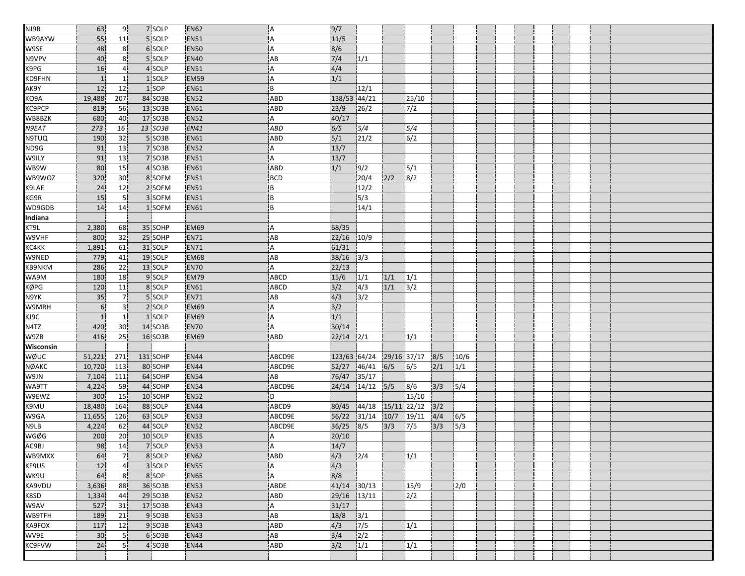| | | | | | | | | | | | | |
|---|---|---|---|---|---|---|---|---|---|---|---|---|
| NJ9R | 63 | 9 | 7 | SOLP | EN62 | A | 9/7 | | | | | |
| WB9AYW | 55 | 11 | 5 | SOLP | EN51 | A | 11/5 | | | | | |
| W9SE | 48 | 8 | 6 | SOLP | EN50 | A | 8/6 | | | | | |
| N9VPV | 40 | 8 | 5 | SOLP | EN40 | AB | 7/4 | 1/1 | | | | |
| K9PG | 16 | 4 | 4 | SOLP | EN51 | A | 4/4 | | | | | |
| KD9FHN | 1 | 1 | 1 | SOLP | EM59 | A | 1/1 | | | | | |
| AK9Y | 12 | 12 | 1 | SOP | EN61 | B | | 12/1 | | | | |
| KO9A | 19,488 | 207 | 84 | SO3B | EN52 | ABD | 138/53 | 44/21 | | 25/10 | | |
| KC9PCP | 819 | 56 | 13 | SO3B | EN61 | ABD | 23/9 | 26/2 | | 7/2 | | |
| WB8BZK | 680 | 40 | 17 | SO3B | EN52 | A | 40/17 | | | | | |
| *N9EAT* | *273* | *16* | *13* | *SO3B* | *EN41* | *ABD* | *6/5* | *5/4* | | *5/4* | | |
| N9TUQ | 190 | 32 | 5 | SO3B | EN61 | ABD | 5/1 | 21/2 | | 6/2 | | |
| ND9G | 91 | 13 | 7 | SO3B | EN52 | A | 13/7 | | | | | |
| W9ILY | 91 | 13 | 7 | SO3B | EN51 | A | 13/7 | | | | | |
| WB9W | 80 | 15 | 4 | SO3B | EN61 | ABD | 1/1 | 9/2 | | 5/1 | | |
| WB9WOZ | 320 | 30 | 8 | SOFM | EN51 | BCD | | 20/4 | 2/2 | 8/2 | | |
| K9LAE | 24 | 12 | 2 | SOFM | EN51 | B | | 12/2 | | | | |
| KG9R | 15 | 5 | 3 | SOFM | EN51 | B | | 5/3 | | | | |
| WD9GDB | 14 | 14 | 1 | SOFM | EN61 | B | | 14/1 | | | | |
| **Indiana** | | | | | | | | | | | | |
| KT9L | 2,380 | 68 | 35 | SOHP | EM69 | A | 68/35 | | | | | |
| W9VHF | 800 | 32 | 25 | SOHP | EN71 | AB | 22/16 | 10/9 | | | | |
| KC4KK | 1,891 | 61 | 31 | SOLP | EN71 | A | 61/31 | | | | | |
| W9NED | 779 | 41 | 19 | SOLP | EM68 | AB | 38/16 | 3/3 | | | | |
| KB9NKM | 286 | 22 | 13 | SOLP | EN70 | A | 22/13 | | | | | |
| WA9M | 180 | 18 | 9 | SOLP | EM79 | ABCD | 15/6 | 1/1 | 1/1 | 1/1 | | |
| KØPG | 120 | 11 | 8 | SOLP | EN61 | ABCD | 3/2 | 4/3 | 1/1 | 3/2 | | |
| N9YK | 35 | 7 | 5 | SOLP | EN71 | AB | 4/3 | 3/2 | | | | |
| W9MRH | 6 | 3 | 2 | SOLP | EM69 | A | 3/2 | | | | | |
| KJ9C | 1 | 1 | 1 | SOLP | EM69 | A | 1/1 | | | | | |
| N4TZ | 420 | 30 | 14 | SO3B | EN70 | A | 30/14 | | | | | |
| W9ZB | 416 | 25 | 16 | SO3B | EM69 | ABD | 22/14 | 2/1 | | 1/1 | | |
| **Wisconsin** | | | | | | | | | | | | |
| WØUC | 51,221 | 271 | 131 | SOHP | EN44 | ABCD9E | 123/63 | 64/24 | 29/16 | 37/17 | 8/5 | 10/6 |
| NØAKC | 10,720 | 113 | 80 | SOHP | EN44 | ABCD9E | 52/27 | 46/41 | 6/5 | 6/5 | 2/1 | 1/1 |
| W9JN | 7,104 | 111 | 64 | SOHP | EN54 | AB | 76/47 | 35/17 | | | | |
| WA9TT | 4,224 | 59 | 44 | SOHP | EN54 | ABCD9E | 24/14 | 14/12 | 5/5 | 8/6 | 3/3 | 5/4 |
| W9EWZ | 300 | 15 | 10 | SOHP | EN52 | D | | | | 15/10 | | |
| K9MU | 18,480 | 164 | 88 | SOLP | EN44 | ABCD9 | 80/45 | 44/18 | 15/11 | 22/12 | 3/2 | |
| W9GA | 11,655 | 126 | 63 | SOLP | EN53 | ABCD9E | 56/22 | 31/14 | 10/7 | 19/11 | 4/4 | 6/5 |
| N9LB | 4,224 | 62 | 44 | SOLP | EN52 | ABCD9E | 36/25 | 8/5 | 3/3 | 7/5 | 3/3 | 5/3 |
| WGØG | 200 | 20 | 10 | SOLP | EN35 | A | 20/10 | | | | | |
| AC9BJ | 98 | 14 | 7 | SOLP | EN53 | A | 14/7 | | | | | |
| WB9MXX | 64 | 7 | 8 | SOLP | EN62 | ABD | 4/3 | 2/4 | | 1/1 | | |
| KF9US | 12 | 4 | 3 | SOLP | EN55 | A | 4/3 | | | | | |
| WK9U | 64 | 8 | 8 | SOP | EN65 | A | 8/8 | | | | | |
| KA9VDU | 3,636 | 88 | 36 | SO3B | EN53 | ABDE | 41/14 | 30/13 | | 15/9 | | 2/0 |
| K8SD | 1,334 | 44 | 29 | SO3B | EN52 | ABD | 29/16 | 13/11 | | 2/2 | | |
| W9AV | 527 | 31 | 17 | SO3B | EN43 | A | 31/17 | | | | | |
| WB9TFH | 189 | 21 | 9 | SO3B | EN53 | AB | 18/8 | 3/1 | | | | |
| KA9FOX | 117 | 12 | 9 | SO3B | EN43 | ABD | 4/3 | 7/5 | | 1/1 | | |
| WV9E | 30 | 5 | 6 | SO3B | EN43 | AB | 3/4 | 2/2 | | | | |
| KC9FVW | 24 | 5 | 4 | SO3B | EN44 | ABD | 3/2 | 1/1 | | 1/1 | | |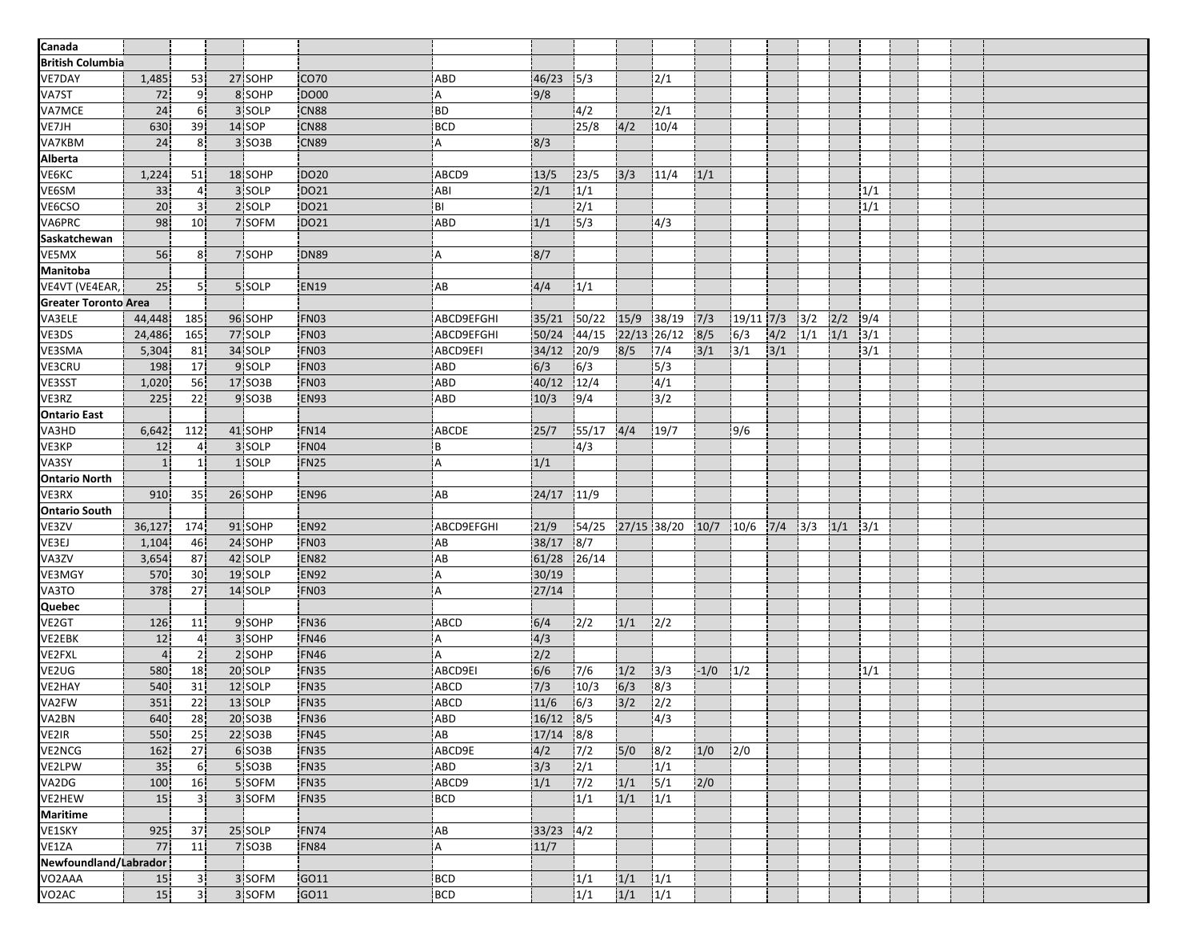| Canada | | | | | | | | | | | | | | | | |
|---|---|---|---|---|---|---|---|---|---|---|---|---|---|---|---|---|
| **British Columbia** | | | | | | | | | | | | | | | | |
| VE7DAY | 1,485 | 53 | 27 | SOHP | CO70 | ABD | 46/23 | 5/3 | | 2/1 | | | | | | |
| VA7ST | 72 | 9 | 8 | SOHP | DO00 | A | 9/8 | | | | | | | | | |
| VA7MCE | 24 | 6 | 3 | SOLP | CN88 | BD | | 4/2 | | 2/1 | | | | | | |
| VE7JH | 630 | 39 | 14 | SOP | CN88 | BCD | | 25/8 | 4/2 | 10/4 | | | | | | |
| VA7KBM | 24 | 8 | 3 | SO3B | CN89 | A | 8/3 | | | | | | | | | |
| **Alberta** | | | | | | | | | | | | | | | | |
| VE6KC | 1,224 | 51 | 18 | SOHP | DO20 | ABCD9 | 13/5 | 23/5 | 3/3 | 11/4 | 1/1 | | | | | |
| VE6SM | 33 | 4 | 3 | SOLP | DO21 | ABI | 2/1 | 1/1 | | | | | | | | 1/1 |
| VE6CSO | 20 | 3 | 2 | SOLP | DO21 | BI | | 2/1 | | | | | | | | 1/1 |
| VA6PRC | 98 | 10 | 7 | SOFM | DO21 | ABD | 1/1 | 5/3 | | 4/3 | | | | | | |
| **Saskatchewan** | | | | | | | | | | | | | | | | |
| VE5MX | 56 | 8 | 7 | SOHP | DN89 | A | 8/7 | | | | | | | | | |
| **Manitoba** | | | | | | | | | | | | | | | | |
| VE4VT (VE4EAR, | 25 | 5 | 5 | SOLP | EN19 | AB | 4/4 | 1/1 | | | | | | | | |
| **Greater Toronto Area** | | | | | | | | | | | | | | | | |
| VA3ELE | 44,448 | 185 | 96 | SOHP | FN03 | ABCD9EFGHI | 35/21 | 50/22 | 15/9 | 38/19 | 7/3 | 19/11 | 7/3 | 3/2 | 2/2 | 9/4 |
| VE3DS | 24,486 | 165 | 77 | SOLP | FN03 | ABCD9EFGHI | 50/24 | 44/15 | 22/13 | 26/12 | 8/5 | 6/3 | 4/2 | 1/1 | 1/1 | 3/1 |
| VE3SMA | 5,304 | 81 | 34 | SOLP | FN03 | ABCD9EFI | 34/12 | 20/9 | 8/5 | 7/4 | 3/1 | 3/1 | 3/1 | | | 3/1 |
| VE3CRU | 198 | 17 | 9 | SOLP | FN03 | ABD | 6/3 | 6/3 | | 5/3 | | | | | | |
| VE3SST | 1,020 | 56 | 17 | SO3B | FN03 | ABD | 40/12 | 12/4 | | 4/1 | | | | | | |
| VE3RZ | 225 | 22 | 9 | SO3B | EN93 | ABD | 10/3 | 9/4 | | 3/2 | | | | | | |
| **Ontario East** | | | | | | | | | | | | | | | | |
| VA3HD | 6,642 | 112 | 41 | SOHP | FN14 | ABCDE | 25/7 | 55/17 | 4/4 | 19/7 | | 9/6 | | | | |
| VE3KP | 12 | 4 | 3 | SOLP | FN04 | B | | 4/3 | | | | | | | | |
| VA3SY | 1 | 1 | 1 | SOLP | FN25 | A | 1/1 | | | | | | | | | |
| **Ontario North** | | | | | | | | | | | | | | | | |
| VE3RX | 910 | 35 | 26 | SOHP | EN96 | AB | 24/17 | 11/9 | | | | | | | | |
| **Ontario South** | | | | | | | | | | | | | | | | |
| VE3ZV | 36,127 | 174 | 91 | SOHP | EN92 | ABCD9EFGHI | 21/9 | 54/25 | 27/15 | 38/20 | 10/7 | 10/6 | 7/4 | 3/3 | 1/1 | 3/1 |
| VE3EJ | 1,104 | 46 | 24 | SOHP | FN03 | AB | 38/17 | 8/7 | | | | | | | | |
| VA3ZV | 3,654 | 87 | 42 | SOLP | EN82 | AB | 61/28 | 26/14 | | | | | | | | |
| VE3MGY | 570 | 30 | 19 | SOLP | EN92 | A | 30/19 | | | | | | | | | |
| VA3TO | 378 | 27 | 14 | SOLP | FN03 | A | 27/14 | | | | | | | | | |
| **Quebec** | | | | | | | | | | | | | | | | |
| VE2GT | 126 | 11 | 9 | SOHP | FN36 | ABCD | 6/4 | 2/2 | 1/1 | 2/2 | | | | | | |
| VE2EBK | 12 | 4 | 3 | SOHP | FN46 | A | 4/3 | | | | | | | | | |
| VE2FXL | 4 | 2 | 2 | SOHP | FN46 | A | 2/2 | | | | | | | | | |
| VE2UG | 580 | 18 | 20 | SOLP | FN35 | ABCD9EI | 6/6 | 7/6 | 1/2 | 3/3 | -1/0 | 1/2 | | | | 1/1 |
| VE2HAY | 540 | 31 | 12 | SOLP | FN35 | ABCD | 7/3 | 10/3 | 6/3 | 8/3 | | | | | | |
| VA2FW | 351 | 22 | 13 | SOLP | FN35 | ABCD | 11/6 | 6/3 | 3/2 | 2/2 | | | | | | |
| VA2BN | 640 | 28 | 20 | SO3B | FN36 | ABD | 16/12 | 8/5 | | 4/3 | | | | | | |
| VE2IR | 550 | 25 | 22 | SO3B | FN45 | AB | 17/14 | 8/8 | | | | | | | | |
| VE2NCG | 162 | 27 | 6 | SO3B | FN35 | ABCD9E | 4/2 | 7/2 | 5/0 | 8/2 | 1/0 | 2/0 | | | | |
| VE2LPW | 35 | 6 | 5 | SO3B | FN35 | ABD | 3/3 | 2/1 | | 1/1 | | | | | | |
| VA2DG | 100 | 16 | 5 | SOFM | FN35 | ABCD9 | 1/1 | 7/2 | 1/1 | 5/1 | 2/0 | | | | | |
| VE2HEW | 15 | 3 | 3 | SOFM | FN35 | BCD | | 1/1 | 1/1 | 1/1 | | | | | | |
| **Maritime** | | | | | | | | | | | | | | | | |
| VE1SKY | 925 | 37 | 25 | SOLP | FN74 | AB | 33/23 | 4/2 | | | | | | | | |
| VE1ZA | 77 | 11 | 7 | SO3B | FN84 | A | 11/7 | | | | | | | | | |
| **Newfoundland/Labrador** | | | | | | | | | | | | | | | | |
| VO2AAA | 15 | 3 | 3 | SOFM | GO11 | BCD | | 1/1 | 1/1 | 1/1 | | | | | | |
| VO2AC | 15 | 3 | 3 | SOFM | GO11 | BCD | | 1/1 | 1/1 | 1/1 | | | | | | |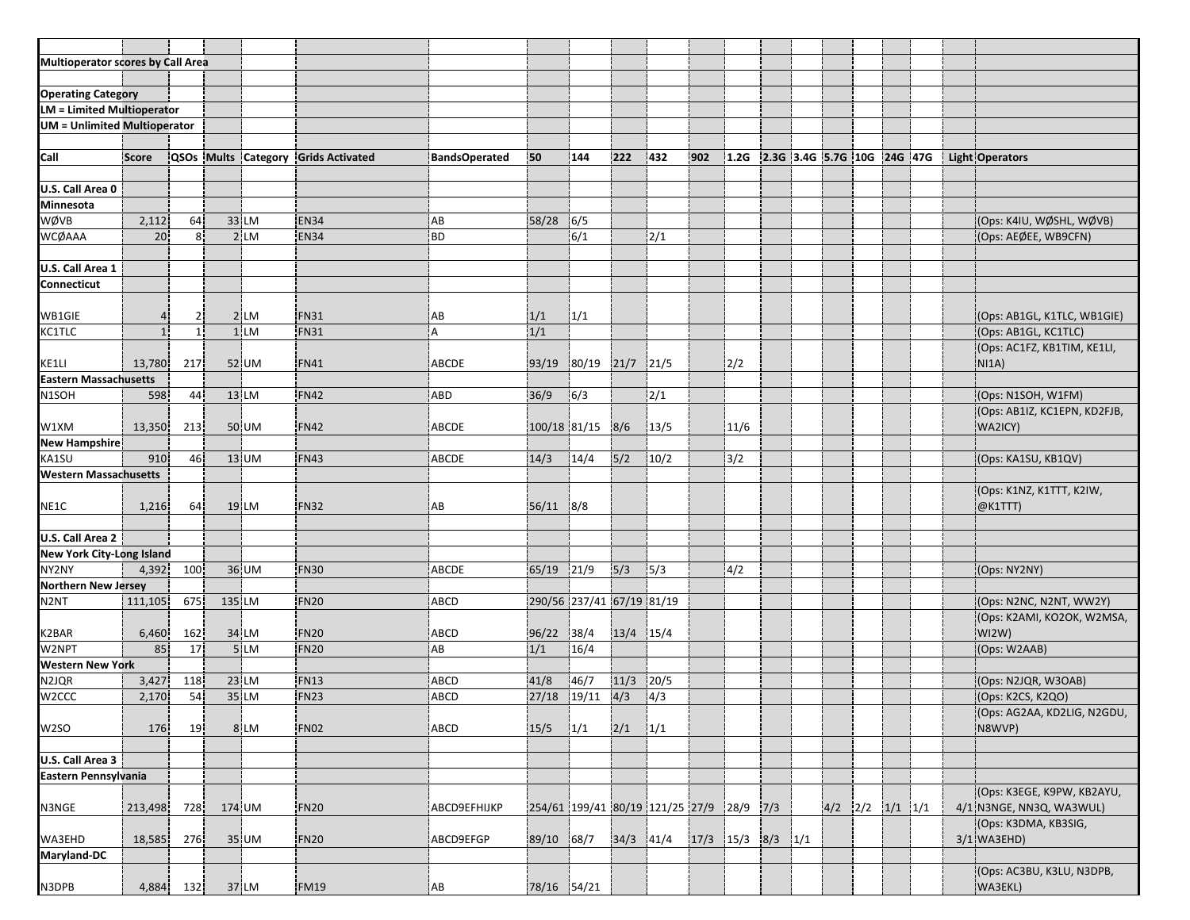**Multioperator scores by Call Area**

**Operating Category**
**LM = Limited Multioperator**
**UM = Unlimited Multioperator**

| Call | Score | QSOs | Mults | Category | Grids Activated | BandsOperated | 50 | 144 | 222 | 432 | 902 | 1.2G | 2.3G | 3.4G | 5.7G | 10G | 24G | 47G | Light | Operators |
|---|---|---|---|---|---|---|---|---|---|---|---|---|---|---|---|---|---|---|---|---|
| **U.S. Call Area 0** | | | | | | | | | | | | | | | | | | | | |
| **Minnesota** | | | | | | | | | | | | | | | | | | | | |
| WØVB | 2,112 | 64 | 33 | LM | EN34 | AB | 58/28 | 6/5 | | | | | | | | | | | | (Ops: K4IU, WØSHL, WØVB) |
| WCØAAA | 20 | 8 | 2 | LM | EN34 | BD | | 6/1 | | 2/1 | | | | | | | | | | (Ops: AEØEE, WB9CFN) |
| **U.S. Call Area 1** | | | | | | | | | | | | | | | | | | | | |
| **Connecticut** | | | | | | | | | | | | | | | | | | | | |
| WB1GIE | 4 | 2 | 2 | LM | FN31 | AB | 1/1 | 1/1 | | | | | | | | | | | | (Ops: AB1GL, K1TLC, WB1GIE) |
| KC1TLC | 1 | 1 | 1 | LM | FN31 | A | 1/1 | | | | | | | | | | | | | (Ops: AB1GL, KC1TLC) |
| KE1LI | 13,780 | 217 | 52 | UM | FN41 | ABCDE | 93/19 | 80/19 | 21/7 | 21/5 | | 2/2 | | | | | | | | (Ops: AC1FZ, KB1TIM, KE1LI, NI1A) |
| **Eastern Massachusetts** | | | | | | | | | | | | | | | | | | | | |
| N1SOH | 598 | 44 | 13 | LM | FN42 | ABD | 36/9 | 6/3 | | 2/1 | | | | | | | | | | (Ops: N1SOH, W1FM) |
| W1XM | 13,350 | 213 | 50 | UM | FN42 | ABCDE | 100/18 | 81/15 | 8/6 | 13/5 | | 11/6 | | | | | | | | (Ops: AB1IZ, KC1EPN, KD2FJB, WA2ICY) |
| **New Hampshire** | | | | | | | | | | | | | | | | | | | | |
| KA1SU | 910 | 46 | 13 | UM | FN43 | ABCDE | 14/3 | 14/4 | 5/2 | 10/2 | | 3/2 | | | | | | | | (Ops: KA1SU, KB1QV) |
| **Western Massachusetts** | | | | | | | | | | | | | | | | | | | | |
| NE1C | 1,216 | 64 | 19 | LM | FN32 | AB | 56/11 | 8/8 | | | | | | | | | | | | (Ops: K1NZ, K1TTT, K2IW, @K1TTT) |
| **U.S. Call Area 2** | | | | | | | | | | | | | | | | | | | | |
| **New York City-Long Island** | | | | | | | | | | | | | | | | | | | | |
| NY2NY | 4,392 | 100 | 36 | UM | FN30 | ABCDE | 65/19 | 21/9 | 5/3 | 5/3 | | 4/2 | | | | | | | | (Ops: NY2NY) |
| **Northern New Jersey** | | | | | | | | | | | | | | | | | | | | |
| N2NT | 111,105 | 675 | 135 | LM | FN20 | ABCD | 290/56 | 237/41 | 67/19 | 81/19 | | | | | | | | | | (Ops: N2NC, N2NT, WW2Y) |
| K2BAR | 6,460 | 162 | 34 | LM | FN20 | ABCD | 96/22 | 38/4 | 13/4 | 15/4 | | | | | | | | | | (Ops: K2AMI, KO2OK, W2MSA, WI2W) |
| W2NPT | 85 | 17 | 5 | LM | FN20 | AB | 1/1 | 16/4 | | | | | | | | | | | | (Ops: W2AAB) |
| **Western New York** | | | | | | | | | | | | | | | | | | | | |
| N2JQR | 3,427 | 118 | 23 | LM | FN13 | ABCD | 41/8 | 46/7 | 11/3 | 20/5 | | | | | | | | | | (Ops: N2JQR, W3OAB) |
| W2CCC | 2,170 | 54 | 35 | LM | FN23 | ABCD | 27/18 | 19/11 | 4/3 | 4/3 | | | | | | | | | | (Ops: K2CS, K2QO) |
| W2SO | 176 | 19 | 8 | LM | FN02 | ABCD | 15/5 | 1/1 | 2/1 | 1/1 | | | | | | | | | | (Ops: AG2AA, KD2LIG, N2GDU, N8WVP) |
| **U.S. Call Area 3** | | | | | | | | | | | | | | | | | | | | |
| **Eastern Pennsylvania** | | | | | | | | | | | | | | | | | | | | |
| N3NGE | 213,498 | 728 | 174 | UM | FN20 | ABCD9EFHIJKP | 254/61 | 199/41 | 80/19 | 121/25 | 27/9 | 28/9 | 7/3 | | 4/2 | 2/2 | 1/1 | 1/1 | 4/1 | (Ops: K3EGE, K9PW, KB2AYU, N3NGE, NN3Q, WA3WUL) |
| WA3EHD | 18,585 | 276 | 35 | UM | FN20 | ABCD9EFGP | 89/10 | 68/7 | 34/3 | 41/4 | 17/3 | 15/3 | 8/3 | 1/1 | | | | | 3/1 | (Ops: K3DMA, KB3SIG, WA3EHD) |
| **Maryland-DC** | | | | | | | | | | | | | | | | | | | | |
| N3DPB | 4,884 | 132 | 37 | LM | FM19 | AB | 78/16 | 54/21 | | | | | | | | | | | | (Ops: AC3BU, K3LU, N3DPB, WA3EKL) |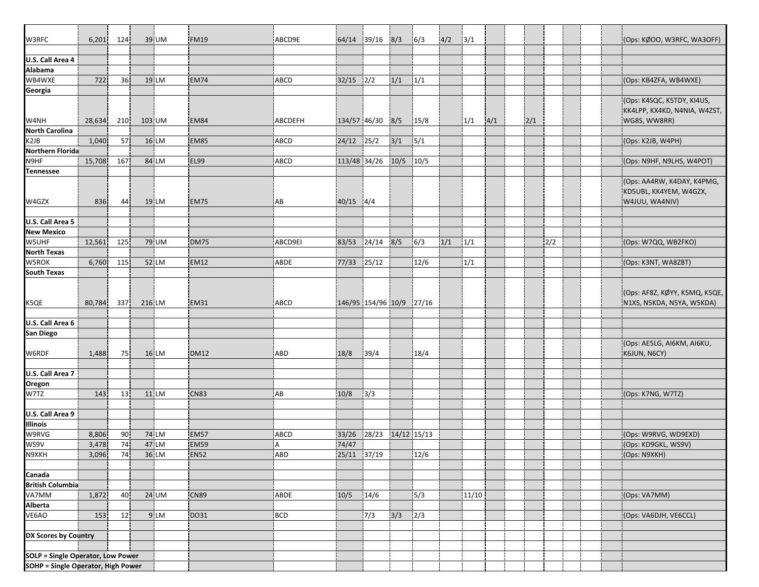| | | | | | | | | | | | | | | | | | | | | |
|---|---|---|---|---|---|---|---|---|---|---|---|---|---|---|---|---|---|---|---|---|
| W3RFC | 6,201 | 124 | 39 | UM | FM19 | ABCD9E | 64/14 | 39/16 | 8/3 | 6/3 | 4/2 | 3/1 | | | | | | | | (Ops: KØOO, W3RFC, WA3OFF) |
| | | | | | | | | | | | | | | | | | | | | |
| **U.S. Call Area 4** | | | | | | | | | | | | | | | | | | | | |
| **Alabama** | | | | | | | | | | | | | | | | | | | | |
| WB4WXE | 722 | 36 | 19 | LM | EM74 | ABCD | 32/15 | 2/2 | 1/1 | 1/1 | | | | | | | | | | (Ops: KB4ZFA, WB4WXE) |
| **Georgia** | | | | | | | | | | | | | | | | | | | | |
| W4NH | 28,634 | 210 | 103 | UM | EM84 | ABCDEFH | 134/57 | 46/30 | 8/5 | 15/8 | | 1/1 | 4/1 | | 2/1 | | | | | (Ops: K4SQC, K5TDY, KI4US, KK4LPP, KX4KD, N4NIA, W4ZST, WG8S, WW8RR) |
| **North Carolina** | | | | | | | | | | | | | | | | | | | | |
| K2JB | 1,040 | 57 | 16 | LM | EM85 | ABCD | 24/12 | 25/2 | 3/1 | 5/1 | | | | | | | | | | (Ops: K2JB, W4PH) |
| **Northern Florida** | | | | | | | | | | | | | | | | | | | | |
| N9HF | 15,708 | 167 | 84 | LM | EL99 | ABCD | 113/48 | 34/26 | 10/5 | 10/5 | | | | | | | | | | (Ops: N9HF, N9LHS, W4POT) |
| **Tennessee** | | | | | | | | | | | | | | | | | | | | |
| W4GZX | 836 | 44 | 19 | LM | EM75 | AB | 40/15 | 4/4 | | | | | | | | | | | | (Ops: AA4RW, K4DAY, K4PMG, KD5UBL, KK4YEM, W4GZX, W4JUU, WA4NIV) |
| | | | | | | | | | | | | | | | | | | | | |
| **U.S. Call Area 5** | | | | | | | | | | | | | | | | | | | | |
| **New Mexico** | | | | | | | | | | | | | | | | | | | | |
| W5UHF | 12,561 | 125 | 79 | UM | DM75 | ABCD9EI | 83/53 | 24/14 | 8/5 | 6/3 | 1/1 | 1/1 | | | | 2/2 | | | | (Ops: W7QQ, WB2FKO) |
| **North Texas** | | | | | | | | | | | | | | | | | | | | |
| W5ROK | 6,760 | 115 | 52 | LM | EM12 | ABDE | 77/33 | 25/12 | | 12/6 | | 1/1 | | | | | | | | (Ops: K3NT, WA8ZBT) |
| **South Texas** | | | | | | | | | | | | | | | | | | | | |
| K5QE | 80,784 | 337 | 216 | LM | EM31 | ABCD | 146/95 | 154/96 | 10/9 | 27/16 | | | | | | | | | | (Ops: AF8Z, KØYY, K5MQ, K5QE, N1XS, N5KDA, N5YA, W5KDA) |
| | | | | | | | | | | | | | | | | | | | | |
| **U.S. Call Area 6** | | | | | | | | | | | | | | | | | | | | |
| **San Diego** | | | | | | | | | | | | | | | | | | | | |
| W6RDF | 1,488 | 75 | 16 | LM | DM12 | ABD | 18/8 | 39/4 | | 18/4 | | | | | | | | | | (Ops: AE5LG, AI6KM, AI6KU, K6JUN, N6CY) |
| | | | | | | | | | | | | | | | | | | | | |
| **U.S. Call Area 7** | | | | | | | | | | | | | | | | | | | | |
| **Oregon** | | | | | | | | | | | | | | | | | | | | |
| W7TZ | 143 | 13 | 11 | LM | CN83 | AB | 10/8 | 3/3 | | | | | | | | | | | | (Ops: K7NG, W7TZ) |
| | | | | | | | | | | | | | | | | | | | | |
| **U.S. Call Area 9** | | | | | | | | | | | | | | | | | | | | |
| **Illinois** | | | | | | | | | | | | | | | | | | | | |
| W9RVG | 8,806 | 90 | 74 | LM | EM57 | ABCD | 33/26 | 28/23 | 14/12 | 15/13 | | | | | | | | | | (Ops: W9RVG, WD9EXD) |
| WS9V | 3,478 | 74 | 47 | LM | EM59 | A | 74/47 | | | | | | | | | | | | | (Ops: KD9GKL, WS9V) |
| N9XKH | 3,096 | 74 | 36 | LM | EN52 | ABD | 25/11 | 37/19 | | 12/6 | | | | | | | | | | (Ops: N9XKH) |
| | | | | | | | | | | | | | | | | | | | | |
| **Canada** | | | | | | | | | | | | | | | | | | | | |
| **British Columbia** | | | | | | | | | | | | | | | | | | | | |
| VA7MM | 1,872 | 40 | 24 | UM | CN89 | ABDE | 10/5 | 14/6 | | 5/3 | | 11/10 | | | | | | | | (Ops: VA7MM) |
| **Alberta** | | | | | | | | | | | | | | | | | | | | |
| VE6AO | 153 | 12 | 9 | LM | DO31 | BCD | | 7/3 | 3/3 | 2/3 | | | | | | | | | | (Ops: VA6DJH, VE6CCL) |
| | | | | | | | | | | | | | | | | | | | | |
| **DX Scores by Country** | | | | | | | | | | | | | | | | | | | | |
| | | | | | | | | | | | | | | | | | | | | |
| **SOLP = Single Operator, Low Power** | | | | | | | | | | | | | | | | | | | | |
| **SOHP = Single Operator, High Power** | | | | | | | | | | | | | | | | | | | | |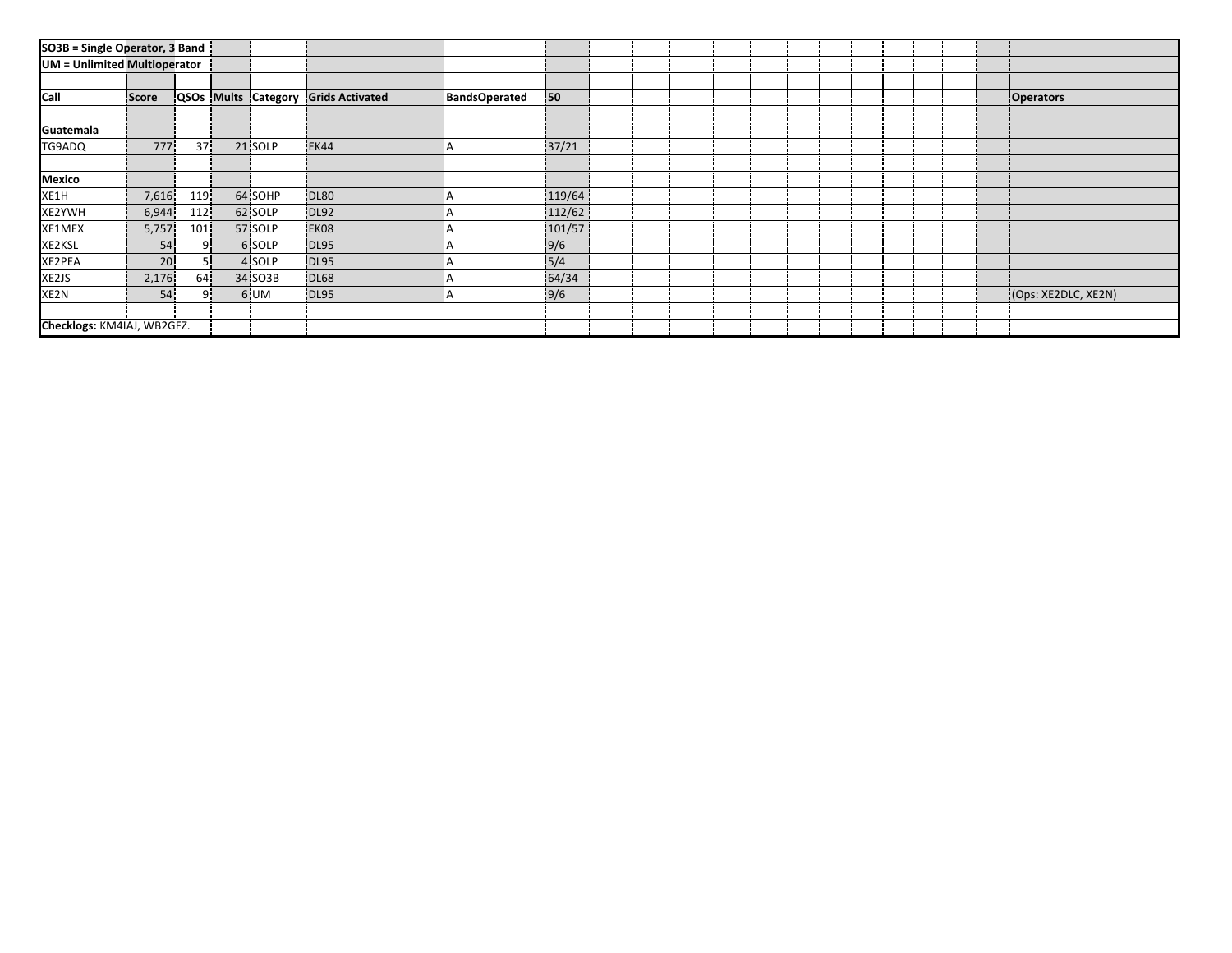SO3B = Single Operator, 3 Band

UM = Unlimited Multioperator

| Call | Score | QSOs | Mults | Category | Grids Activated | BandsOperated | 50 | Operators |
|---|---|---|---|---|---|---|---|---|
| **Guatemala** | | | | | | | | |
| TG9ADQ | 777 | 37 | 21 | SOLP | EK44 | A | 37/21 | |
| **Mexico** | | | | | | | | |
| XE1H | 7,616 | 119 | 64 | SOHP | DL80 | A | 119/64 | |
| XE2YWH | 6,944 | 112 | 62 | SOLP | DL92 | A | 112/62 | |
| XE1MEX | 5,757 | 101 | 57 | SOLP | EK08 | A | 101/57 | |
| XE2KSL | 54 | 9 | 6 | SOLP | DL95 | A | 9/6 | |
| XE2PEA | 20 | 5 | 4 | SOLP | DL95 | A | 5/4 | |
| XE2JS | 2,176 | 64 | 34 | SO3B | DL68 | A | 64/34 | |
| XE2N | 54 | 9 | 6 | UM | DL95 | A | 9/6 | (Ops: XE2DLC, XE2N) |

**Checklogs:** KM4IAJ, WB2GFZ.